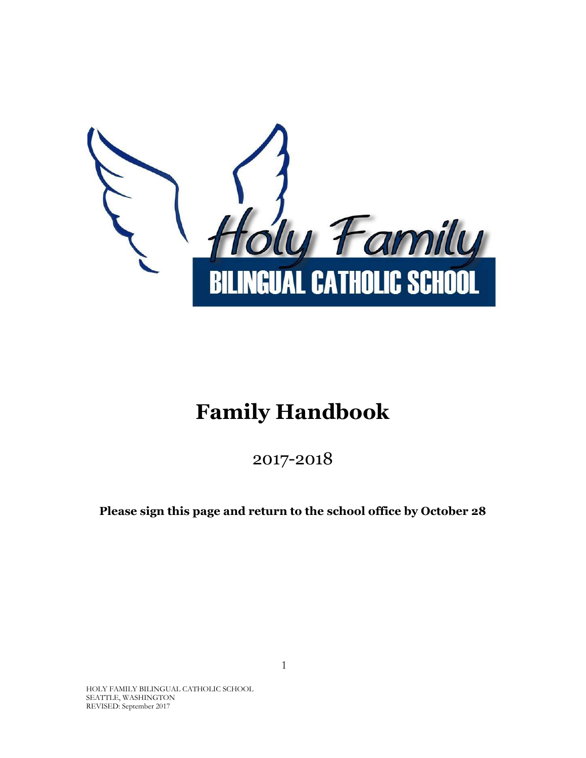Holy Family

BILINGUAL CATHOLIC SCHOOL

# Family Handbook

2017-2018

**Please sign this page and return to the school office by October 28**

HOLY FAMILY BILINGUAL CATHOLIC SCHOOL
SEATTLE, WASHINGTON
REVISED: September 2017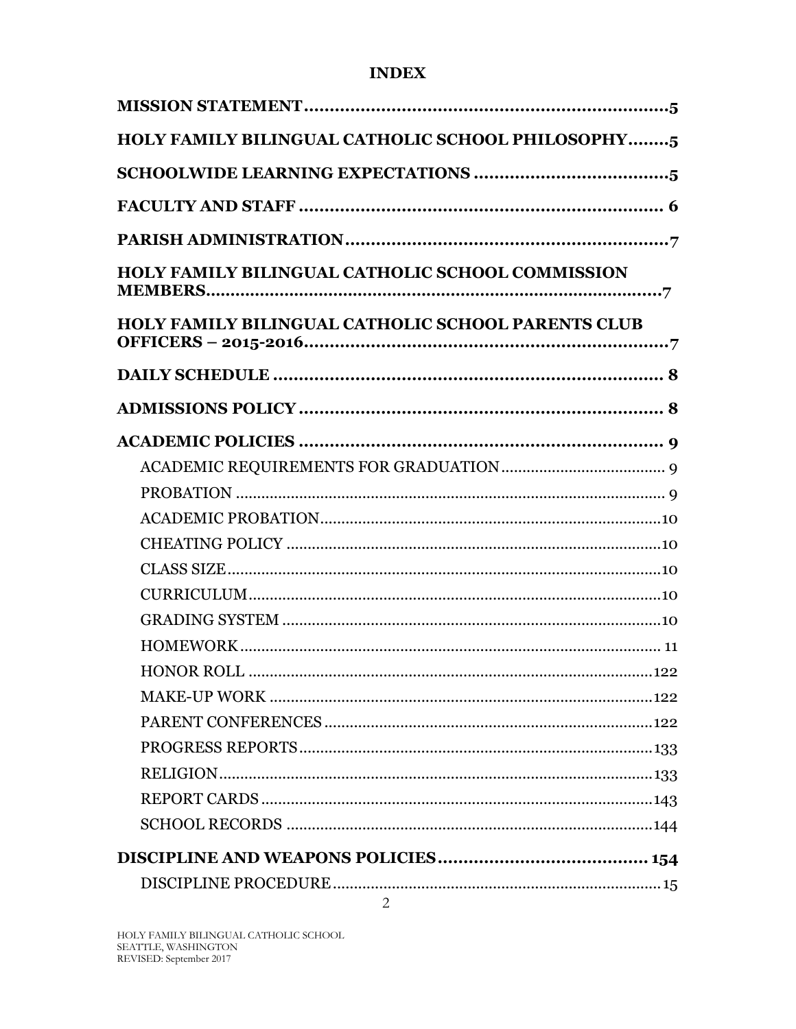# INDEX

**MISSION STATEMENT**......................................................................**5**

**HOLY FAMILY BILINGUAL CATHOLIC SCHOOL PHILOSOPHY**........**5**

**SCHOOLWIDE LEARNING EXPECTATIONS**.....................................**5**

**FACULTY AND STAFF**....................................................................... **6**

**PARISH ADMINISTRATION**..............................................................**7**

**HOLY FAMILY BILINGUAL CATHOLIC SCHOOL COMMISSION MEMBERS**.........................................................................................**7**

**HOLY FAMILY BILINGUAL CATHOLIC SCHOOL PARENTS CLUB OFFICERS – 2015-2016**.......................................................................**7**

**DAILY SCHEDULE**............................................................................ **8**

**ADMISSIONS POLICY**....................................................................... **8**

**ACADEMIC POLICIES**...................................................................... **9**

- ACADEMIC REQUIREMENTS FOR GRADUATION....................................... 9
- PROBATION..................................................................................... 9
- ACADEMIC PROBATION......................................................................10
- CHEATING POLICY............................................................................10
- CLASS SIZE......................................................................................10
- CURRICULUM...................................................................................10
- GRADING SYSTEM.............................................................................10
- HOMEWORK..................................................................................... 11
- HONOR ROLL...................................................................................122
- MAKE-UP WORK...............................................................................122
- PARENT CONFERENCES.....................................................................122
- PROGRESS REPORTS.........................................................................133
- RELIGION.........................................................................................133
- REPORT CARDS................................................................................143
- SCHOOL RECORDS............................................................................144

**DISCIPLINE AND WEAPONS POLICIES**........................................ **154**

- DISCIPLINE PROCEDURE......................................................................15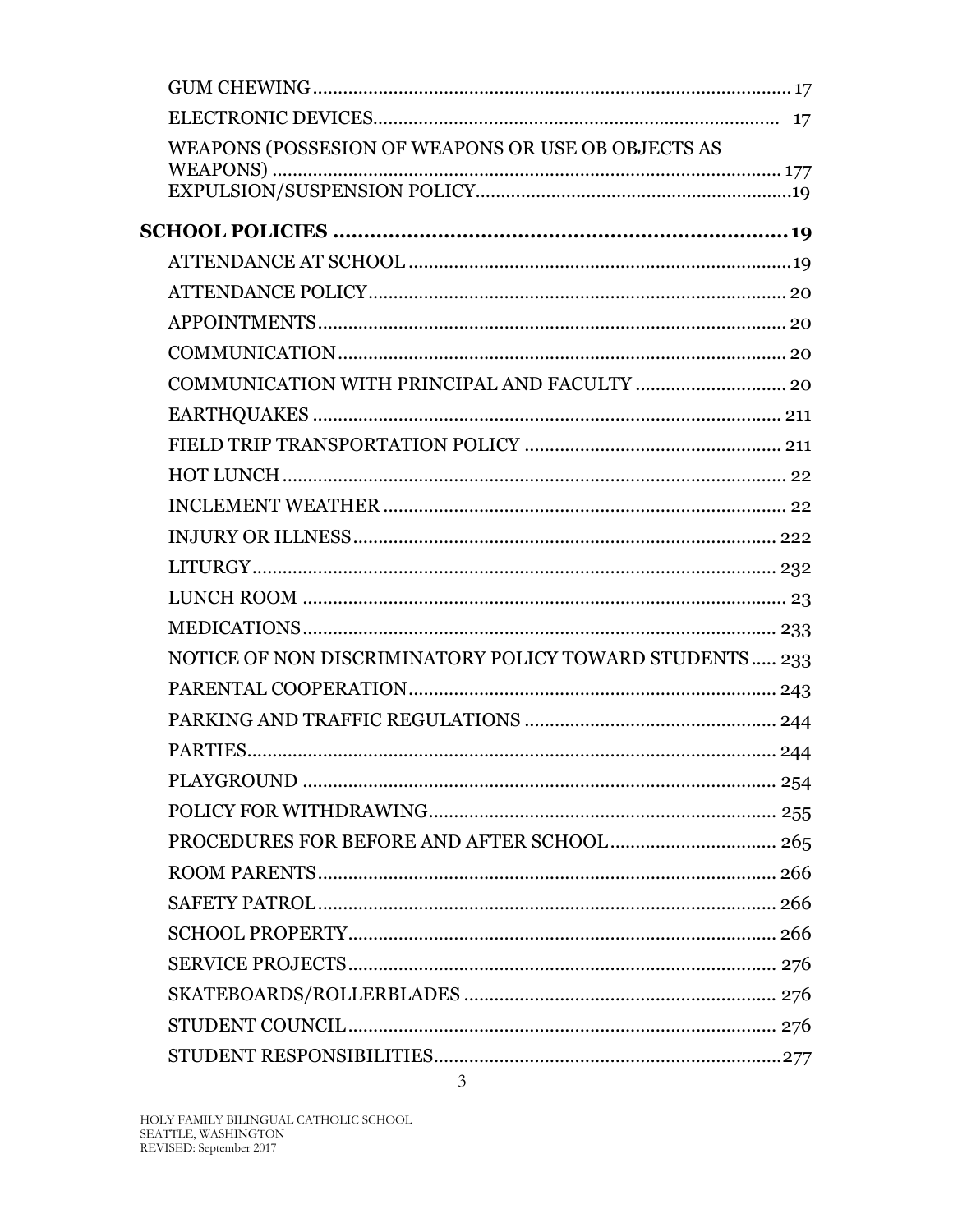GUM CHEWING ........................................................................................ 17
ELECTRONIC DEVICES.......................................................................... 17
WEAPONS (POSSESION OF WEAPONS OR USE OB OBJECTS AS WEAPONS) ........................................................................................ 177
EXPULSION/SUSPENSION POLICY.....................................................19

**SCHOOL POLICIES ........................................................................... 19**

ATTENDANCE AT SCHOOL .....................................................................19
ATTENDANCE POLICY............................................................................ 20
APPOINTMENTS..................................................................................... 20
COMMUNICATION.................................................................................. 20
COMMUNICATION WITH PRINCIPAL AND FACULTY ............................ 20
EARTHQUAKES ..................................................................................... 211
FIELD TRIP TRANSPORTATION POLICY ............................................. 211
HOT LUNCH ............................................................................................ 22
INCLEMENT WEATHER .......................................................................... 22
INJURY OR ILLNESS.............................................................................. 222
LITURGY................................................................................................ 232
LUNCH ROOM ......................................................................................... 23
MEDICATIONS........................................................................................ 233
NOTICE OF NON DISCRIMINATORY POLICY TOWARD STUDENTS..... 233
PARENTAL COOPERATION.................................................................... 243
PARKING AND TRAFFIC REGULATIONS ............................................... 244
PARTIES................................................................................................. 244
PLAYGROUND ........................................................................................ 254
POLICY FOR WITHDRAWING................................................................. 255
PROCEDURES FOR BEFORE AND AFTER SCHOOL............................... 265
ROOM PARENTS..................................................................................... 266
SAFETY PATROL..................................................................................... 266
SCHOOL PROPERTY............................................................................... 266
SERVICE PROJECTS............................................................................... 276
SKATEBOARDS/ROLLERBLADES ........................................................... 276
STUDENT COUNCIL................................................................................ 276
STUDENT RESPONSIBILITIES.................................................................277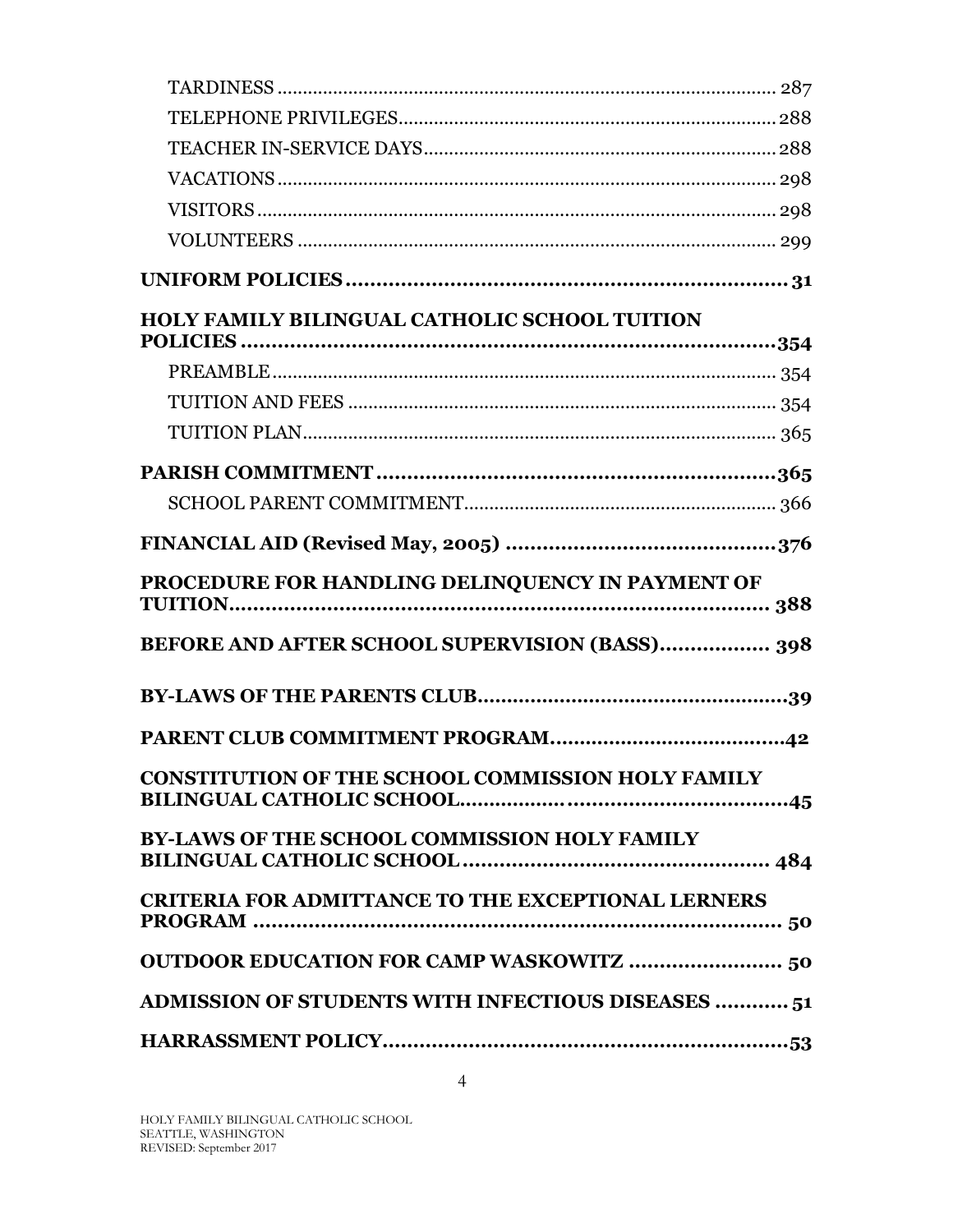- TARDINESS ........................................................................................ 287
- TELEPHONE PRIVILEGES............................................................................ 288
- TEACHER IN-SERVICE DAYS...................................................................... 288
- VACATIONS ........................................................................................ 298
- VISITORS .......................................................................................... 298
- VOLUNTEERS ...................................................................................... 299

**UNIFORM POLICIES ........................................................................ 31**

**HOLY FAMILY BILINGUAL CATHOLIC SCHOOL TUITION POLICIES ........................................................................................354**

- PREAMBLE ........................................................................................ 354
- TUITION AND FEES .............................................................................. 354
- TUITION PLAN .................................................................................... 365

**PARISH COMMITMENT ......................................................................365**

- SCHOOL PARENT COMMITMENT.................................................................. 366

**FINANCIAL AID (Revised May, 2005) ...............................................376**

**PROCEDURE FOR HANDLING DELINQUENCY IN PAYMENT OF TUITION........................................................................................... 388**

**BEFORE AND AFTER SCHOOL SUPERVISION (BASS).................. 398**

**BY-LAWS OF THE PARENTS CLUB......................................................39**

**PARENT CLUB COMMITMENT PROGRAM........................................42**

**CONSTITUTION OF THE SCHOOL COMMISSION HOLY FAMILY BILINGUAL CATHOLIC SCHOOL.......................................................45**

**BY-LAWS OF THE SCHOOL COMMISSION HOLY FAMILY BILINGUAL CATHOLIC SCHOOL.................................................. 484**

**CRITERIA FOR ADMITTANCE TO THE EXCEPTIONAL LERNERS PROGRAM ........................................................................................ 50**

**OUTDOOR EDUCATION FOR CAMP WASKOWITZ ......................... 50**

**ADMISSION OF STUDENTS WITH INFECTIOUS DISEASES ............ 51**

**HARRASSMENT POLICY....................................................................53**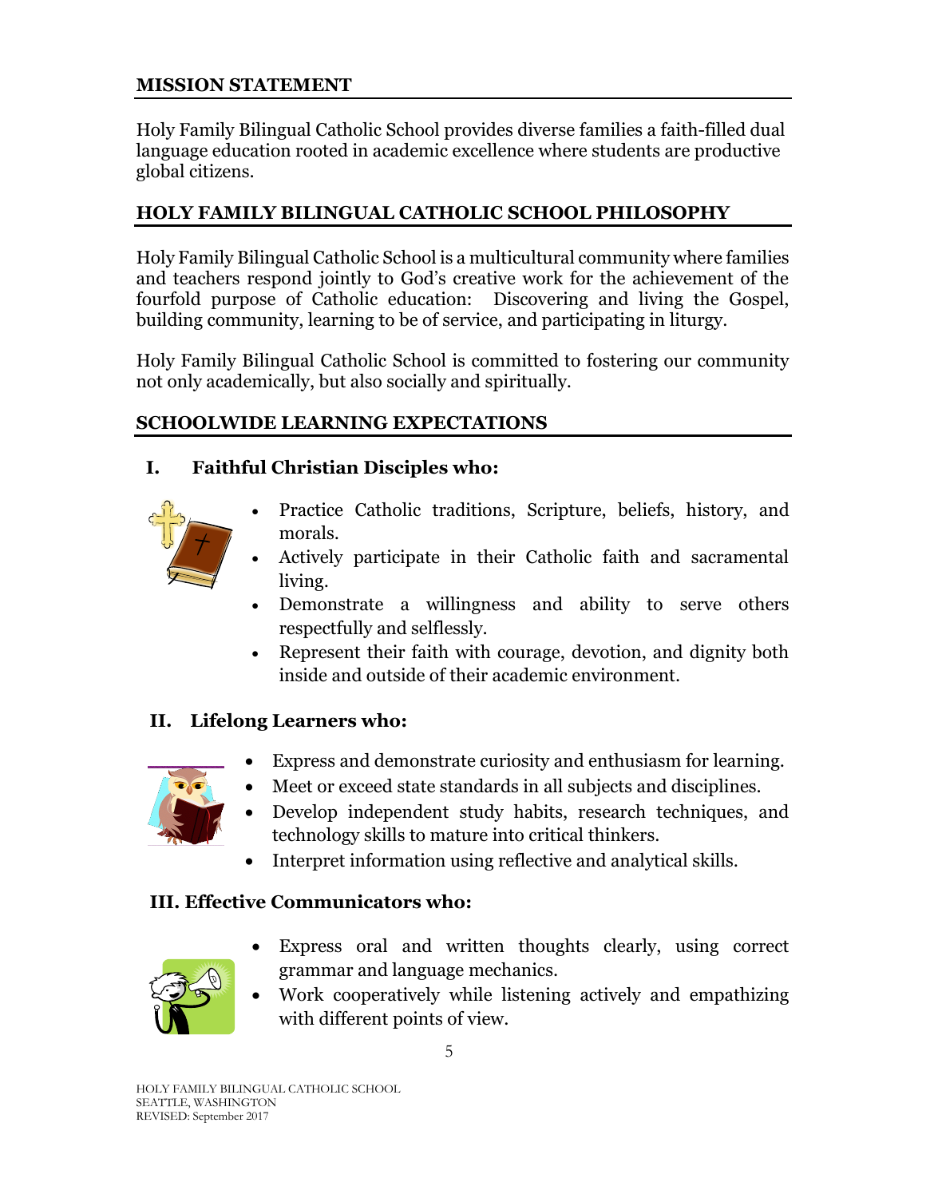## MISSION STATEMENT

Holy Family Bilingual Catholic School provides diverse families a faith-filled dual language education rooted in academic excellence where students are productive global citizens.

## HOLY FAMILY BILINGUAL CATHOLIC SCHOOL PHILOSOPHY

Holy Family Bilingual Catholic School is a multicultural community where families and teachers respond jointly to God's creative work for the achievement of the fourfold purpose of Catholic education: Discovering and living the Gospel, building community, learning to be of service, and participating in liturgy.

Holy Family Bilingual Catholic School is committed to fostering our community not only academically, but also socially and spiritually.

## SCHOOLWIDE LEARNING EXPECTATIONS

### I. Faithful Christian Disciples who:

- Practice Catholic traditions, Scripture, beliefs, history, and morals.
- Actively participate in their Catholic faith and sacramental living.
- Demonstrate a willingness and ability to serve others respectfully and selflessly.
- Represent their faith with courage, devotion, and dignity both inside and outside of their academic environment.

### II. Lifelong Learners who:

- Express and demonstrate curiosity and enthusiasm for learning.
- Meet or exceed state standards in all subjects and disciplines.
- Develop independent study habits, research techniques, and technology skills to mature into critical thinkers.
- Interpret information using reflective and analytical skills.

### III. Effective Communicators who:

- Express oral and written thoughts clearly, using correct grammar and language mechanics.
- Work cooperatively while listening actively and empathizing with different points of view.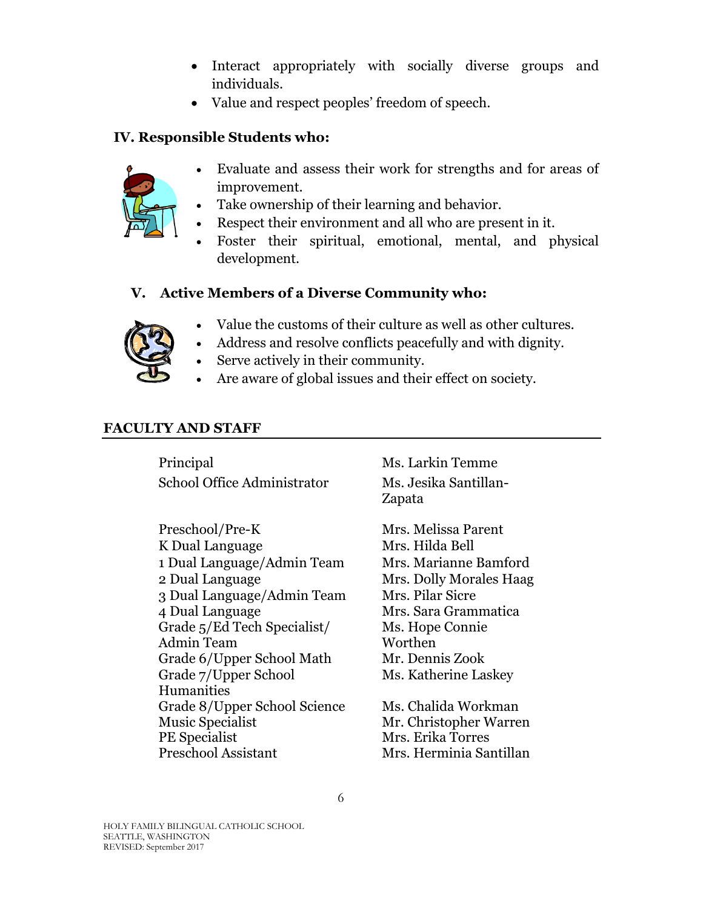- Interact appropriately with socially diverse groups and individuals.
- Value and respect peoples' freedom of speech.

### IV. Responsible Students who:

- Evaluate and assess their work for strengths and for areas of improvement.
- Take ownership of their learning and behavior.
- Respect their environment and all who are present in it.
- Foster their spiritual, emotional, mental, and physical development.

### V. Active Members of a Diverse Community who:

- Value the customs of their culture as well as other cultures.
- Address and resolve conflicts peacefully and with dignity.
- Serve actively in their community.
- Are aware of global issues and their effect on society.

## FACULTY AND STAFF

| Position | Name |
|---|---|
| Principal | Ms. Larkin Temme |
| School Office Administrator | Ms. Jesika Santillan-Zapata |
| Preschool/Pre-K | Mrs. Melissa Parent |
| K Dual Language | Mrs. Hilda Bell |
| 1 Dual Language/Admin Team | Mrs. Marianne Bamford |
| 2 Dual Language | Mrs. Dolly Morales Haag |
| 3 Dual Language/Admin Team | Mrs. Pilar Sicre |
| 4 Dual Language | Mrs. Sara Grammatica |
| Grade 5/Ed Tech Specialist/ Admin Team | Ms. Hope Connie Worthen |
| Grade 6/Upper School Math | Mr. Dennis Zook |
| Grade 7/Upper School Humanities | Ms. Katherine Laskey |
| Grade 8/Upper School Science | Ms. Chalida Workman |
| Music Specialist | Mr. Christopher Warren |
| PE Specialist | Mrs. Erika Torres |
| Preschool Assistant | Mrs. Herminia Santillan |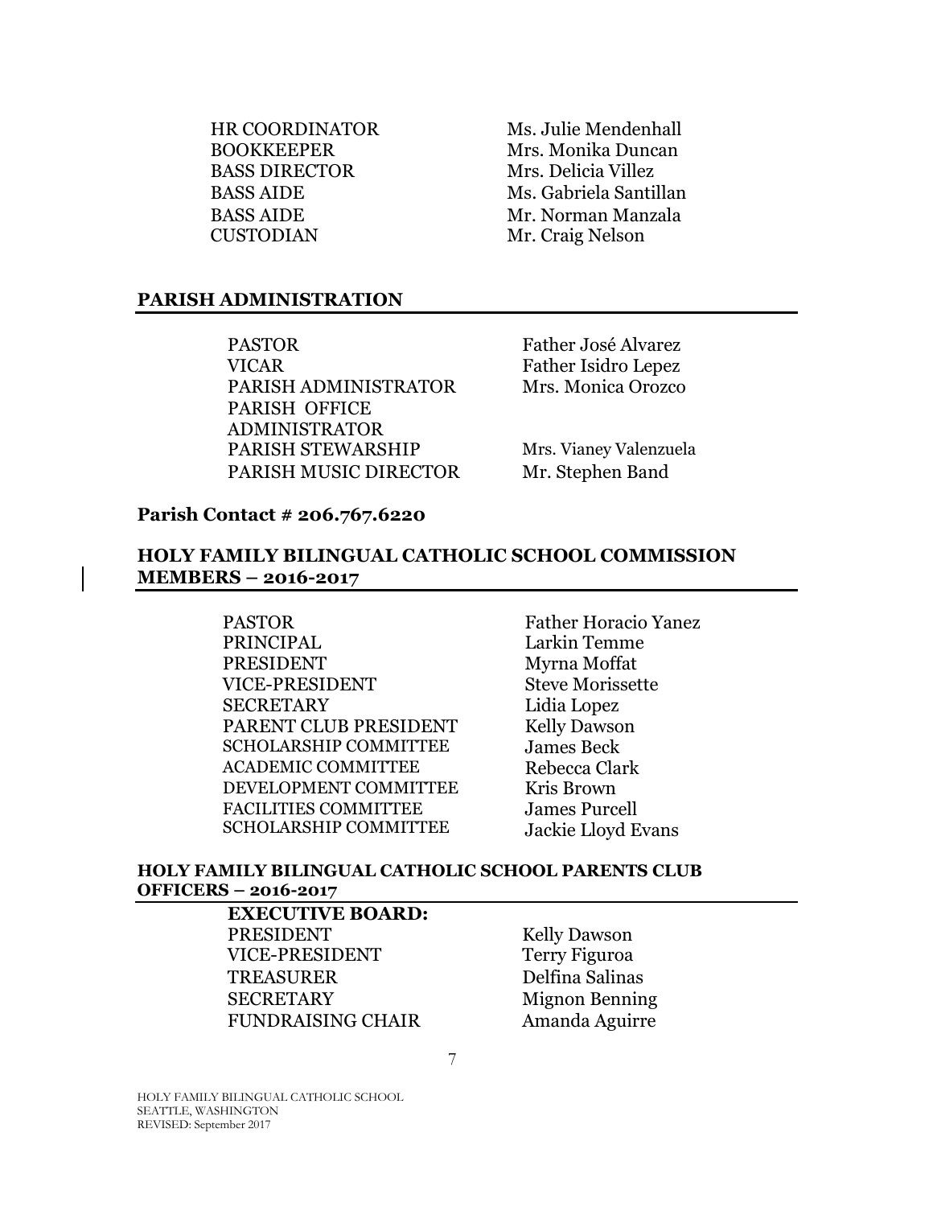| | |
|---|---|
| HR COORDINATOR | Ms. Julie Mendenhall |
| BOOKKEEPER | Mrs. Monika Duncan |
| BASS DIRECTOR | Mrs. Delicia Villez |
| BASS AIDE | Ms. Gabriela Santillan |
| BASS AIDE | Mr. Norman Manzala |
| CUSTODIAN | Mr. Craig Nelson |

## PARISH ADMINISTRATION

| | |
|---|---|
| PASTOR | Father José Alvarez |
| VICAR | Father Isidro Lepez |
| PARISH ADMINISTRATOR | Mrs. Monica Orozco |
| PARISH OFFICE ADMINISTRATOR | |
| PARISH STEWARSHIP | Mrs. Vianey Valenzuela |
| PARISH MUSIC DIRECTOR | Mr. Stephen Band |

**Parish Contact # 206.767.6220**

## HOLY FAMILY BILINGUAL CATHOLIC SCHOOL COMMISSION MEMBERS – 2016-2017

| | |
|---|---|
| PASTOR | Father Horacio Yanez |
| PRINCIPAL | Larkin Temme |
| PRESIDENT | Myrna Moffat |
| VICE-PRESIDENT | Steve Morissette |
| SECRETARY | Lidia Lopez |
| PARENT CLUB PRESIDENT | Kelly Dawson |
| SCHOLARSHIP COMMITTEE | James Beck |
| ACADEMIC COMMITTEE | Rebecca Clark |
| DEVELOPMENT COMMITTEE | Kris Brown |
| FACILITIES COMMITTEE | James Purcell |
| SCHOLARSHIP COMMITTEE | Jackie Lloyd Evans |

## HOLY FAMILY BILINGUAL CATHOLIC SCHOOL PARENTS CLUB OFFICERS – 2016-2017

**EXECUTIVE BOARD:**

| | |
|---|---|
| PRESIDENT | Kelly Dawson |
| VICE-PRESIDENT | Terry Figuroa |
| TREASURER | Delfina Salinas |
| SECRETARY | Mignon Benning |
| FUNDRAISING CHAIR | Amanda Aguirre |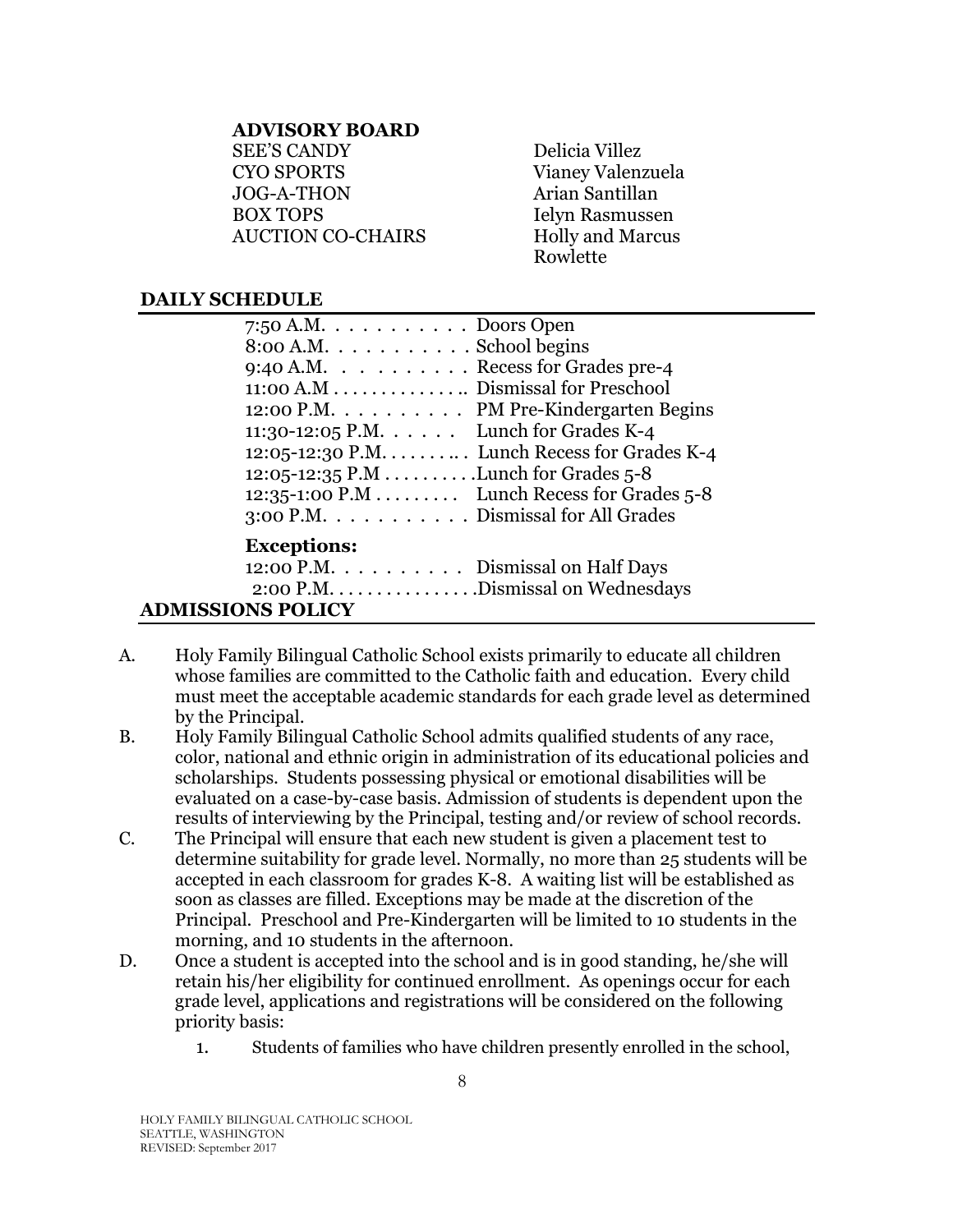**ADVISORY BOARD**

| | |
|---|---|
| SEE'S CANDY | Delicia Villez |
| CYO SPORTS | Vianey Valenzuela |
| JOG-A-THON | Arian Santillan |
| BOX TOPS | Ielyn Rasmussen |
| AUCTION CO-CHAIRS | Holly and Marcus Rowlette |

## DAILY SCHEDULE

7:50 A.M. . . . . . . . . . . . Doors Open
8:00 A.M. . . . . . . . . . . . School begins
9:40 A.M. . . . . . . . . . . Recess for Grades pre-4
11:00 A.M . . . . . . . . . . . . .. Dismissal for Preschool
12:00 P.M. . . . . . . . . . . PM Pre-Kindergarten Begins
11:30-12:05 P.M. . . . . . . Lunch for Grades K-4
12:05-12:30 P.M. . . . . . . .. Lunch Recess for Grades K-4
12:05-12:35 P.M . . . . . . . . . .Lunch for Grades 5-8
12:35-1:00 P.M . . . . . . . . . Lunch Recess for Grades 5-8
3:00 P.M. . . . . . . . . . . . Dismissal for All Grades

**Exceptions:**

12:00 P.M. . . . . . . . . . . Dismissal on Half Days
2:00 P.M. . . . . . . . . . . . . . . .Dismissal on Wednesdays

## ADMISSIONS POLICY

A. Holy Family Bilingual Catholic School exists primarily to educate all children whose families are committed to the Catholic faith and education. Every child must meet the acceptable academic standards for each grade level as determined by the Principal.

B. Holy Family Bilingual Catholic School admits qualified students of any race, color, national and ethnic origin in administration of its educational policies and scholarships. Students possessing physical or emotional disabilities will be evaluated on a case-by-case basis. Admission of students is dependent upon the results of interviewing by the Principal, testing and/or review of school records.

C. The Principal will ensure that each new student is given a placement test to determine suitability for grade level. Normally, no more than 25 students will be accepted in each classroom for grades K-8. A waiting list will be established as soon as classes are filled. Exceptions may be made at the discretion of the Principal. Preschool and Pre-Kindergarten will be limited to 10 students in the morning, and 10 students in the afternoon.

D. Once a student is accepted into the school and is in good standing, he/she will retain his/her eligibility for continued enrollment. As openings occur for each grade level, applications and registrations will be considered on the following priority basis:

   1. Students of families who have children presently enrolled in the school,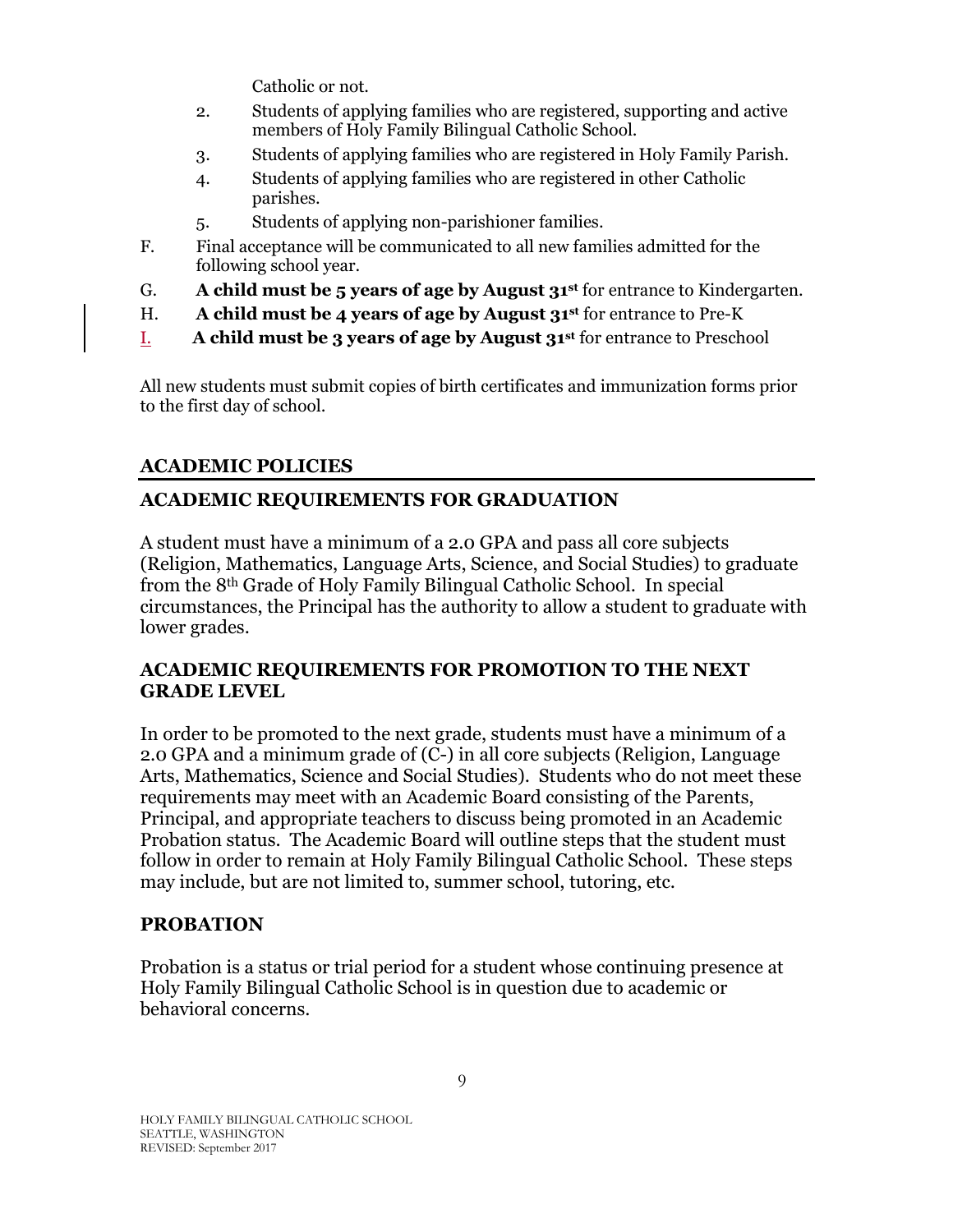Catholic or not.

2. Students of applying families who are registered, supporting and active members of Holy Family Bilingual Catholic School.
3. Students of applying families who are registered in Holy Family Parish.
4. Students of applying families who are registered in other Catholic parishes.
5. Students of applying non-parishioner families.

F. Final acceptance will be communicated to all new families admitted for the following school year.

G. **A child must be 5 years of age by August 31st** for entrance to Kindergarten.

H. **A child must be 4 years of age by August 31st** for entrance to Pre-K

I. **A child must be 3 years of age by August 31st** for entrance to Preschool

All new students must submit copies of birth certificates and immunization forms prior to the first day of school.

## ACADEMIC POLICIES

### ACADEMIC REQUIREMENTS FOR GRADUATION

A student must have a minimum of a 2.0 GPA and pass all core subjects (Religion, Mathematics, Language Arts, Science, and Social Studies) to graduate from the 8th Grade of Holy Family Bilingual Catholic School. In special circumstances, the Principal has the authority to allow a student to graduate with lower grades.

### ACADEMIC REQUIREMENTS FOR PROMOTION TO THE NEXT GRADE LEVEL

In order to be promoted to the next grade, students must have a minimum of a 2.0 GPA and a minimum grade of (C-) in all core subjects (Religion, Language Arts, Mathematics, Science and Social Studies). Students who do not meet these requirements may meet with an Academic Board consisting of the Parents, Principal, and appropriate teachers to discuss being promoted in an Academic Probation status. The Academic Board will outline steps that the student must follow in order to remain at Holy Family Bilingual Catholic School. These steps may include, but are not limited to, summer school, tutoring, etc.

### PROBATION

Probation is a status or trial period for a student whose continuing presence at Holy Family Bilingual Catholic School is in question due to academic or behavioral concerns.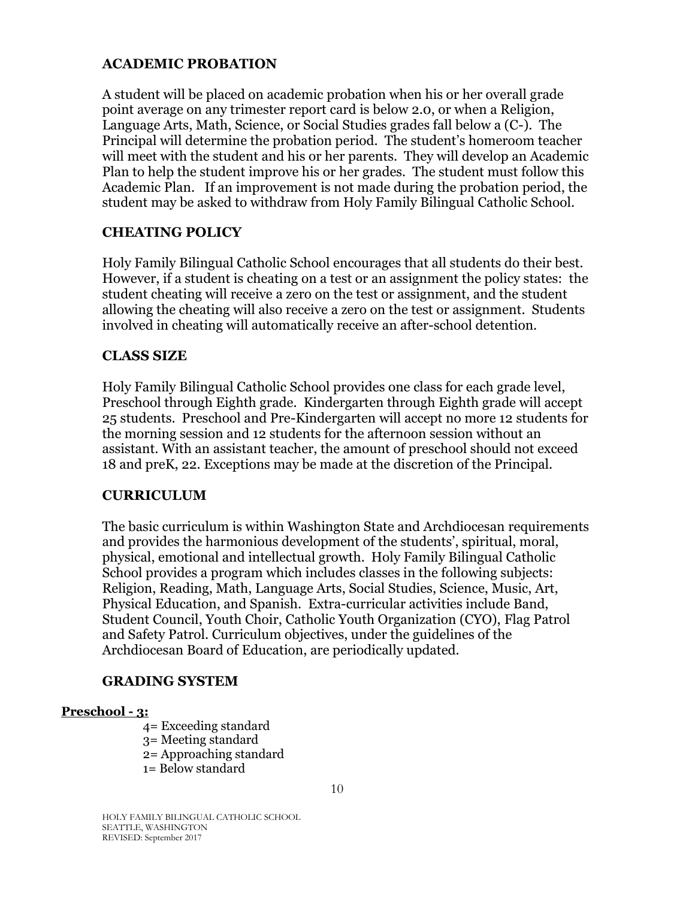## ACADEMIC PROBATION

A student will be placed on academic probation when his or her overall grade point average on any trimester report card is below 2.0, or when a Religion, Language Arts, Math, Science, or Social Studies grades fall below a (C-). The Principal will determine the probation period. The student's homeroom teacher will meet with the student and his or her parents. They will develop an Academic Plan to help the student improve his or her grades. The student must follow this Academic Plan. If an improvement is not made during the probation period, the student may be asked to withdraw from Holy Family Bilingual Catholic School.

## CHEATING POLICY

Holy Family Bilingual Catholic School encourages that all students do their best. However, if a student is cheating on a test or an assignment the policy states: the student cheating will receive a zero on the test or assignment, and the student allowing the cheating will also receive a zero on the test or assignment. Students involved in cheating will automatically receive an after-school detention.

## CLASS SIZE

Holy Family Bilingual Catholic School provides one class for each grade level, Preschool through Eighth grade. Kindergarten through Eighth grade will accept 25 students. Preschool and Pre-Kindergarten will accept no more 12 students for the morning session and 12 students for the afternoon session without an assistant. With an assistant teacher, the amount of preschool should not exceed 18 and preK, 22. Exceptions may be made at the discretion of the Principal.

## CURRICULUM

The basic curriculum is within Washington State and Archdiocesan requirements and provides the harmonious development of the students', spiritual, moral, physical, emotional and intellectual growth. Holy Family Bilingual Catholic School provides a program which includes classes in the following subjects: Religion, Reading, Math, Language Arts, Social Studies, Science, Music, Art, Physical Education, and Spanish. Extra-curricular activities include Band, Student Council, Youth Choir, Catholic Youth Organization (CYO), Flag Patrol and Safety Patrol. Curriculum objectives, under the guidelines of the Archdiocesan Board of Education, are periodically updated.

## GRADING SYSTEM

**Preschool - 3:**

4= Exceeding standard  
3= Meeting standard  
2= Approaching standard  
1= Below standard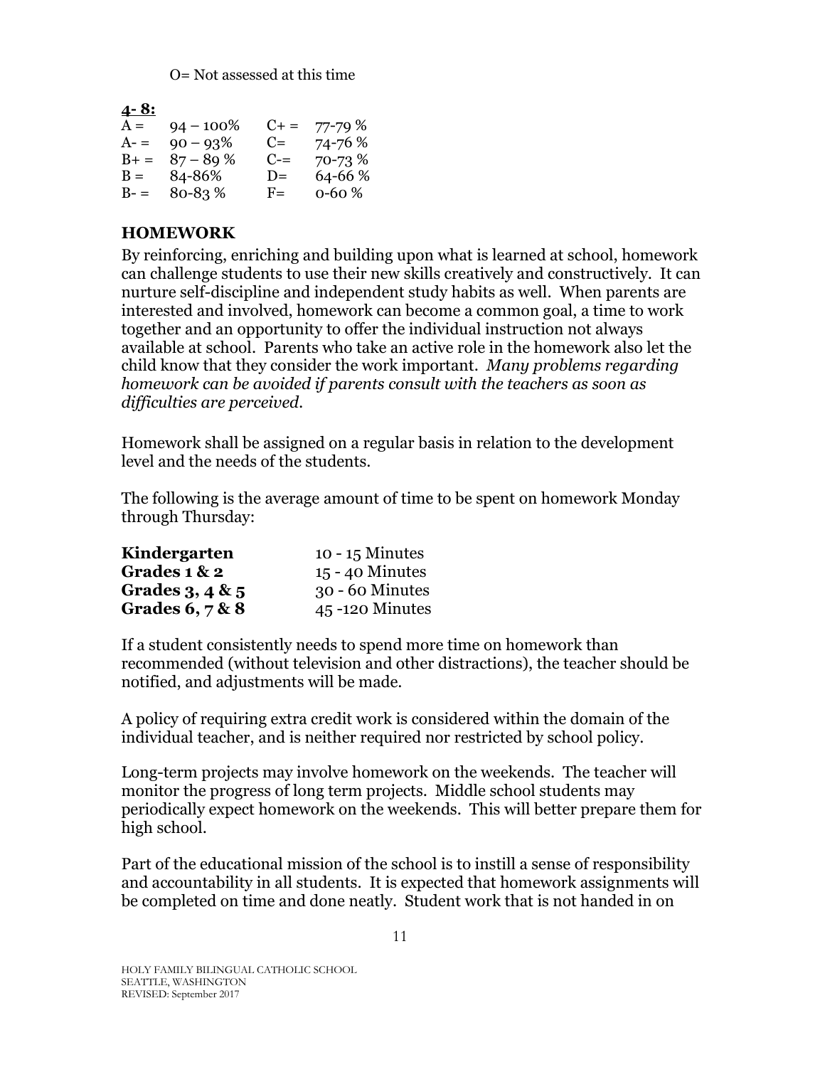O= Not assessed at this time

**4- 8:**

| | | | |
|---|---|---|---|
| A = | 94 – 100% | C+ = | 77-79 % |
| A- = | 90 – 93% | C= | 74-76 % |
| B+ = | 87 – 89 % | C-= | 70-73 % |
| B = | 84-86% | D= | 64-66 % |
| B- = | 80-83 % | F= | 0-60 % |

## HOMEWORK

By reinforcing, enriching and building upon what is learned at school, homework can challenge students to use their new skills creatively and constructively. It can nurture self-discipline and independent study habits as well. When parents are interested and involved, homework can become a common goal, a time to work together and an opportunity to offer the individual instruction not always available at school. Parents who take an active role in the homework also let the child know that they consider the work important. *Many problems regarding homework can be avoided if parents consult with the teachers as soon as difficulties are perceived.*

Homework shall be assigned on a regular basis in relation to the development level and the needs of the students.

The following is the average amount of time to be spent on homework Monday through Thursday:

| | |
|---|---|
| **Kindergarten** | 10 - 15 Minutes |
| **Grades 1 & 2** | 15 - 40 Minutes |
| **Grades 3, 4 & 5** | 30 - 60 Minutes |
| **Grades 6, 7 & 8** | 45 -120 Minutes |

If a student consistently needs to spend more time on homework than recommended (without television and other distractions), the teacher should be notified, and adjustments will be made.

A policy of requiring extra credit work is considered within the domain of the individual teacher, and is neither required nor restricted by school policy.

Long-term projects may involve homework on the weekends. The teacher will monitor the progress of long term projects. Middle school students may periodically expect homework on the weekends. This will better prepare them for high school.

Part of the educational mission of the school is to instill a sense of responsibility and accountability in all students. It is expected that homework assignments will be completed on time and done neatly. Student work that is not handed in on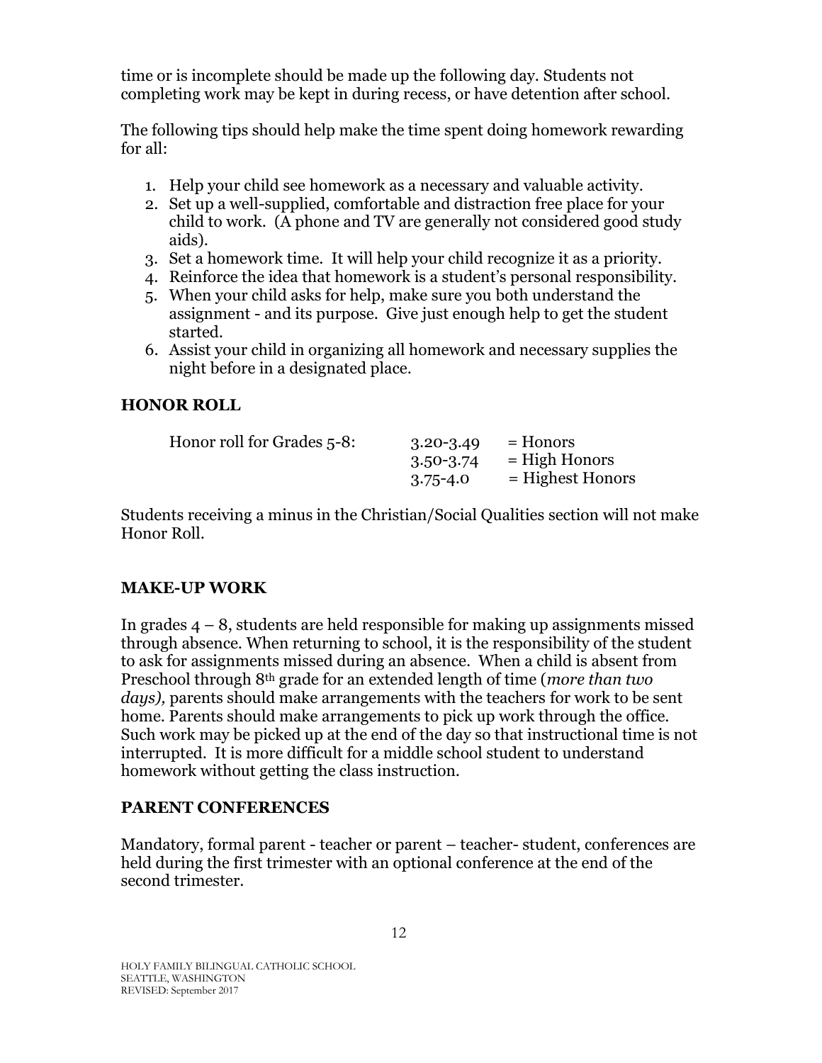time or is incomplete should be made up the following day. Students not completing work may be kept in during recess, or have detention after school.

The following tips should help make the time spent doing homework rewarding for all:

1. Help your child see homework as a necessary and valuable activity.
2. Set up a well-supplied, comfortable and distraction free place for your child to work. (A phone and TV are generally not considered good study aids).
3. Set a homework time. It will help your child recognize it as a priority.
4. Reinforce the idea that homework is a student's personal responsibility.
5. When your child asks for help, make sure you both understand the assignment - and its purpose. Give just enough help to get the student started.
6. Assist your child in organizing all homework and necessary supplies the night before in a designated place.

## HONOR ROLL

| Honor roll for Grades 5-8: | 3.20-3.49 | = Honors |
|---|---|---|
| | 3.50-3.74 | = High Honors |
| | 3.75-4.0 | = Highest Honors |

Students receiving a minus in the Christian/Social Qualities section will not make Honor Roll.

## MAKE-UP WORK

In grades 4 – 8, students are held responsible for making up assignments missed through absence. When returning to school, it is the responsibility of the student to ask for assignments missed during an absence. When a child is absent from Preschool through 8th grade for an extended length of time (*more than two days),* parents should make arrangements with the teachers for work to be sent home. Parents should make arrangements to pick up work through the office. Such work may be picked up at the end of the day so that instructional time is not interrupted. It is more difficult for a middle school student to understand homework without getting the class instruction.

## PARENT CONFERENCES

Mandatory, formal parent - teacher or parent – teacher- student, conferences are held during the first trimester with an optional conference at the end of the second trimester.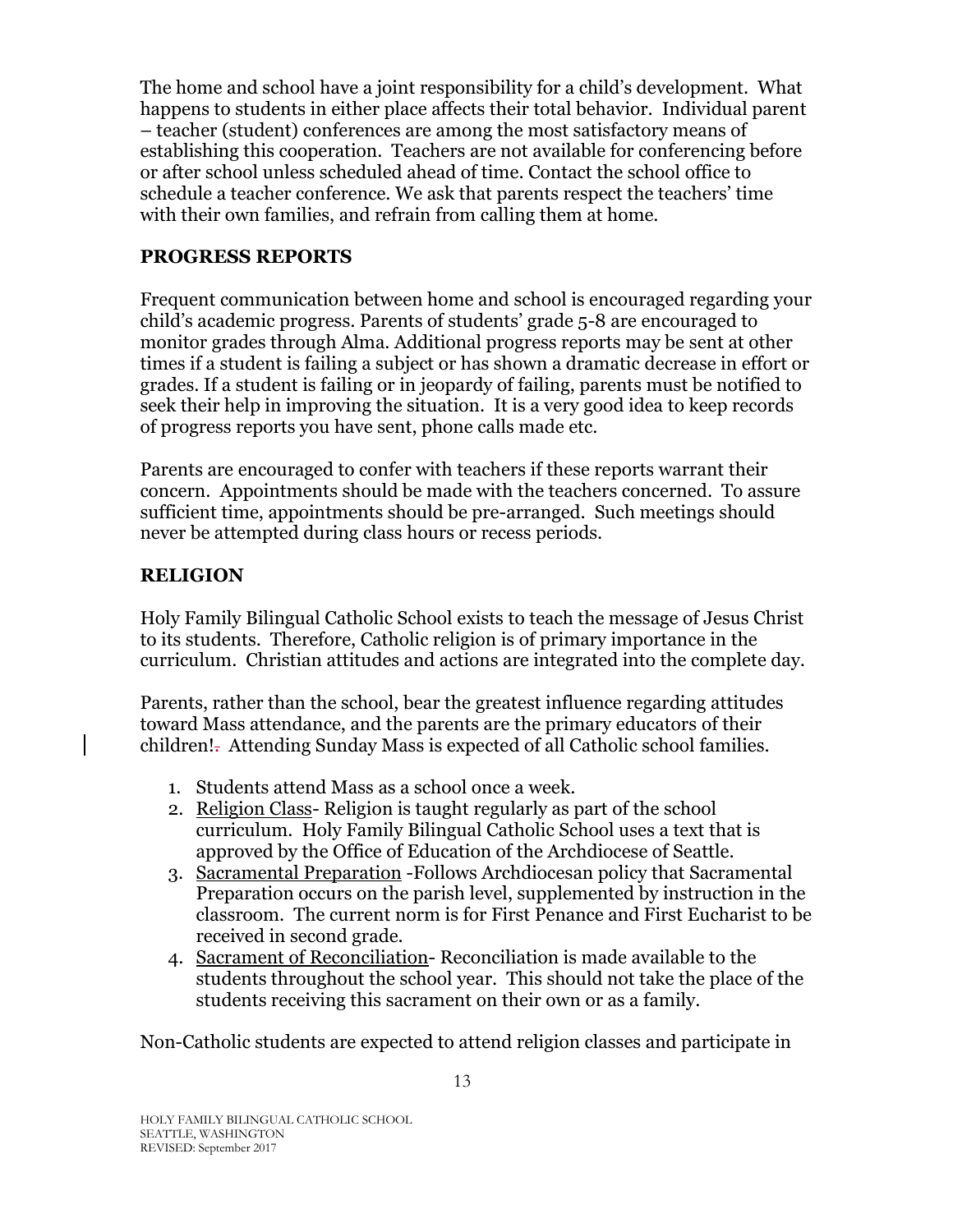The home and school have a joint responsibility for a child's development. What happens to students in either place affects their total behavior. Individual parent – teacher (student) conferences are among the most satisfactory means of establishing this cooperation. Teachers are not available for conferencing before or after school unless scheduled ahead of time. Contact the school office to schedule a teacher conference. We ask that parents respect the teachers' time with their own families, and refrain from calling them at home.

## PROGRESS REPORTS

Frequent communication between home and school is encouraged regarding your child's academic progress. Parents of students' grade 5-8 are encouraged to monitor grades through Alma. Additional progress reports may be sent at other times if a student is failing a subject or has shown a dramatic decrease in effort or grades. If a student is failing or in jeopardy of failing, parents must be notified to seek their help in improving the situation. It is a very good idea to keep records of progress reports you have sent, phone calls made etc.

Parents are encouraged to confer with teachers if these reports warrant their concern. Appointments should be made with the teachers concerned. To assure sufficient time, appointments should be pre-arranged. Such meetings should never be attempted during class hours or recess periods.

## RELIGION

Holy Family Bilingual Catholic School exists to teach the message of Jesus Christ to its students. Therefore, Catholic religion is of primary importance in the curriculum. Christian attitudes and actions are integrated into the complete day.

Parents, rather than the school, bear the greatest influence regarding attitudes toward Mass attendance, and the parents are the primary educators of their children!. Attending Sunday Mass is expected of all Catholic school families.

1. Students attend Mass as a school once a week.
2. Religion Class- Religion is taught regularly as part of the school curriculum. Holy Family Bilingual Catholic School uses a text that is approved by the Office of Education of the Archdiocese of Seattle.
3. Sacramental Preparation -Follows Archdiocesan policy that Sacramental Preparation occurs on the parish level, supplemented by instruction in the classroom. The current norm is for First Penance and First Eucharist to be received in second grade.
4. Sacrament of Reconciliation- Reconciliation is made available to the students throughout the school year. This should not take the place of the students receiving this sacrament on their own or as a family.

Non-Catholic students are expected to attend religion classes and participate in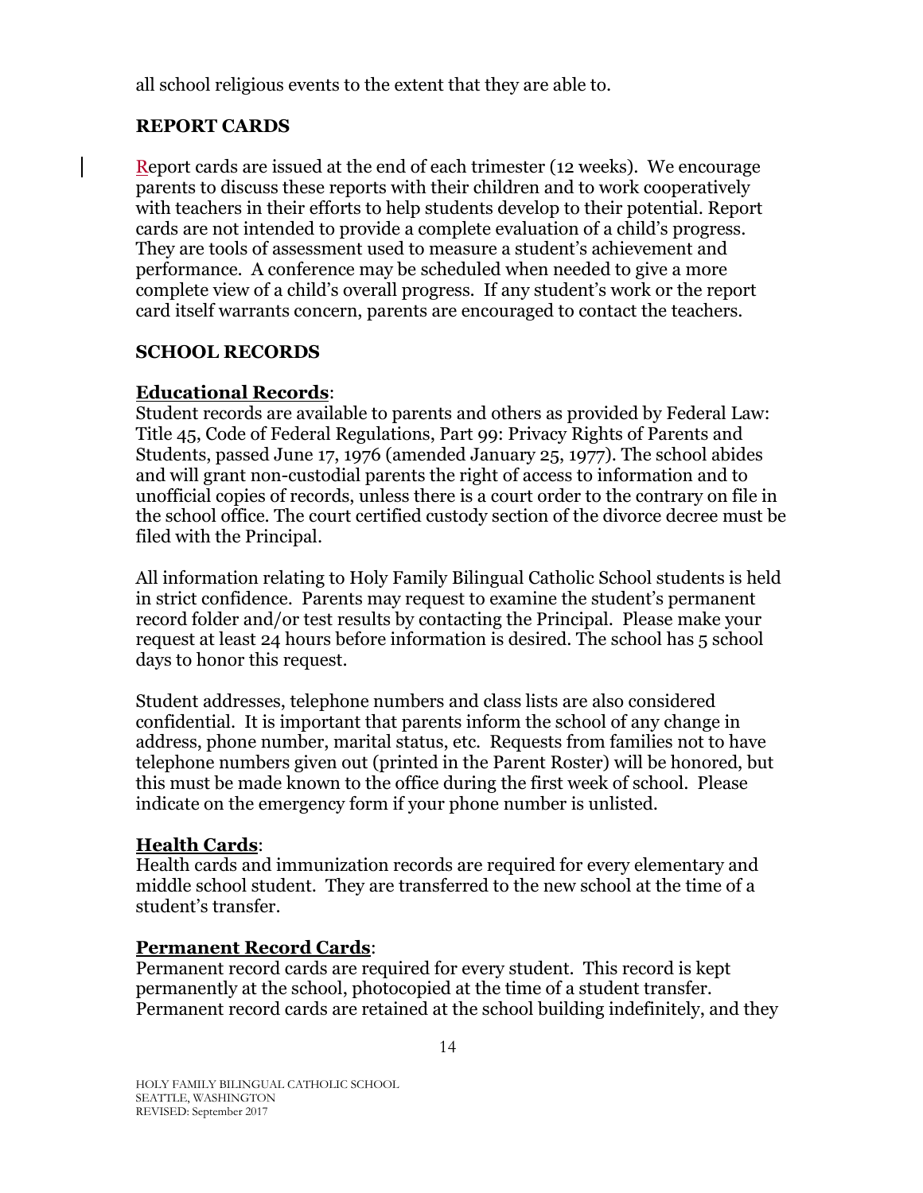all school religious events to the extent that they are able to.

## REPORT CARDS

Report cards are issued at the end of each trimester (12 weeks). We encourage parents to discuss these reports with their children and to work cooperatively with teachers in their efforts to help students develop to their potential. Report cards are not intended to provide a complete evaluation of a child's progress. They are tools of assessment used to measure a student's achievement and performance. A conference may be scheduled when needed to give a more complete view of a child's overall progress. If any student's work or the report card itself warrants concern, parents are encouraged to contact the teachers.

## SCHOOL RECORDS

### Educational Records:

Student records are available to parents and others as provided by Federal Law: Title 45, Code of Federal Regulations, Part 99: Privacy Rights of Parents and Students, passed June 17, 1976 (amended January 25, 1977). The school abides and will grant non-custodial parents the right of access to information and to unofficial copies of records, unless there is a court order to the contrary on file in the school office. The court certified custody section of the divorce decree must be filed with the Principal.

All information relating to Holy Family Bilingual Catholic School students is held in strict confidence. Parents may request to examine the student's permanent record folder and/or test results by contacting the Principal. Please make your request at least 24 hours before information is desired. The school has 5 school days to honor this request.

Student addresses, telephone numbers and class lists are also considered confidential. It is important that parents inform the school of any change in address, phone number, marital status, etc. Requests from families not to have telephone numbers given out (printed in the Parent Roster) will be honored, but this must be made known to the office during the first week of school. Please indicate on the emergency form if your phone number is unlisted.

### Health Cards:

Health cards and immunization records are required for every elementary and middle school student. They are transferred to the new school at the time of a student's transfer.

### Permanent Record Cards:

Permanent record cards are required for every student. This record is kept permanently at the school, photocopied at the time of a student transfer. Permanent record cards are retained at the school building indefinitely, and they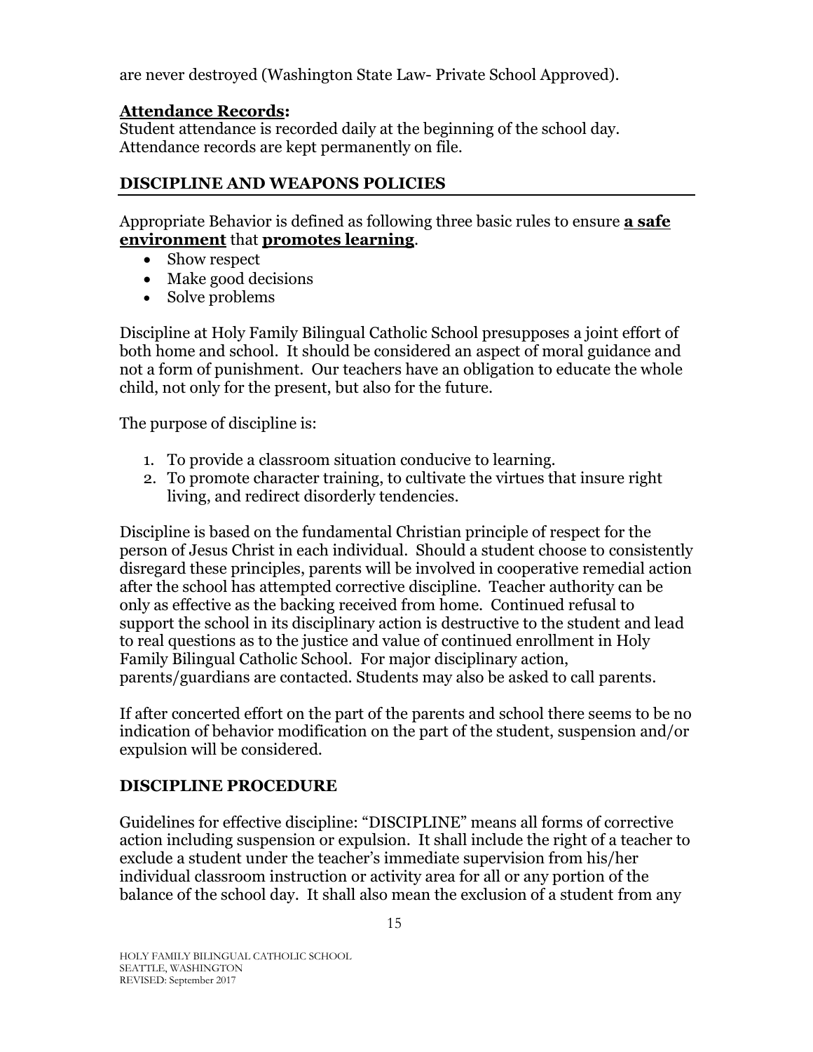are never destroyed (Washington State Law- Private School Approved).

**Attendance Records:**
Student attendance is recorded daily at the beginning of the school day. Attendance records are kept permanently on file.

## DISCIPLINE AND WEAPONS POLICIES

Appropriate Behavior is defined as following three basic rules to ensure **a safe environment** that **promotes learning**.

- Show respect
- Make good decisions
- Solve problems

Discipline at Holy Family Bilingual Catholic School presupposes a joint effort of both home and school. It should be considered an aspect of moral guidance and not a form of punishment. Our teachers have an obligation to educate the whole child, not only for the present, but also for the future.

The purpose of discipline is:

1. To provide a classroom situation conducive to learning.
2. To promote character training, to cultivate the virtues that insure right living, and redirect disorderly tendencies.

Discipline is based on the fundamental Christian principle of respect for the person of Jesus Christ in each individual. Should a student choose to consistently disregard these principles, parents will be involved in cooperative remedial action after the school has attempted corrective discipline. Teacher authority can be only as effective as the backing received from home. Continued refusal to support the school in its disciplinary action is destructive to the student and lead to real questions as to the justice and value of continued enrollment in Holy Family Bilingual Catholic School. For major disciplinary action, parents/guardians are contacted. Students may also be asked to call parents.

If after concerted effort on the part of the parents and school there seems to be no indication of behavior modification on the part of the student, suspension and/or expulsion will be considered.

## DISCIPLINE PROCEDURE

Guidelines for effective discipline: "DISCIPLINE" means all forms of corrective action including suspension or expulsion. It shall include the right of a teacher to exclude a student under the teacher's immediate supervision from his/her individual classroom instruction or activity area for all or any portion of the balance of the school day. It shall also mean the exclusion of a student from any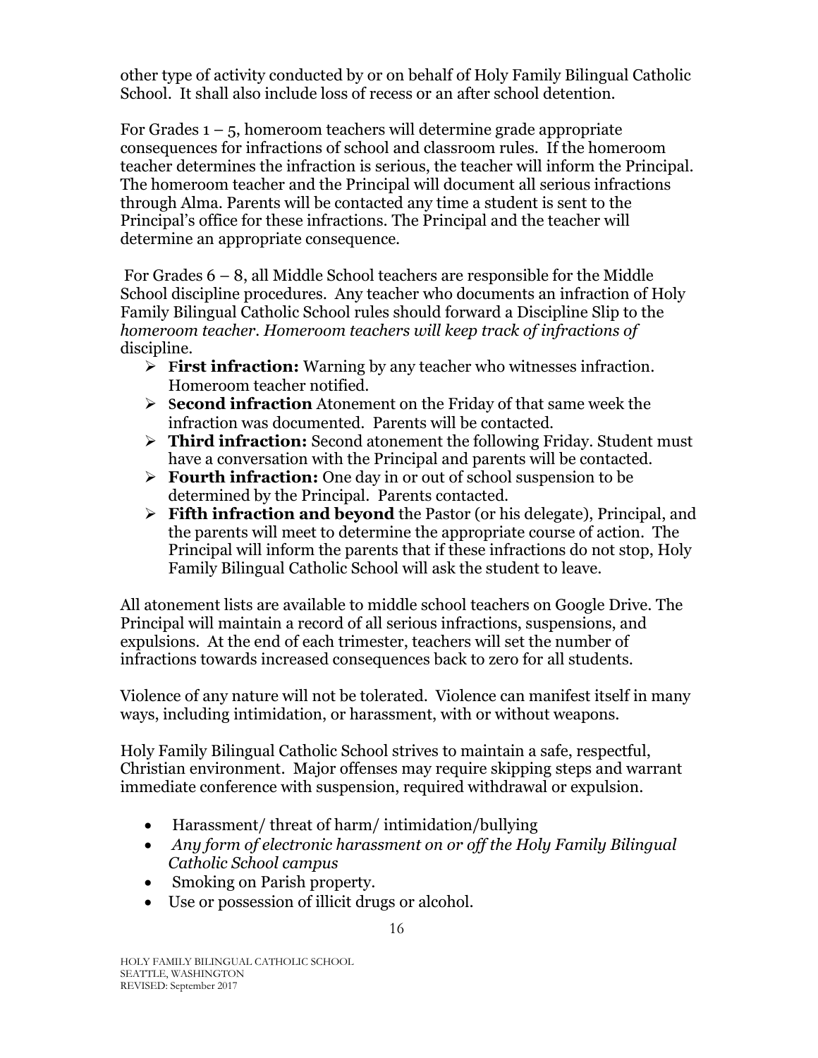other type of activity conducted by or on behalf of Holy Family Bilingual Catholic School. It shall also include loss of recess or an after school detention.

For Grades 1 – 5, homeroom teachers will determine grade appropriate consequences for infractions of school and classroom rules. If the homeroom teacher determines the infraction is serious, the teacher will inform the Principal. The homeroom teacher and the Principal will document all serious infractions through Alma. Parents will be contacted any time a student is sent to the Principal's office for these infractions. The Principal and the teacher will determine an appropriate consequence.

For Grades 6 – 8, all Middle School teachers are responsible for the Middle School discipline procedures. Any teacher who documents an infraction of Holy Family Bilingual Catholic School rules should forward a Discipline Slip to the *homeroom teacher. Homeroom teachers will keep track of infractions of* discipline.

- **First infraction:** Warning by any teacher who witnesses infraction. Homeroom teacher notified.
- **Second infraction** Atonement on the Friday of that same week the infraction was documented. Parents will be contacted.
- **Third infraction:** Second atonement the following Friday. Student must have a conversation with the Principal and parents will be contacted.
- **Fourth infraction:** One day in or out of school suspension to be determined by the Principal. Parents contacted.
- **Fifth infraction and beyond** the Pastor (or his delegate), Principal, and the parents will meet to determine the appropriate course of action. The Principal will inform the parents that if these infractions do not stop, Holy Family Bilingual Catholic School will ask the student to leave.

All atonement lists are available to middle school teachers on Google Drive. The Principal will maintain a record of all serious infractions, suspensions, and expulsions. At the end of each trimester, teachers will set the number of infractions towards increased consequences back to zero for all students.

Violence of any nature will not be tolerated. Violence can manifest itself in many ways, including intimidation, or harassment, with or without weapons.

Holy Family Bilingual Catholic School strives to maintain a safe, respectful, Christian environment. Major offenses may require skipping steps and warrant immediate conference with suspension, required withdrawal or expulsion.

- Harassment/ threat of harm/ intimidation/bullying
- *Any form of electronic harassment on or off the Holy Family Bilingual Catholic School campus*
- Smoking on Parish property.
- Use or possession of illicit drugs or alcohol.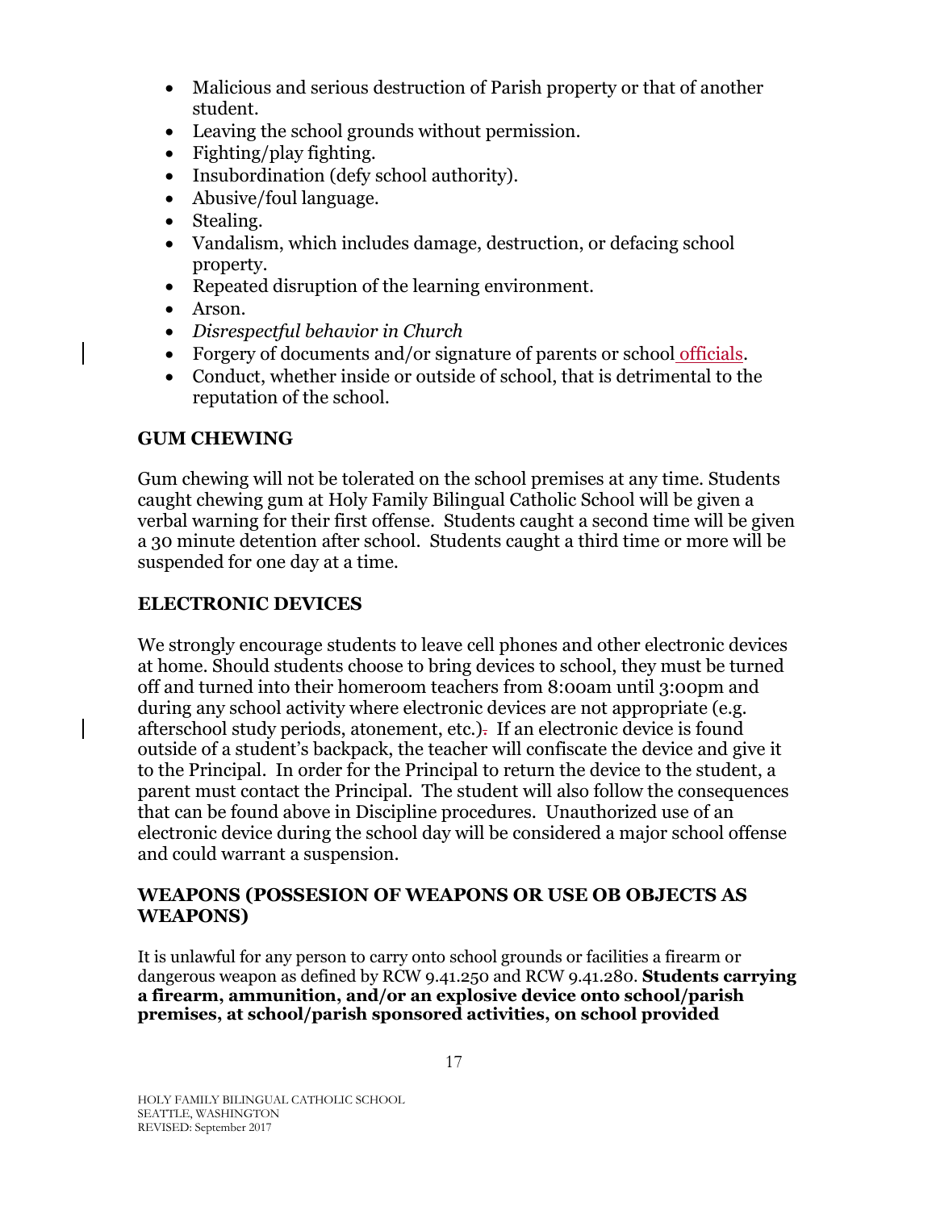- Malicious and serious destruction of Parish property or that of another student.
- Leaving the school grounds without permission.
- Fighting/play fighting.
- Insubordination (defy school authority).
- Abusive/foul language.
- Stealing.
- Vandalism, which includes damage, destruction, or defacing school property.
- Repeated disruption of the learning environment.
- Arson.
- *Disrespectful behavior in Church*
- Forgery of documents and/or signature of parents or school officials.
- Conduct, whether inside or outside of school, that is detrimental to the reputation of the school.

### GUM CHEWING

Gum chewing will not be tolerated on the school premises at any time. Students caught chewing gum at Holy Family Bilingual Catholic School will be given a verbal warning for their first offense. Students caught a second time will be given a 30 minute detention after school. Students caught a third time or more will be suspended for one day at a time.

### ELECTRONIC DEVICES

We strongly encourage students to leave cell phones and other electronic devices at home. Should students choose to bring devices to school, they must be turned off and turned into their homeroom teachers from 8:00am until 3:00pm and during any school activity where electronic devices are not appropriate (e.g. afterschool study periods, atonement, etc.). If an electronic device is found outside of a student's backpack, the teacher will confiscate the device and give it to the Principal. In order for the Principal to return the device to the student, a parent must contact the Principal. The student will also follow the consequences that can be found above in Discipline procedures. Unauthorized use of an electronic device during the school day will be considered a major school offense and could warrant a suspension.

### WEAPONS (POSSESION OF WEAPONS OR USE OB OBJECTS AS WEAPONS)

It is unlawful for any person to carry onto school grounds or facilities a firearm or dangerous weapon as defined by RCW 9.41.250 and RCW 9.41.280. **Students carrying a firearm, ammunition, and/or an explosive device onto school/parish premises, at school/parish sponsored activities, on school provided**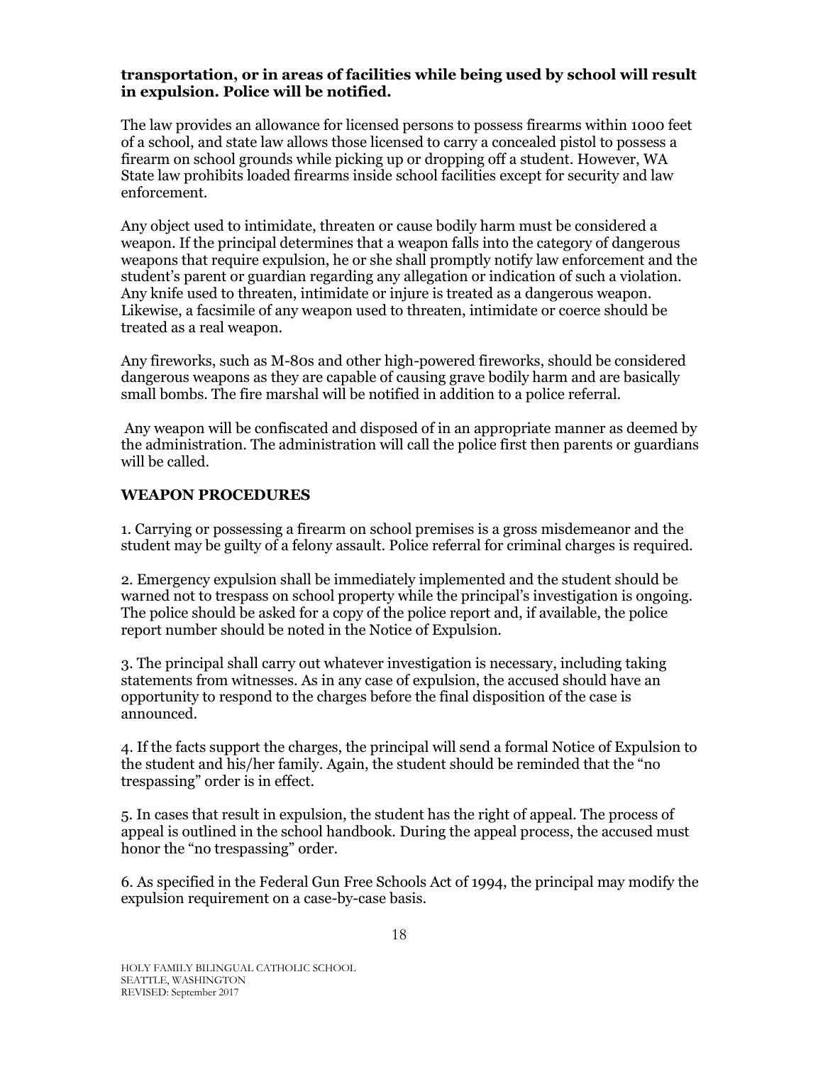**transportation, or in areas of facilities while being used by school will result in expulsion. Police will be notified.**

The law provides an allowance for licensed persons to possess firearms within 1000 feet of a school, and state law allows those licensed to carry a concealed pistol to possess a firearm on school grounds while picking up or dropping off a student. However, WA State law prohibits loaded firearms inside school facilities except for security and law enforcement.

Any object used to intimidate, threaten or cause bodily harm must be considered a weapon. If the principal determines that a weapon falls into the category of dangerous weapons that require expulsion, he or she shall promptly notify law enforcement and the student's parent or guardian regarding any allegation or indication of such a violation. Any knife used to threaten, intimidate or injure is treated as a dangerous weapon. Likewise, a facsimile of any weapon used to threaten, intimidate or coerce should be treated as a real weapon.

Any fireworks, such as M-80s and other high-powered fireworks, should be considered dangerous weapons as they are capable of causing grave bodily harm and are basically small bombs. The fire marshal will be notified in addition to a police referral.

Any weapon will be confiscated and disposed of in an appropriate manner as deemed by the administration. The administration will call the police first then parents or guardians will be called.

## WEAPON PROCEDURES

1. Carrying or possessing a firearm on school premises is a gross misdemeanor and the student may be guilty of a felony assault. Police referral for criminal charges is required.

2. Emergency expulsion shall be immediately implemented and the student should be warned not to trespass on school property while the principal's investigation is ongoing. The police should be asked for a copy of the police report and, if available, the police report number should be noted in the Notice of Expulsion.

3. The principal shall carry out whatever investigation is necessary, including taking statements from witnesses. As in any case of expulsion, the accused should have an opportunity to respond to the charges before the final disposition of the case is announced.

4. If the facts support the charges, the principal will send a formal Notice of Expulsion to the student and his/her family. Again, the student should be reminded that the "no trespassing" order is in effect.

5. In cases that result in expulsion, the student has the right of appeal. The process of appeal is outlined in the school handbook. During the appeal process, the accused must honor the "no trespassing" order.

6. As specified in the Federal Gun Free Schools Act of 1994, the principal may modify the expulsion requirement on a case-by-case basis.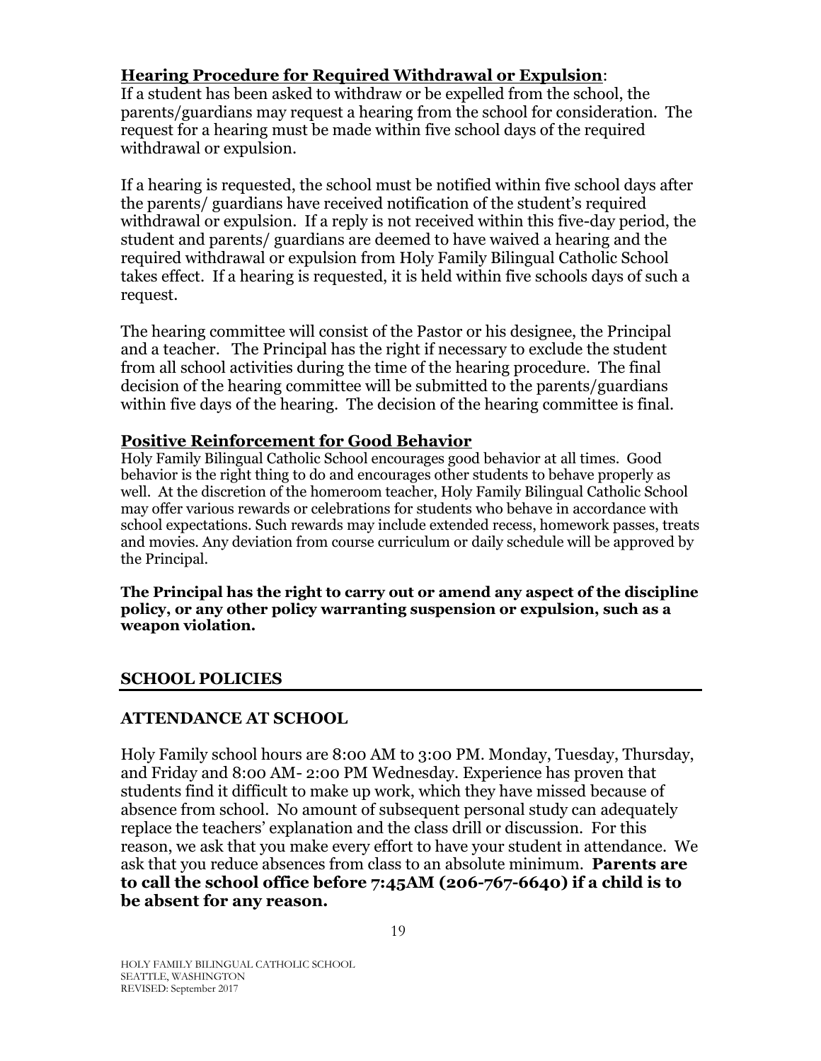**Hearing Procedure for Required Withdrawal or Expulsion**:
If a student has been asked to withdraw or be expelled from the school, the parents/guardians may request a hearing from the school for consideration. The request for a hearing must be made within five school days of the required withdrawal or expulsion.

If a hearing is requested, the school must be notified within five school days after the parents/ guardians have received notification of the student's required withdrawal or expulsion. If a reply is not received within this five-day period, the student and parents/ guardians are deemed to have waived a hearing and the required withdrawal or expulsion from Holy Family Bilingual Catholic School takes effect. If a hearing is requested, it is held within five schools days of such a request.

The hearing committee will consist of the Pastor or his designee, the Principal and a teacher. The Principal has the right if necessary to exclude the student from all school activities during the time of the hearing procedure. The final decision of the hearing committee will be submitted to the parents/guardians within five days of the hearing. The decision of the hearing committee is final.

**Positive Reinforcement for Good Behavior**
Holy Family Bilingual Catholic School encourages good behavior at all times. Good behavior is the right thing to do and encourages other students to behave properly as well. At the discretion of the homeroom teacher, Holy Family Bilingual Catholic School may offer various rewards or celebrations for students who behave in accordance with school expectations. Such rewards may include extended recess, homework passes, treats and movies. Any deviation from course curriculum or daily schedule will be approved by the Principal.

**The Principal has the right to carry out or amend any aspect of the discipline policy, or any other policy warranting suspension or expulsion, such as a weapon violation.**

## SCHOOL POLICIES

### ATTENDANCE AT SCHOOL

Holy Family school hours are 8:00 AM to 3:00 PM. Monday, Tuesday, Thursday, and Friday and 8:00 AM- 2:00 PM Wednesday. Experience has proven that students find it difficult to make up work, which they have missed because of absence from school. No amount of subsequent personal study can adequately replace the teachers' explanation and the class drill or discussion. For this reason, we ask that you make every effort to have your student in attendance. We ask that you reduce absences from class to an absolute minimum. **Parents are to call the school office before 7:45AM (206-767-6640) if a child is to be absent for any reason.**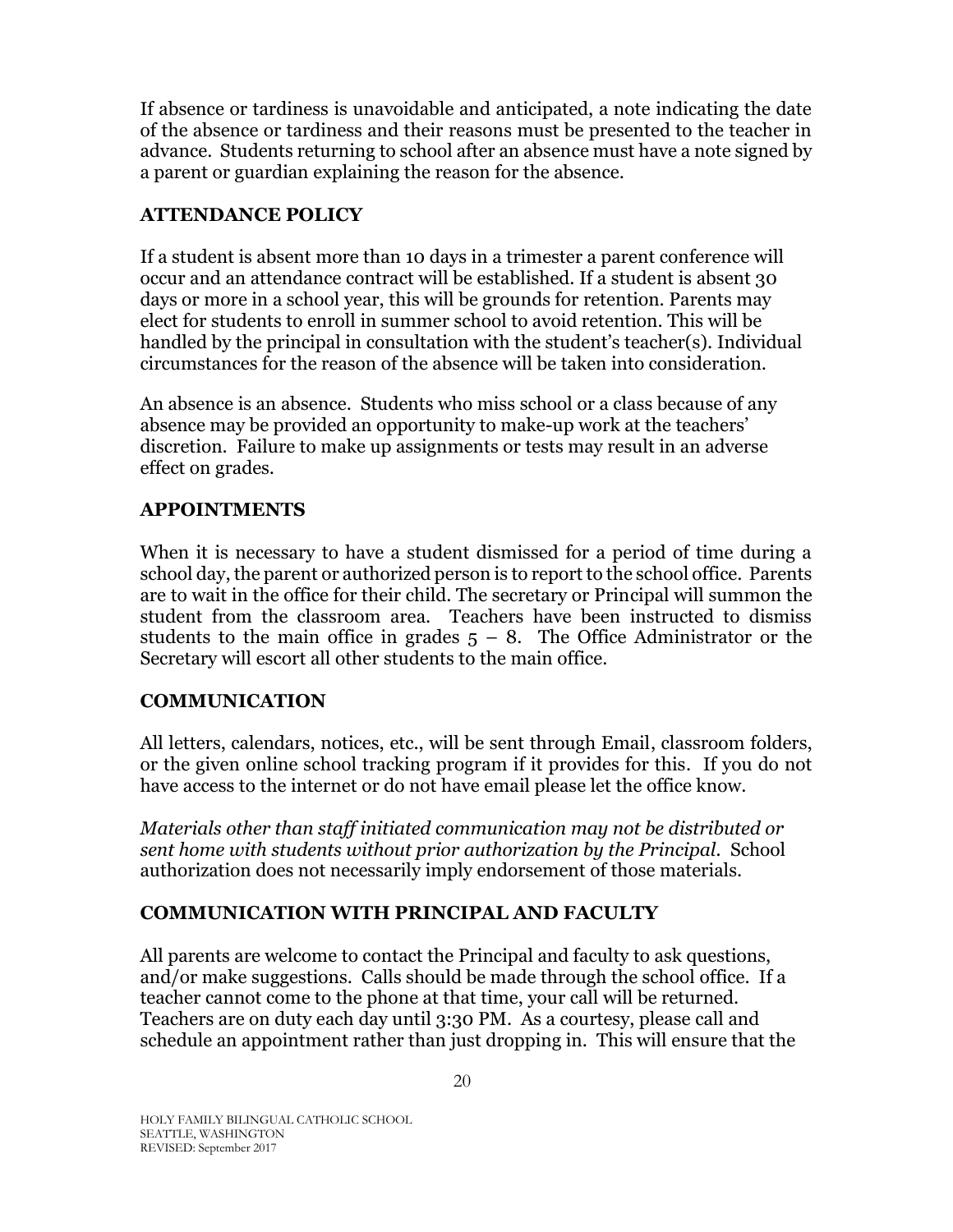If absence or tardiness is unavoidable and anticipated, a note indicating the date of the absence or tardiness and their reasons must be presented to the teacher in advance. Students returning to school after an absence must have a note signed by a parent or guardian explaining the reason for the absence.

## ATTENDANCE POLICY

If a student is absent more than 10 days in a trimester a parent conference will occur and an attendance contract will be established. If a student is absent 30 days or more in a school year, this will be grounds for retention. Parents may elect for students to enroll in summer school to avoid retention. This will be handled by the principal in consultation with the student's teacher(s). Individual circumstances for the reason of the absence will be taken into consideration.

An absence is an absence. Students who miss school or a class because of any absence may be provided an opportunity to make-up work at the teachers' discretion. Failure to make up assignments or tests may result in an adverse effect on grades.

## APPOINTMENTS

When it is necessary to have a student dismissed for a period of time during a school day, the parent or authorized person is to report to the school office. Parents are to wait in the office for their child. The secretary or Principal will summon the student from the classroom area. Teachers have been instructed to dismiss students to the main office in grades 5 – 8. The Office Administrator or the Secretary will escort all other students to the main office.

## COMMUNICATION

All letters, calendars, notices, etc., will be sent through Email, classroom folders, or the given online school tracking program if it provides for this. If you do not have access to the internet or do not have email please let the office know.

*Materials other than staff initiated communication may not be distributed or sent home with students without prior authorization by the Principal.* School authorization does not necessarily imply endorsement of those materials.

## COMMUNICATION WITH PRINCIPAL AND FACULTY

All parents are welcome to contact the Principal and faculty to ask questions, and/or make suggestions. Calls should be made through the school office. If a teacher cannot come to the phone at that time, your call will be returned. Teachers are on duty each day until 3:30 PM. As a courtesy, please call and schedule an appointment rather than just dropping in. This will ensure that the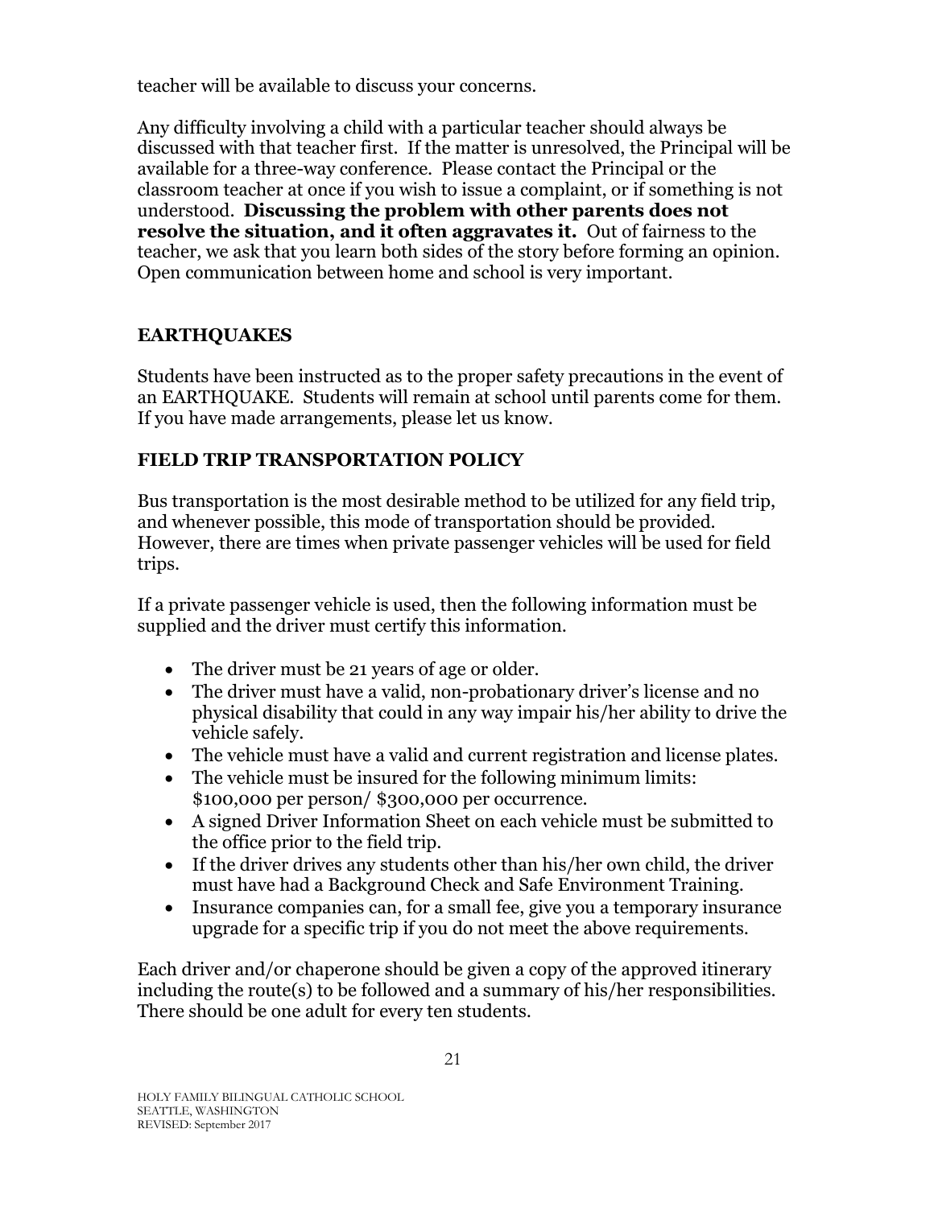teacher will be available to discuss your concerns.

Any difficulty involving a child with a particular teacher should always be discussed with that teacher first. If the matter is unresolved, the Principal will be available for a three-way conference. Please contact the Principal or the classroom teacher at once if you wish to issue a complaint, or if something is not understood. **Discussing the problem with other parents does not resolve the situation, and it often aggravates it.** Out of fairness to the teacher, we ask that you learn both sides of the story before forming an opinion. Open communication between home and school is very important.

## EARTHQUAKES

Students have been instructed as to the proper safety precautions in the event of an EARTHQUAKE. Students will remain at school until parents come for them. If you have made arrangements, please let us know.

## FIELD TRIP TRANSPORTATION POLICY

Bus transportation is the most desirable method to be utilized for any field trip, and whenever possible, this mode of transportation should be provided. However, there are times when private passenger vehicles will be used for field trips.

If a private passenger vehicle is used, then the following information must be supplied and the driver must certify this information.

- The driver must be 21 years of age or older.
- The driver must have a valid, non-probationary driver's license and no physical disability that could in any way impair his/her ability to drive the vehicle safely.
- The vehicle must have a valid and current registration and license plates.
- The vehicle must be insured for the following minimum limits: $100,000 per person/ $300,000 per occurrence.
- A signed Driver Information Sheet on each vehicle must be submitted to the office prior to the field trip.
- If the driver drives any students other than his/her own child, the driver must have had a Background Check and Safe Environment Training.
- Insurance companies can, for a small fee, give you a temporary insurance upgrade for a specific trip if you do not meet the above requirements.

Each driver and/or chaperone should be given a copy of the approved itinerary including the route(s) to be followed and a summary of his/her responsibilities. There should be one adult for every ten students.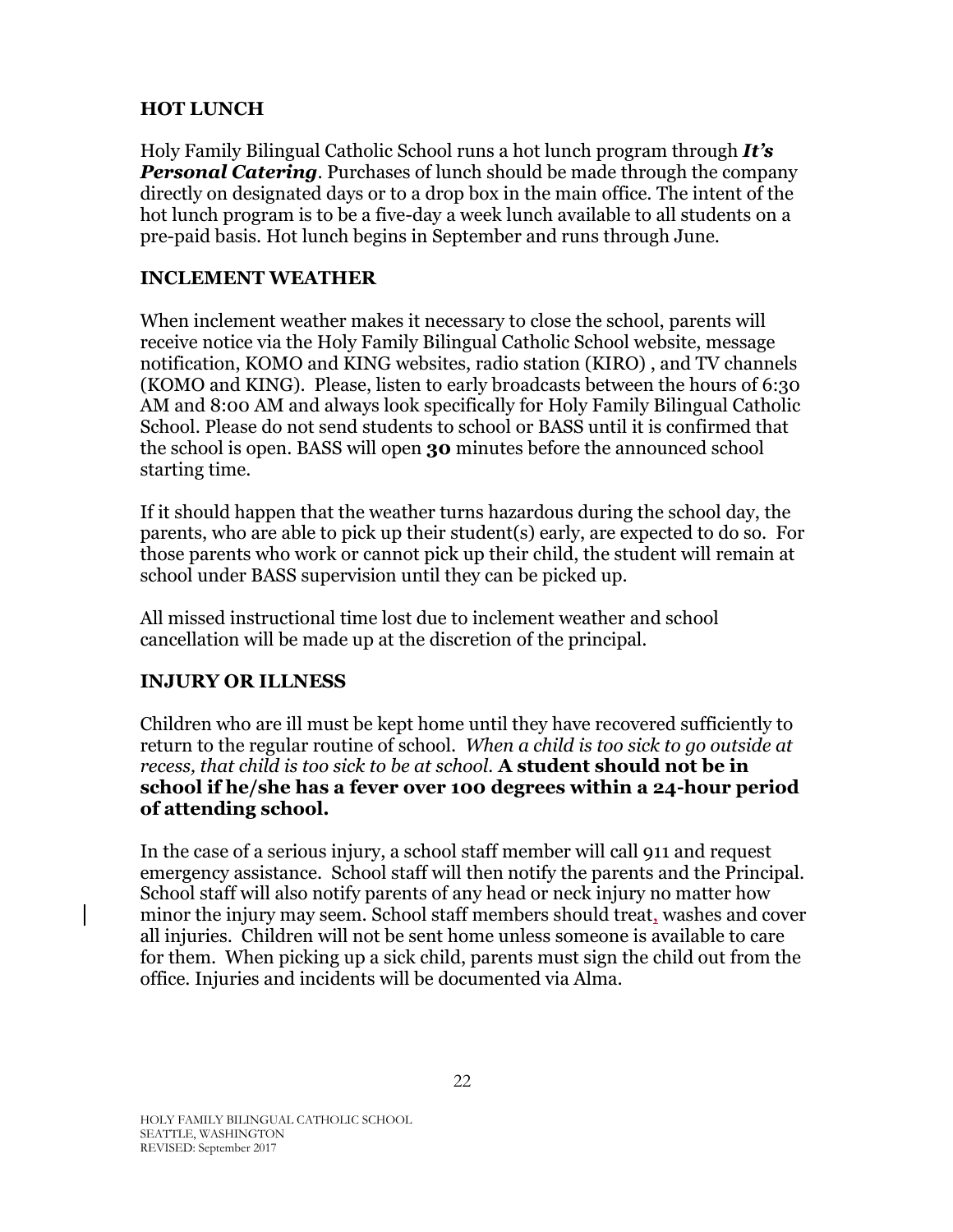## HOT LUNCH

Holy Family Bilingual Catholic School runs a hot lunch program through ***It's Personal Catering***. Purchases of lunch should be made through the company directly on designated days or to a drop box in the main office. The intent of the hot lunch program is to be a five-day a week lunch available to all students on a pre-paid basis. Hot lunch begins in September and runs through June.

## INCLEMENT WEATHER

When inclement weather makes it necessary to close the school, parents will receive notice via the Holy Family Bilingual Catholic School website, message notification, KOMO and KING websites, radio station (KIRO) , and TV channels (KOMO and KING). Please, listen to early broadcasts between the hours of 6:30 AM and 8:00 AM and always look specifically for Holy Family Bilingual Catholic School. Please do not send students to school or BASS until it is confirmed that the school is open. BASS will open **30** minutes before the announced school starting time.

If it should happen that the weather turns hazardous during the school day, the parents, who are able to pick up their student(s) early, are expected to do so. For those parents who work or cannot pick up their child, the student will remain at school under BASS supervision until they can be picked up.

All missed instructional time lost due to inclement weather and school cancellation will be made up at the discretion of the principal.

## INJURY OR ILLNESS

Children who are ill must be kept home until they have recovered sufficiently to return to the regular routine of school. *When a child is too sick to go outside at recess, that child is too sick to be at school.* **A student should not be in school if he/she has a fever over 100 degrees within a 24-hour period of attending school.**

In the case of a serious injury, a school staff member will call 911 and request emergency assistance. School staff will then notify the parents and the Principal. School staff will also notify parents of any head or neck injury no matter how minor the injury may seem. School staff members should treat, washes and cover all injuries. Children will not be sent home unless someone is available to care for them. When picking up a sick child, parents must sign the child out from the office. Injuries and incidents will be documented via Alma.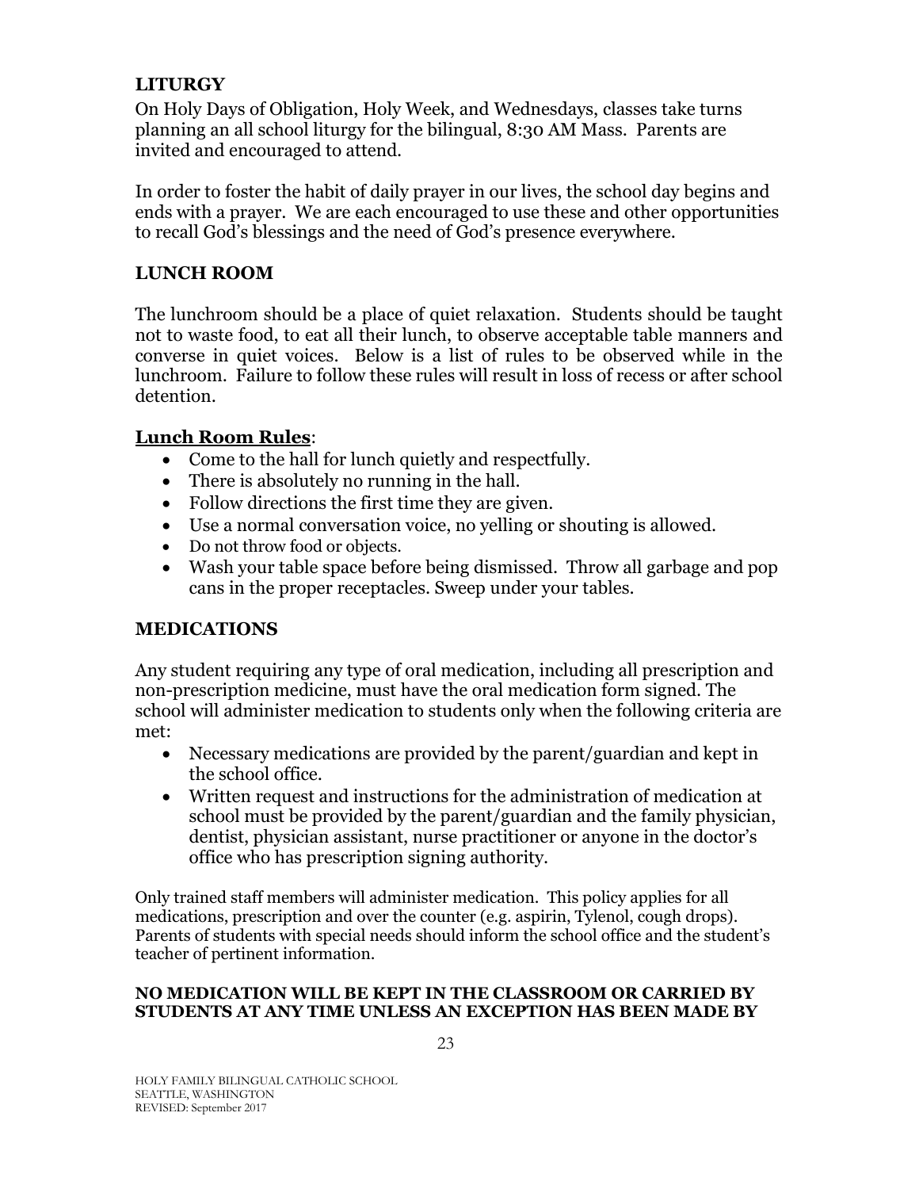## LITURGY

On Holy Days of Obligation, Holy Week, and Wednesdays, classes take turns planning an all school liturgy for the bilingual, 8:30 AM Mass. Parents are invited and encouraged to attend.

In order to foster the habit of daily prayer in our lives, the school day begins and ends with a prayer. We are each encouraged to use these and other opportunities to recall God's blessings and the need of God's presence everywhere.

## LUNCH ROOM

The lunchroom should be a place of quiet relaxation. Students should be taught not to waste food, to eat all their lunch, to observe acceptable table manners and converse in quiet voices. Below is a list of rules to be observed while in the lunchroom. Failure to follow these rules will result in loss of recess or after school detention.

**Lunch Room Rules**:

- Come to the hall for lunch quietly and respectfully.
- There is absolutely no running in the hall.
- Follow directions the first time they are given.
- Use a normal conversation voice, no yelling or shouting is allowed.
- Do not throw food or objects.
- Wash your table space before being dismissed. Throw all garbage and pop cans in the proper receptacles. Sweep under your tables.

## MEDICATIONS

Any student requiring any type of oral medication, including all prescription and non-prescription medicine, must have the oral medication form signed. The school will administer medication to students only when the following criteria are met:

- Necessary medications are provided by the parent/guardian and kept in the school office.
- Written request and instructions for the administration of medication at school must be provided by the parent/guardian and the family physician, dentist, physician assistant, nurse practitioner or anyone in the doctor's office who has prescription signing authority.

Only trained staff members will administer medication. This policy applies for all medications, prescription and over the counter (e.g. aspirin, Tylenol, cough drops). Parents of students with special needs should inform the school office and the student's teacher of pertinent information.

**NO MEDICATION WILL BE KEPT IN THE CLASSROOM OR CARRIED BY STUDENTS AT ANY TIME UNLESS AN EXCEPTION HAS BEEN MADE BY**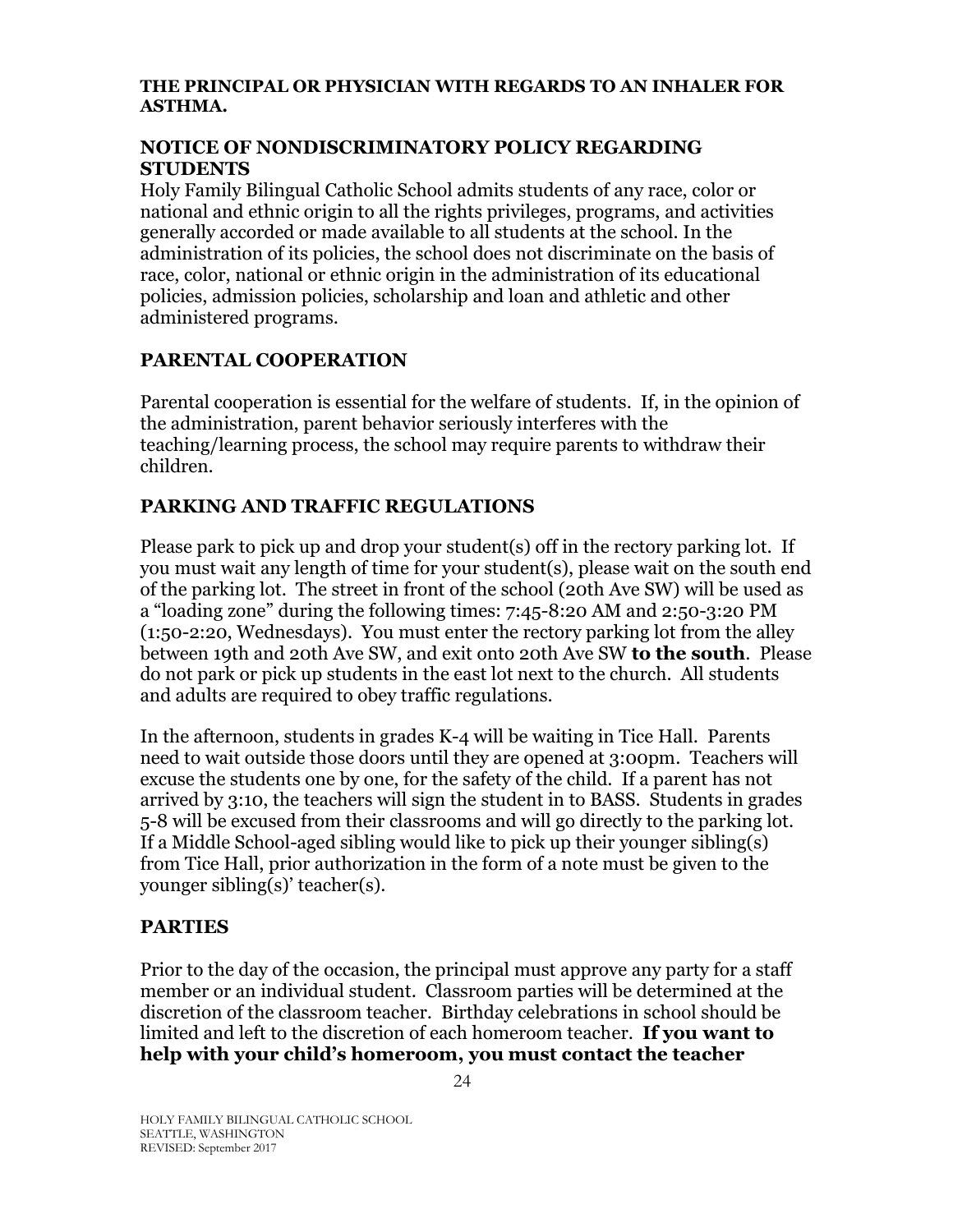**THE PRINCIPAL OR PHYSICIAN WITH REGARDS TO AN INHALER FOR ASTHMA.**

## NOTICE OF NONDISCRIMINATORY POLICY REGARDING STUDENTS

Holy Family Bilingual Catholic School admits students of any race, color or national and ethnic origin to all the rights privileges, programs, and activities generally accorded or made available to all students at the school. In the administration of its policies, the school does not discriminate on the basis of race, color, national or ethnic origin in the administration of its educational policies, admission policies, scholarship and loan and athletic and other administered programs.

## PARENTAL COOPERATION

Parental cooperation is essential for the welfare of students. If, in the opinion of the administration, parent behavior seriously interferes with the teaching/learning process, the school may require parents to withdraw their children.

## PARKING AND TRAFFIC REGULATIONS

Please park to pick up and drop your student(s) off in the rectory parking lot. If you must wait any length of time for your student(s), please wait on the south end of the parking lot. The street in front of the school (20th Ave SW) will be used as a "loading zone" during the following times: 7:45-8:20 AM and 2:50-3:20 PM (1:50-2:20, Wednesdays). You must enter the rectory parking lot from the alley between 19th and 20th Ave SW, and exit onto 20th Ave SW **to the south**. Please do not park or pick up students in the east lot next to the church. All students and adults are required to obey traffic regulations.

In the afternoon, students in grades K-4 will be waiting in Tice Hall. Parents need to wait outside those doors until they are opened at 3:00pm. Teachers will excuse the students one by one, for the safety of the child. If a parent has not arrived by 3:10, the teachers will sign the student in to BASS. Students in grades 5-8 will be excused from their classrooms and will go directly to the parking lot. If a Middle School-aged sibling would like to pick up their younger sibling(s) from Tice Hall, prior authorization in the form of a note must be given to the younger sibling(s)' teacher(s).

## PARTIES

Prior to the day of the occasion, the principal must approve any party for a staff member or an individual student. Classroom parties will be determined at the discretion of the classroom teacher. Birthday celebrations in school should be limited and left to the discretion of each homeroom teacher. **If you want to help with your child's homeroom, you must contact the teacher**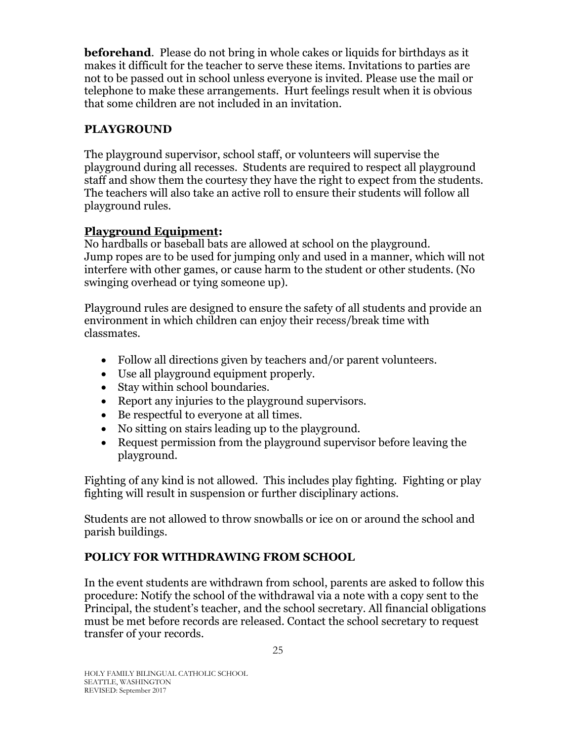**beforehand**. Please do not bring in whole cakes or liquids for birthdays as it makes it difficult for the teacher to serve these items. Invitations to parties are not to be passed out in school unless everyone is invited. Please use the mail or telephone to make these arrangements. Hurt feelings result when it is obvious that some children are not included in an invitation.

## PLAYGROUND

The playground supervisor, school staff, or volunteers will supervise the playground during all recesses. Students are required to respect all playground staff and show them the courtesy they have the right to expect from the students. The teachers will also take an active roll to ensure their students will follow all playground rules.

**Playground Equipment:**

No hardballs or baseball bats are allowed at school on the playground.
Jump ropes are to be used for jumping only and used in a manner, which will not interfere with other games, or cause harm to the student or other students. (No swinging overhead or tying someone up).

Playground rules are designed to ensure the safety of all students and provide an environment in which children can enjoy their recess/break time with classmates.

- Follow all directions given by teachers and/or parent volunteers.
- Use all playground equipment properly.
- Stay within school boundaries.
- Report any injuries to the playground supervisors.
- Be respectful to everyone at all times.
- No sitting on stairs leading up to the playground.
- Request permission from the playground supervisor before leaving the playground.

Fighting of any kind is not allowed. This includes play fighting. Fighting or play fighting will result in suspension or further disciplinary actions.

Students are not allowed to throw snowballs or ice on or around the school and parish buildings.

## POLICY FOR WITHDRAWING FROM SCHOOL

In the event students are withdrawn from school, parents are asked to follow this procedure: Notify the school of the withdrawal via a note with a copy sent to the Principal, the student's teacher, and the school secretary. All financial obligations must be met before records are released. Contact the school secretary to request transfer of your records.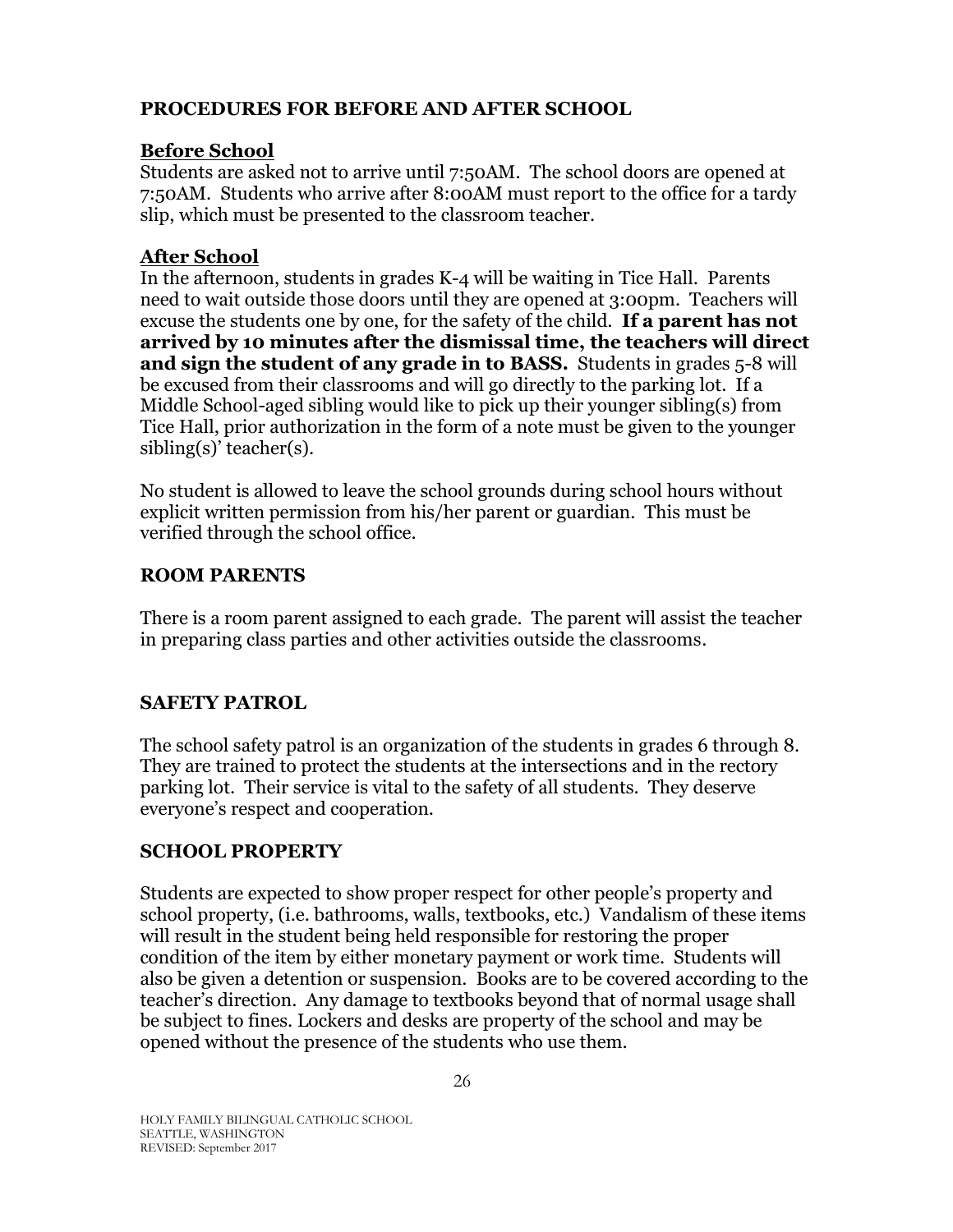## PROCEDURES FOR BEFORE AND AFTER SCHOOL

### Before School

Students are asked not to arrive until 7:50AM. The school doors are opened at 7:50AM. Students who arrive after 8:00AM must report to the office for a tardy slip, which must be presented to the classroom teacher.

### After School

In the afternoon, students in grades K-4 will be waiting in Tice Hall. Parents need to wait outside those doors until they are opened at 3:00pm. Teachers will excuse the students one by one, for the safety of the child. **If a parent has not arrived by 10 minutes after the dismissal time, the teachers will direct and sign the student of any grade in to BASS.** Students in grades 5-8 will be excused from their classrooms and will go directly to the parking lot. If a Middle School-aged sibling would like to pick up their younger sibling(s) from Tice Hall, prior authorization in the form of a note must be given to the younger sibling(s)' teacher(s).

No student is allowed to leave the school grounds during school hours without explicit written permission from his/her parent or guardian. This must be verified through the school office.

## ROOM PARENTS

There is a room parent assigned to each grade. The parent will assist the teacher in preparing class parties and other activities outside the classrooms.

## SAFETY PATROL

The school safety patrol is an organization of the students in grades 6 through 8. They are trained to protect the students at the intersections and in the rectory parking lot. Their service is vital to the safety of all students. They deserve everyone's respect and cooperation.

## SCHOOL PROPERTY

Students are expected to show proper respect for other people's property and school property, (i.e. bathrooms, walls, textbooks, etc.) Vandalism of these items will result in the student being held responsible for restoring the proper condition of the item by either monetary payment or work time. Students will also be given a detention or suspension. Books are to be covered according to the teacher's direction. Any damage to textbooks beyond that of normal usage shall be subject to fines. Lockers and desks are property of the school and may be opened without the presence of the students who use them.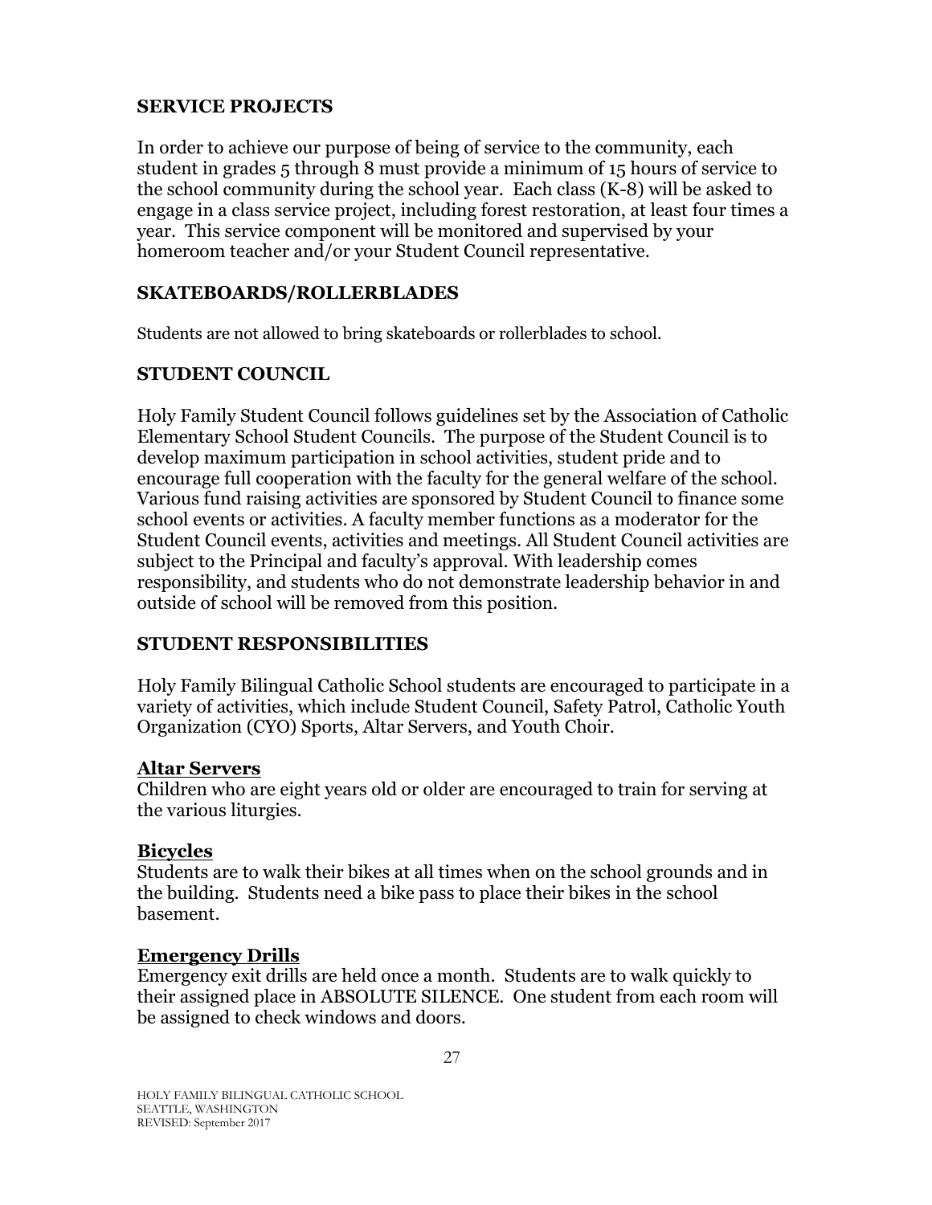## SERVICE PROJECTS

In order to achieve our purpose of being of service to the community, each student in grades 5 through 8 must provide a minimum of 15 hours of service to the school community during the school year. Each class (K-8) will be asked to engage in a class service project, including forest restoration, at least four times a year. This service component will be monitored and supervised by your homeroom teacher and/or your Student Council representative.

## SKATEBOARDS/ROLLERBLADES

Students are not allowed to bring skateboards or rollerblades to school.

## STUDENT COUNCIL

Holy Family Student Council follows guidelines set by the Association of Catholic Elementary School Student Councils. The purpose of the Student Council is to develop maximum participation in school activities, student pride and to encourage full cooperation with the faculty for the general welfare of the school. Various fund raising activities are sponsored by Student Council to finance some school events or activities. A faculty member functions as a moderator for the Student Council events, activities and meetings. All Student Council activities are subject to the Principal and faculty's approval. With leadership comes responsibility, and students who do not demonstrate leadership behavior in and outside of school will be removed from this position.

## STUDENT RESPONSIBILITIES

Holy Family Bilingual Catholic School students are encouraged to participate in a variety of activities, which include Student Council, Safety Patrol, Catholic Youth Organization (CYO) Sports, Altar Servers, and Youth Choir.

### Altar Servers

Children who are eight years old or older are encouraged to train for serving at the various liturgies.

### Bicycles

Students are to walk their bikes at all times when on the school grounds and in the building. Students need a bike pass to place their bikes in the school basement.

### Emergency Drills

Emergency exit drills are held once a month. Students are to walk quickly to their assigned place in ABSOLUTE SILENCE. One student from each room will be assigned to check windows and doors.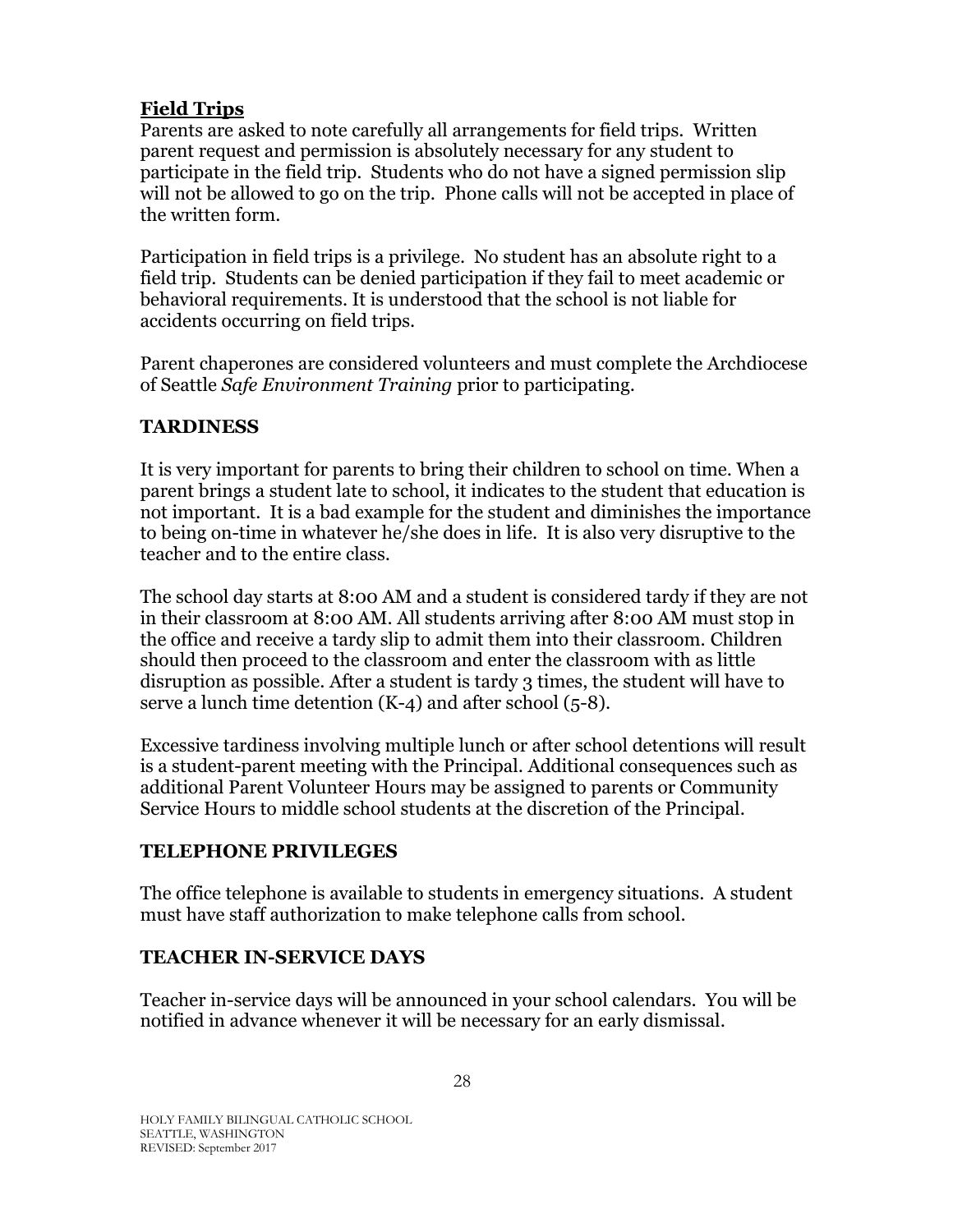## **Field Trips**

Parents are asked to note carefully all arrangements for field trips. Written parent request and permission is absolutely necessary for any student to participate in the field trip. Students who do not have a signed permission slip will not be allowed to go on the trip. Phone calls will not be accepted in place of the written form.

Participation in field trips is a privilege. No student has an absolute right to a field trip. Students can be denied participation if they fail to meet academic or behavioral requirements. It is understood that the school is not liable for accidents occurring on field trips.

Parent chaperones are considered volunteers and must complete the Archdiocese of Seattle *Safe Environment Training* prior to participating.

## TARDINESS

It is very important for parents to bring their children to school on time. When a parent brings a student late to school, it indicates to the student that education is not important. It is a bad example for the student and diminishes the importance to being on-time in whatever he/she does in life. It is also very disruptive to the teacher and to the entire class.

The school day starts at 8:00 AM and a student is considered tardy if they are not in their classroom at 8:00 AM. All students arriving after 8:00 AM must stop in the office and receive a tardy slip to admit them into their classroom. Children should then proceed to the classroom and enter the classroom with as little disruption as possible. After a student is tardy 3 times, the student will have to serve a lunch time detention (K-4) and after school (5-8).

Excessive tardiness involving multiple lunch or after school detentions will result is a student-parent meeting with the Principal. Additional consequences such as additional Parent Volunteer Hours may be assigned to parents or Community Service Hours to middle school students at the discretion of the Principal.

## TELEPHONE PRIVILEGES

The office telephone is available to students in emergency situations. A student must have staff authorization to make telephone calls from school.

## TEACHER IN-SERVICE DAYS

Teacher in-service days will be announced in your school calendars. You will be notified in advance whenever it will be necessary for an early dismissal.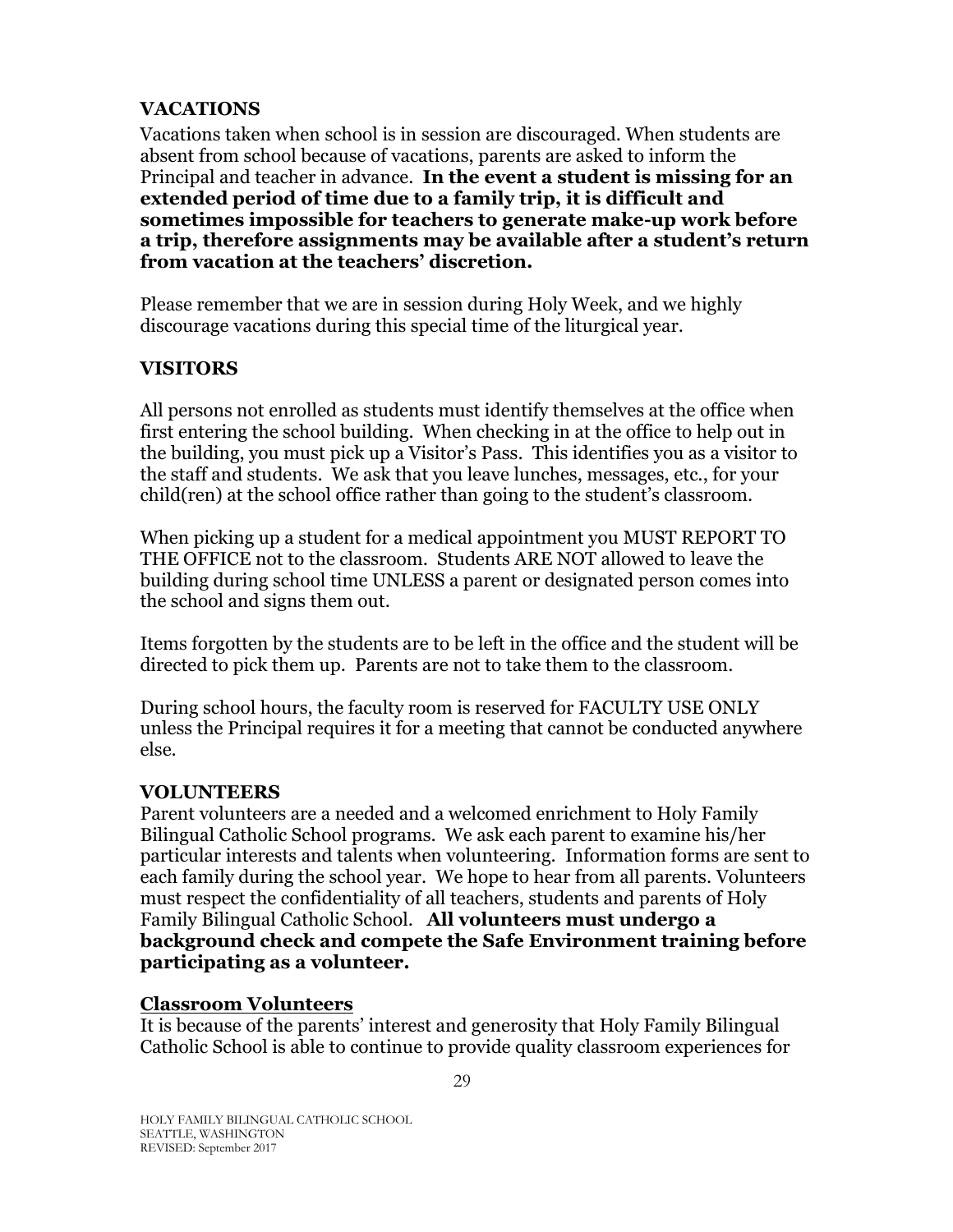## VACATIONS

Vacations taken when school is in session are discouraged. When students are absent from school because of vacations, parents are asked to inform the Principal and teacher in advance. **In the event a student is missing for an extended period of time due to a family trip, it is difficult and sometimes impossible for teachers to generate make-up work before a trip, therefore assignments may be available after a student's return from vacation at the teachers' discretion.**

Please remember that we are in session during Holy Week, and we highly discourage vacations during this special time of the liturgical year.

## VISITORS

All persons not enrolled as students must identify themselves at the office when first entering the school building. When checking in at the office to help out in the building, you must pick up a Visitor's Pass. This identifies you as a visitor to the staff and students. We ask that you leave lunches, messages, etc., for your child(ren) at the school office rather than going to the student's classroom.

When picking up a student for a medical appointment you MUST REPORT TO THE OFFICE not to the classroom. Students ARE NOT allowed to leave the building during school time UNLESS a parent or designated person comes into the school and signs them out.

Items forgotten by the students are to be left in the office and the student will be directed to pick them up. Parents are not to take them to the classroom.

During school hours, the faculty room is reserved for FACULTY USE ONLY unless the Principal requires it for a meeting that cannot be conducted anywhere else.

## VOLUNTEERS

Parent volunteers are a needed and a welcomed enrichment to Holy Family Bilingual Catholic School programs. We ask each parent to examine his/her particular interests and talents when volunteering. Information forms are sent to each family during the school year. We hope to hear from all parents. Volunteers must respect the confidentiality of all teachers, students and parents of Holy Family Bilingual Catholic School. **All volunteers must undergo a background check and compete the Safe Environment training before participating as a volunteer.**

### Classroom Volunteers

It is because of the parents' interest and generosity that Holy Family Bilingual Catholic School is able to continue to provide quality classroom experiences for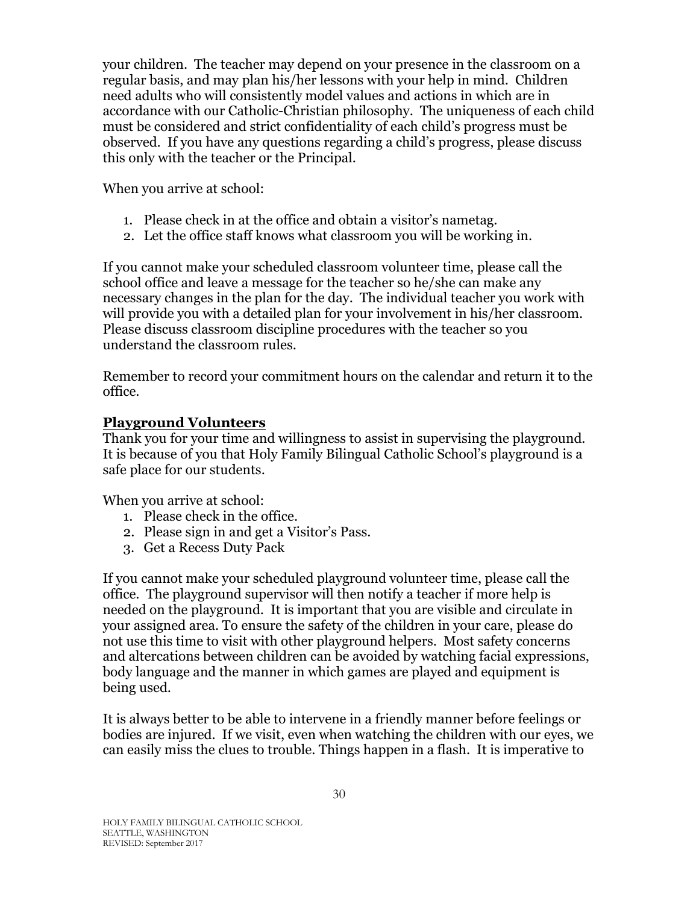your children. The teacher may depend on your presence in the classroom on a regular basis, and may plan his/her lessons with your help in mind. Children need adults who will consistently model values and actions in which are in accordance with our Catholic-Christian philosophy. The uniqueness of each child must be considered and strict confidentiality of each child's progress must be observed. If you have any questions regarding a child's progress, please discuss this only with the teacher or the Principal.

When you arrive at school:

1. Please check in at the office and obtain a visitor's nametag.
2. Let the office staff knows what classroom you will be working in.

If you cannot make your scheduled classroom volunteer time, please call the school office and leave a message for the teacher so he/she can make any necessary changes in the plan for the day. The individual teacher you work with will provide you with a detailed plan for your involvement in his/her classroom. Please discuss classroom discipline procedures with the teacher so you understand the classroom rules.

Remember to record your commitment hours on the calendar and return it to the office.

## **Playground Volunteers**

Thank you for your time and willingness to assist in supervising the playground. It is because of you that Holy Family Bilingual Catholic School's playground is a safe place for our students.

When you arrive at school:

1. Please check in the office.
2. Please sign in and get a Visitor's Pass.
3. Get a Recess Duty Pack

If you cannot make your scheduled playground volunteer time, please call the office. The playground supervisor will then notify a teacher if more help is needed on the playground. It is important that you are visible and circulate in your assigned area. To ensure the safety of the children in your care, please do not use this time to visit with other playground helpers. Most safety concerns and altercations between children can be avoided by watching facial expressions, body language and the manner in which games are played and equipment is being used.

It is always better to be able to intervene in a friendly manner before feelings or bodies are injured. If we visit, even when watching the children with our eyes, we can easily miss the clues to trouble. Things happen in a flash. It is imperative to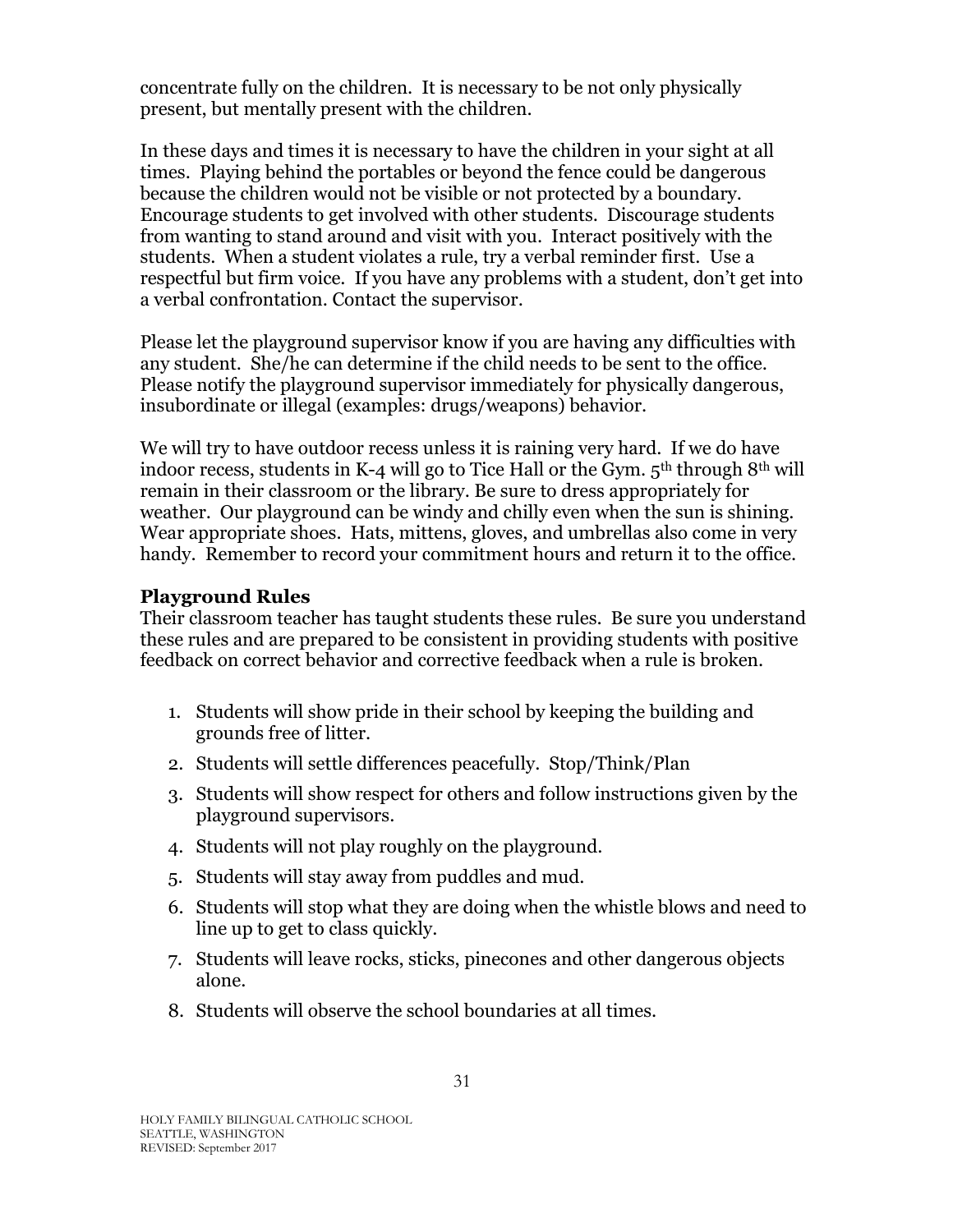concentrate fully on the children. It is necessary to be not only physically present, but mentally present with the children.

In these days and times it is necessary to have the children in your sight at all times. Playing behind the portables or beyond the fence could be dangerous because the children would not be visible or not protected by a boundary. Encourage students to get involved with other students. Discourage students from wanting to stand around and visit with you. Interact positively with the students. When a student violates a rule, try a verbal reminder first. Use a respectful but firm voice. If you have any problems with a student, don't get into a verbal confrontation. Contact the supervisor.

Please let the playground supervisor know if you are having any difficulties with any student. She/he can determine if the child needs to be sent to the office. Please notify the playground supervisor immediately for physically dangerous, insubordinate or illegal (examples: drugs/weapons) behavior.

We will try to have outdoor recess unless it is raining very hard. If we do have indoor recess, students in K-4 will go to Tice Hall or the Gym. 5th through 8th will remain in their classroom or the library. Be sure to dress appropriately for weather. Our playground can be windy and chilly even when the sun is shining. Wear appropriate shoes. Hats, mittens, gloves, and umbrellas also come in very handy. Remember to record your commitment hours and return it to the office.

### Playground Rules

Their classroom teacher has taught students these rules. Be sure you understand these rules and are prepared to be consistent in providing students with positive feedback on correct behavior and corrective feedback when a rule is broken.

1. Students will show pride in their school by keeping the building and grounds free of litter.
2. Students will settle differences peacefully. Stop/Think/Plan
3. Students will show respect for others and follow instructions given by the playground supervisors.
4. Students will not play roughly on the playground.
5. Students will stay away from puddles and mud.
6. Students will stop what they are doing when the whistle blows and need to line up to get to class quickly.
7. Students will leave rocks, sticks, pinecones and other dangerous objects alone.
8. Students will observe the school boundaries at all times.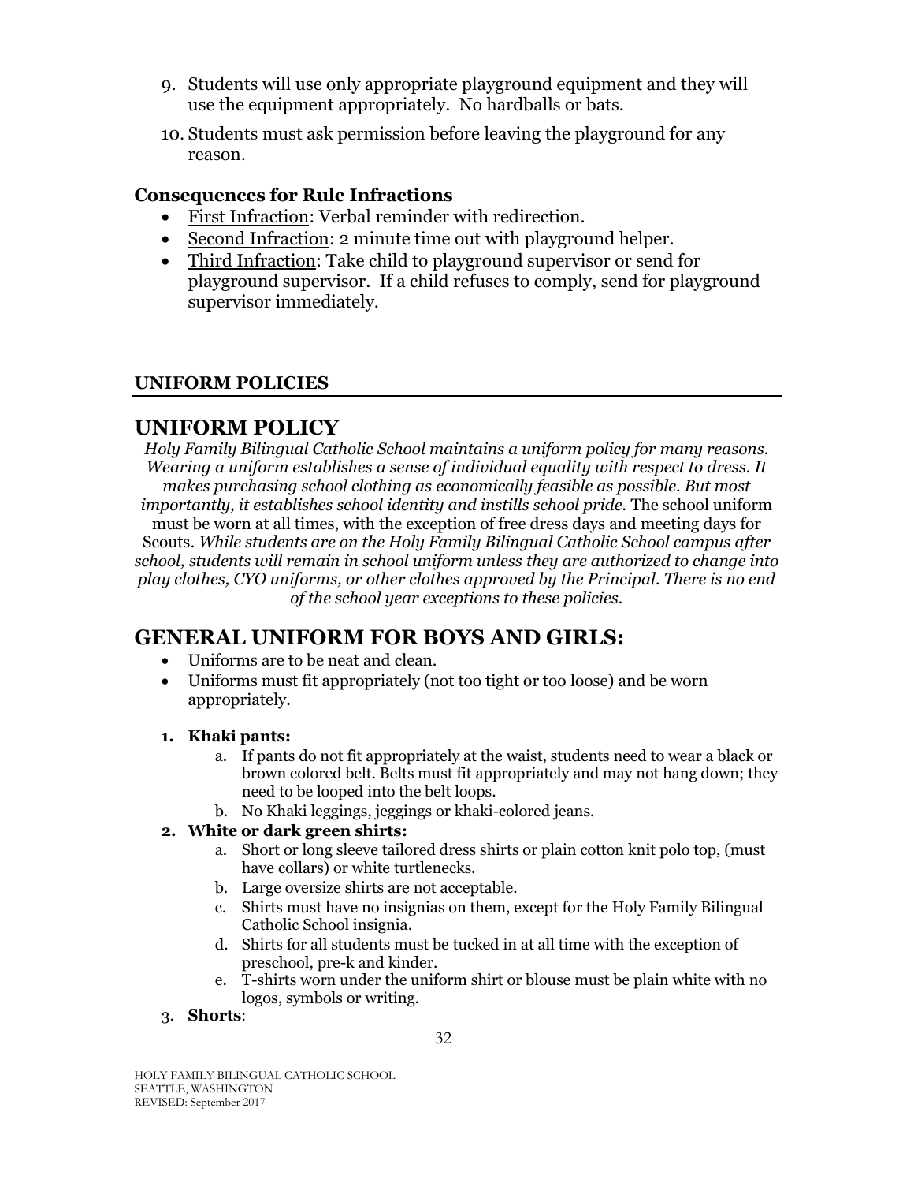9. Students will use only appropriate playground equipment and they will use the equipment appropriately. No hardballs or bats.
10. Students must ask permission before leaving the playground for any reason.

**Consequences for Rule Infractions**

- First Infraction: Verbal reminder with redirection.
- Second Infraction: 2 minute time out with playground helper.
- Third Infraction: Take child to playground supervisor or send for playground supervisor. If a child refuses to comply, send for playground supervisor immediately.

**UNIFORM POLICIES**

## UNIFORM POLICY

*Holy Family Bilingual Catholic School maintains a uniform policy for many reasons. Wearing a uniform establishes a sense of individual equality with respect to dress. It makes purchasing school clothing as economically feasible as possible. But most importantly, it establishes school identity and instills school pride.* The school uniform must be worn at all times, with the exception of free dress days and meeting days for Scouts. *While students are on the Holy Family Bilingual Catholic School campus after school, students will remain in school uniform unless they are authorized to change into play clothes, CYO uniforms, or other clothes approved by the Principal. There is no end of the school year exceptions to these policies.*

## GENERAL UNIFORM FOR BOYS AND GIRLS:

- Uniforms are to be neat and clean.
- Uniforms must fit appropriately (not too tight or too loose) and be worn appropriately.

1. **Khaki pants:**
   a. If pants do not fit appropriately at the waist, students need to wear a black or brown colored belt. Belts must fit appropriately and may not hang down; they need to be looped into the belt loops.
   b. No Khaki leggings, jeggings or khaki-colored jeans.
2. **White or dark green shirts:**
   a. Short or long sleeve tailored dress shirts or plain cotton knit polo top, (must have collars) or white turtlenecks.
   b. Large oversize shirts are not acceptable.
   c. Shirts must have no insignias on them, except for the Holy Family Bilingual Catholic School insignia.
   d. Shirts for all students must be tucked in at all time with the exception of preschool, pre-k and kinder.
   e. T-shirts worn under the uniform shirt or blouse must be plain white with no logos, symbols or writing.
3. **Shorts**: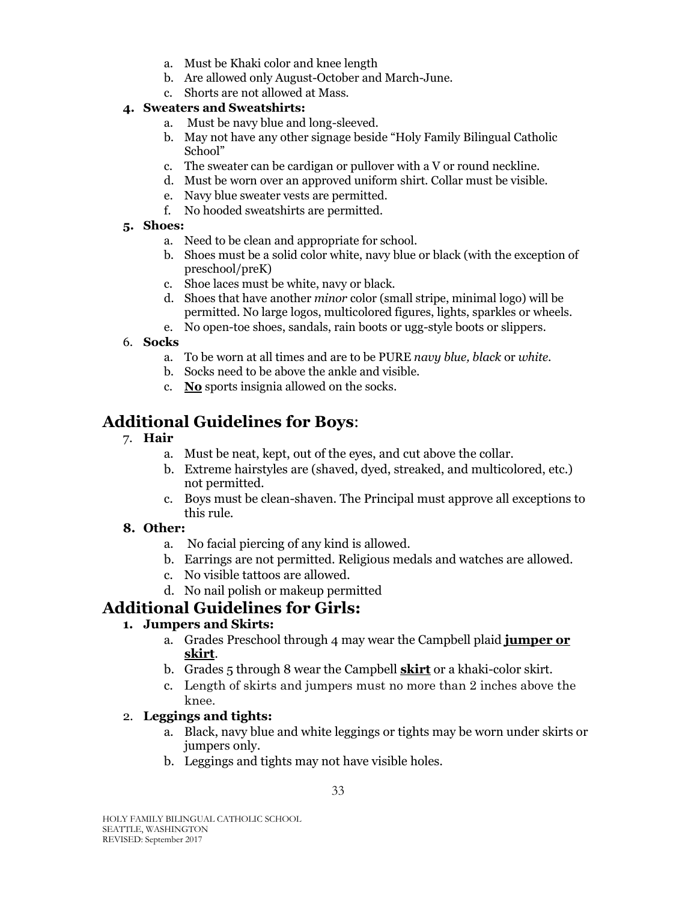a. Must be Khaki color and knee length
b. Are allowed only August-October and March-June.
c. Shorts are not allowed at Mass.

**4. Sweaters and Sweatshirts:**

a. Must be navy blue and long-sleeved.
b. May not have any other signage beside "Holy Family Bilingual Catholic School"
c. The sweater can be cardigan or pullover with a V or round neckline.
d. Must be worn over an approved uniform shirt. Collar must be visible.
e. Navy blue sweater vests are permitted.
f. No hooded sweatshirts are permitted.

**5. Shoes:**

a. Need to be clean and appropriate for school.
b. Shoes must be a solid color white, navy blue or black (with the exception of preschool/preK)
c. Shoe laces must be white, navy or black.
d. Shoes that have another *minor* color (small stripe, minimal logo) will be permitted. No large logos, multicolored figures, lights, sparkles or wheels.
e. No open-toe shoes, sandals, rain boots or ugg-style boots or slippers.

6. **Socks**

a. To be worn at all times and are to be PURE *navy blue, black* or *white.*
b. Socks need to be above the ankle and visible.
c. **No** sports insignia allowed on the socks.

## Additional Guidelines for Boys:

7. **Hair**

a. Must be neat, kept, out of the eyes, and cut above the collar.
b. Extreme hairstyles are (shaved, dyed, streaked, and multicolored, etc.) not permitted.
c. Boys must be clean-shaven. The Principal must approve all exceptions to this rule.

**8. Other:**

a. No facial piercing of any kind is allowed.
b. Earrings are not permitted. Religious medals and watches are allowed.
c. No visible tattoos are allowed.
d. No nail polish or makeup permitted

## Additional Guidelines for Girls:

**1. Jumpers and Skirts:**

a. Grades Preschool through 4 may wear the Campbell plaid **jumper or skirt**.
b. Grades 5 through 8 wear the Campbell **skirt** or a khaki-color skirt.
c. Length of skirts and jumpers must no more than 2 inches above the knee.

2. **Leggings and tights:**

a. Black, navy blue and white leggings or tights may be worn under skirts or jumpers only.
b. Leggings and tights may not have visible holes.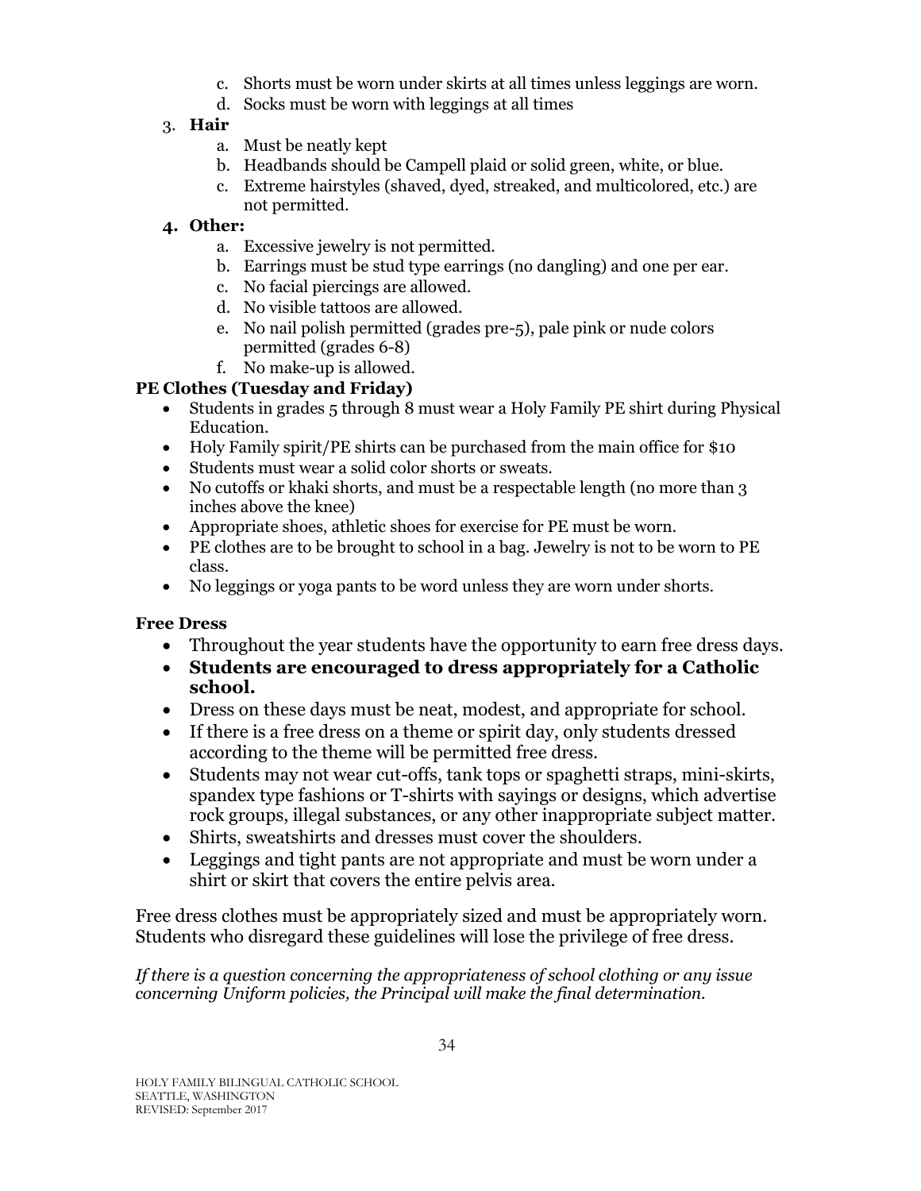c. Shorts must be worn under skirts at all times unless leggings are worn.
   d. Socks must be worn with leggings at all times

3. **Hair**
   a. Must be neatly kept
   b. Headbands should be Campell plaid or solid green, white, or blue.
   c. Extreme hairstyles (shaved, dyed, streaked, and multicolored, etc.) are not permitted.

4. **Other:**
   a. Excessive jewelry is not permitted.
   b. Earrings must be stud type earrings (no dangling) and one per ear.
   c. No facial piercings are allowed.
   d. No visible tattoos are allowed.
   e. No nail polish permitted (grades pre-5), pale pink or nude colors permitted (grades 6-8)
   f. No make-up is allowed.

**PE Clothes (Tuesday and Friday)**

- Students in grades 5 through 8 must wear a Holy Family PE shirt during Physical Education.
- Holy Family spirit/PE shirts can be purchased from the main office for $10
- Students must wear a solid color shorts or sweats.
- No cutoffs or khaki shorts, and must be a respectable length (no more than 3 inches above the knee)
- Appropriate shoes, athletic shoes for exercise for PE must be worn.
- PE clothes are to be brought to school in a bag. Jewelry is not to be worn to PE class.
- No leggings or yoga pants to be word unless they are worn under shorts.

**Free Dress**

- Throughout the year students have the opportunity to earn free dress days.
- **Students are encouraged to dress appropriately for a Catholic school.**
- Dress on these days must be neat, modest, and appropriate for school.
- If there is a free dress on a theme or spirit day, only students dressed according to the theme will be permitted free dress.
- Students may not wear cut-offs, tank tops or spaghetti straps, mini-skirts, spandex type fashions or T-shirts with sayings or designs, which advertise rock groups, illegal substances, or any other inappropriate subject matter.
- Shirts, sweatshirts and dresses must cover the shoulders.
- Leggings and tight pants are not appropriate and must be worn under a shirt or skirt that covers the entire pelvis area.

Free dress clothes must be appropriately sized and must be appropriately worn. Students who disregard these guidelines will lose the privilege of free dress.

*If there is a question concerning the appropriateness of school clothing or any issue concerning Uniform policies, the Principal will make the final determination.*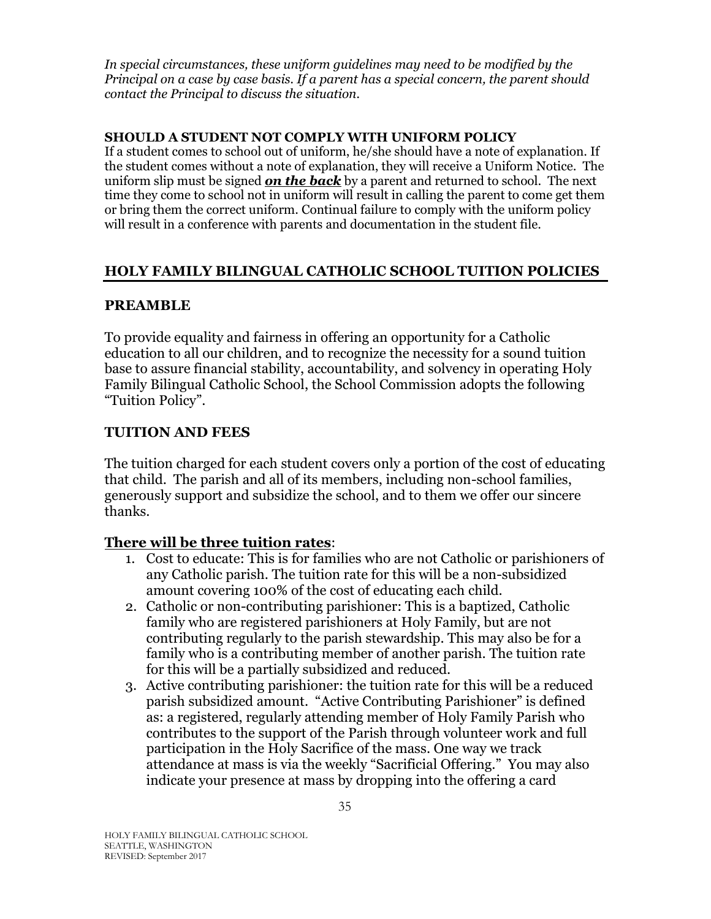*In special circumstances, these uniform guidelines may need to be modified by the Principal on a case by case basis. If a parent has a special concern, the parent should contact the Principal to discuss the situation.*

**SHOULD A STUDENT NOT COMPLY WITH UNIFORM POLICY**

If a student comes to school out of uniform, he/she should have a note of explanation. If the student comes without a note of explanation, they will receive a Uniform Notice. The uniform slip must be signed ***on the back*** by a parent and returned to school. The next time they come to school not in uniform will result in calling the parent to come get them or bring them the correct uniform. Continual failure to comply with the uniform policy will result in a conference with parents and documentation in the student file.

## HOLY FAMILY BILINGUAL CATHOLIC SCHOOL TUITION POLICIES

### PREAMBLE

To provide equality and fairness in offering an opportunity for a Catholic education to all our children, and to recognize the necessity for a sound tuition base to assure financial stability, accountability, and solvency in operating Holy Family Bilingual Catholic School, the School Commission adopts the following "Tuition Policy".

### TUITION AND FEES

The tuition charged for each student covers only a portion of the cost of educating that child. The parish and all of its members, including non-school families, generously support and subsidize the school, and to them we offer our sincere thanks.

**There will be three tuition rates**:

1. Cost to educate: This is for families who are not Catholic or parishioners of any Catholic parish. The tuition rate for this will be a non-subsidized amount covering 100% of the cost of educating each child.
2. Catholic or non-contributing parishioner: This is a baptized, Catholic family who are registered parishioners at Holy Family, but are not contributing regularly to the parish stewardship. This may also be for a family who is a contributing member of another parish. The tuition rate for this will be a partially subsidized and reduced.
3. Active contributing parishioner: the tuition rate for this will be a reduced parish subsidized amount. "Active Contributing Parishioner" is defined as: a registered, regularly attending member of Holy Family Parish who contributes to the support of the Parish through volunteer work and full participation in the Holy Sacrifice of the mass. One way we track attendance at mass is via the weekly "Sacrificial Offering." You may also indicate your presence at mass by dropping into the offering a card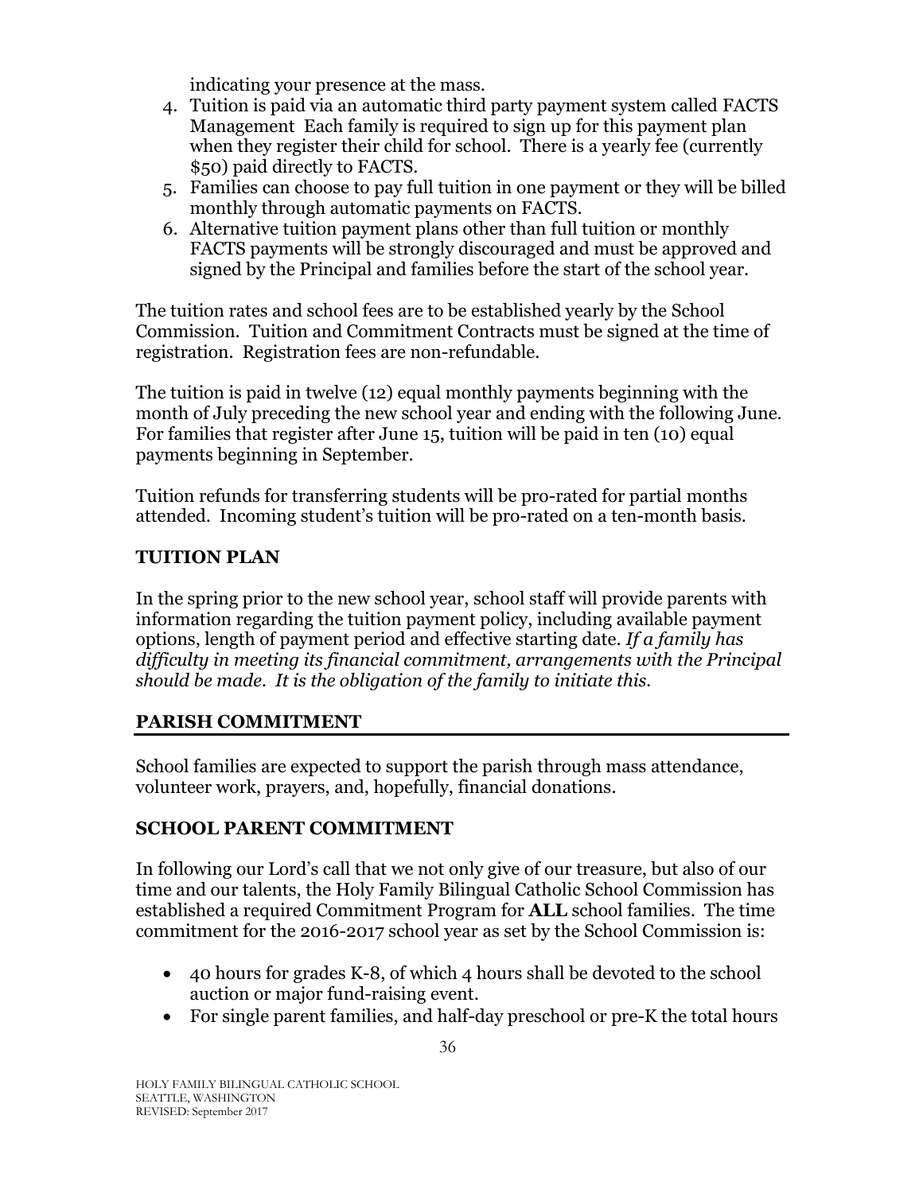indicating your presence at the mass.

4. Tuition is paid via an automatic third party payment system called FACTS Management Each family is required to sign up for this payment plan when they register their child for school. There is a yearly fee (currently $50) paid directly to FACTS.
5. Families can choose to pay full tuition in one payment or they will be billed monthly through automatic payments on FACTS.
6. Alternative tuition payment plans other than full tuition or monthly FACTS payments will be strongly discouraged and must be approved and signed by the Principal and families before the start of the school year.

The tuition rates and school fees are to be established yearly by the School Commission. Tuition and Commitment Contracts must be signed at the time of registration. Registration fees are non-refundable.

The tuition is paid in twelve (12) equal monthly payments beginning with the month of July preceding the new school year and ending with the following June. For families that register after June 15, tuition will be paid in ten (10) equal payments beginning in September.

Tuition refunds for transferring students will be pro-rated for partial months attended. Incoming student's tuition will be pro-rated on a ten-month basis.

## TUITION PLAN

In the spring prior to the new school year, school staff will provide parents with information regarding the tuition payment policy, including available payment options, length of payment period and effective starting date. *If a family has difficulty in meeting its financial commitment, arrangements with the Principal should be made. It is the obligation of the family to initiate this.*

## PARISH COMMITMENT

School families are expected to support the parish through mass attendance, volunteer work, prayers, and, hopefully, financial donations.

## SCHOOL PARENT COMMITMENT

In following our Lord's call that we not only give of our treasure, but also of our time and our talents, the Holy Family Bilingual Catholic School Commission has established a required Commitment Program for **ALL** school families. The time commitment for the 2016-2017 school year as set by the School Commission is:

- 40 hours for grades K-8, of which 4 hours shall be devoted to the school auction or major fund-raising event.
- For single parent families, and half-day preschool or pre-K the total hours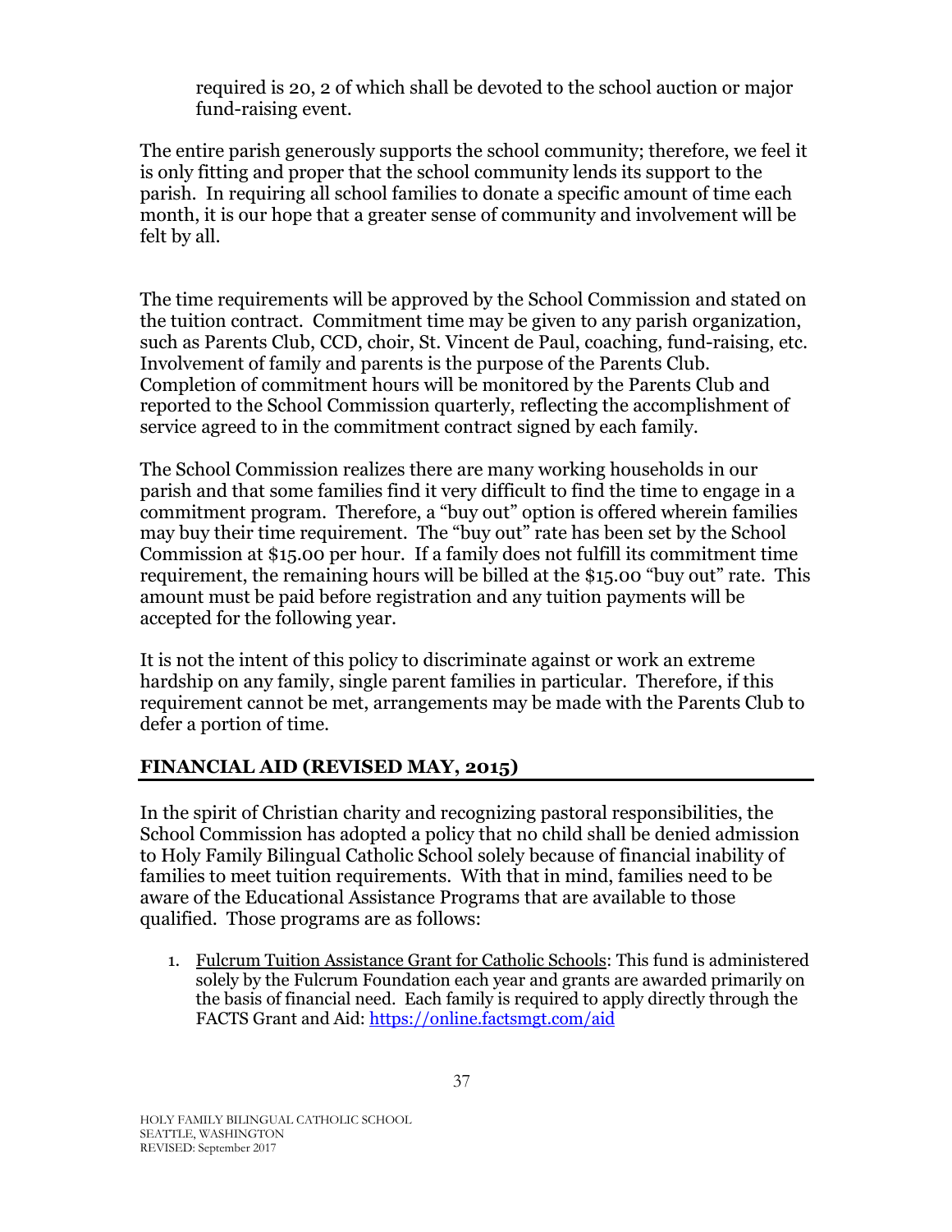required is 20, 2 of which shall be devoted to the school auction or major fund-raising event.

The entire parish generously supports the school community; therefore, we feel it is only fitting and proper that the school community lends its support to the parish. In requiring all school families to donate a specific amount of time each month, it is our hope that a greater sense of community and involvement will be felt by all.

The time requirements will be approved by the School Commission and stated on the tuition contract. Commitment time may be given to any parish organization, such as Parents Club, CCD, choir, St. Vincent de Paul, coaching, fund-raising, etc. Involvement of family and parents is the purpose of the Parents Club. Completion of commitment hours will be monitored by the Parents Club and reported to the School Commission quarterly, reflecting the accomplishment of service agreed to in the commitment contract signed by each family.

The School Commission realizes there are many working households in our parish and that some families find it very difficult to find the time to engage in a commitment program. Therefore, a "buy out" option is offered wherein families may buy their time requirement. The "buy out" rate has been set by the School Commission at $15.00 per hour. If a family does not fulfill its commitment time requirement, the remaining hours will be billed at the $15.00 "buy out" rate. This amount must be paid before registration and any tuition payments will be accepted for the following year.

It is not the intent of this policy to discriminate against or work an extreme hardship on any family, single parent families in particular. Therefore, if this requirement cannot be met, arrangements may be made with the Parents Club to defer a portion of time.

## FINANCIAL AID (REVISED MAY, 2015)

In the spirit of Christian charity and recognizing pastoral responsibilities, the School Commission has adopted a policy that no child shall be denied admission to Holy Family Bilingual Catholic School solely because of financial inability of families to meet tuition requirements. With that in mind, families need to be aware of the Educational Assistance Programs that are available to those qualified. Those programs are as follows:

1. Fulcrum Tuition Assistance Grant for Catholic Schools: This fund is administered solely by the Fulcrum Foundation each year and grants are awarded primarily on the basis of financial need. Each family is required to apply directly through the FACTS Grant and Aid: https://online.factsmgt.com/aid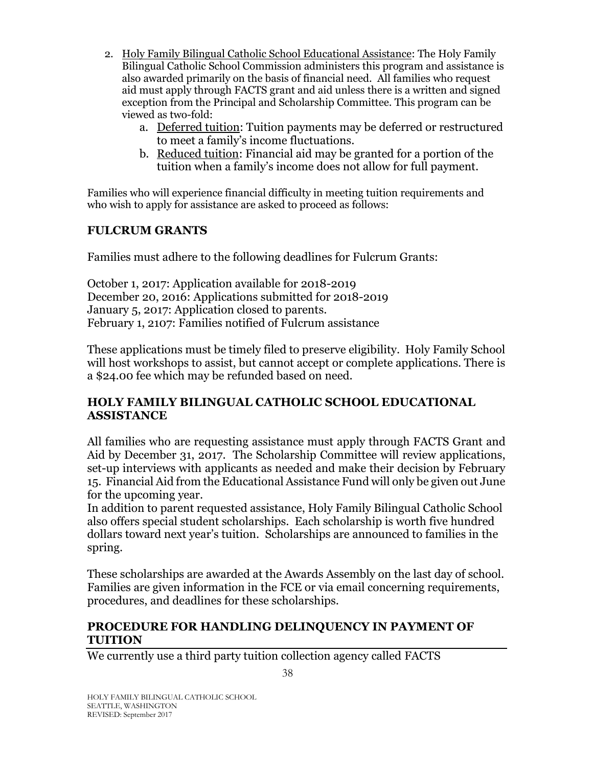2. Holy Family Bilingual Catholic School Educational Assistance: The Holy Family Bilingual Catholic School Commission administers this program and assistance is also awarded primarily on the basis of financial need. All families who request aid must apply through FACTS grant and aid unless there is a written and signed exception from the Principal and Scholarship Committee. This program can be viewed as two-fold:
   a. Deferred tuition: Tuition payments may be deferred or restructured to meet a family's income fluctuations.
   b. Reduced tuition: Financial aid may be granted for a portion of the tuition when a family's income does not allow for full payment.

Families who will experience financial difficulty in meeting tuition requirements and who wish to apply for assistance are asked to proceed as follows:

## FULCRUM GRANTS

Families must adhere to the following deadlines for Fulcrum Grants:

October 1, 2017: Application available for 2018-2019
December 20, 2016: Applications submitted for 2018-2019
January 5, 2017: Application closed to parents.
February 1, 2107: Families notified of Fulcrum assistance

These applications must be timely filed to preserve eligibility. Holy Family School will host workshops to assist, but cannot accept or complete applications. There is a $24.00 fee which may be refunded based on need.

## HOLY FAMILY BILINGUAL CATHOLIC SCHOOL EDUCATIONAL ASSISTANCE

All families who are requesting assistance must apply through FACTS Grant and Aid by December 31, 2017. The Scholarship Committee will review applications, set-up interviews with applicants as needed and make their decision by February 15. Financial Aid from the Educational Assistance Fund will only be given out June for the upcoming year.
In addition to parent requested assistance, Holy Family Bilingual Catholic School also offers special student scholarships. Each scholarship is worth five hundred dollars toward next year's tuition. Scholarships are announced to families in the spring.

These scholarships are awarded at the Awards Assembly on the last day of school. Families are given information in the FCE or via email concerning requirements, procedures, and deadlines for these scholarships.

## PROCEDURE FOR HANDLING DELINQUENCY IN PAYMENT OF TUITION

We currently use a third party tuition collection agency called FACTS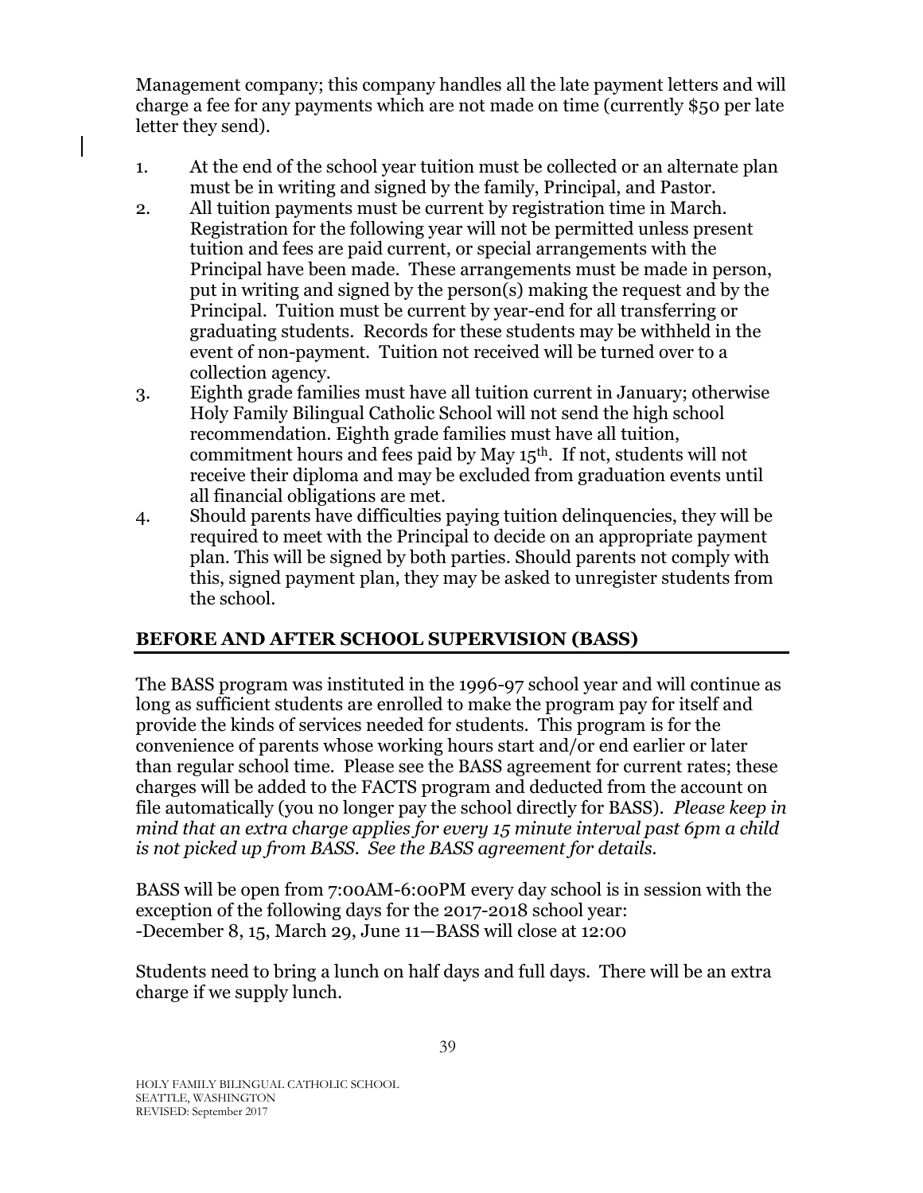Management company; this company handles all the late payment letters and will charge a fee for any payments which are not made on time (currently $50 per late letter they send).

1. At the end of the school year tuition must be collected or an alternate plan must be in writing and signed by the family, Principal, and Pastor.
2. All tuition payments must be current by registration time in March. Registration for the following year will not be permitted unless present tuition and fees are paid current, or special arrangements with the Principal have been made. These arrangements must be made in person, put in writing and signed by the person(s) making the request and by the Principal. Tuition must be current by year-end for all transferring or graduating students. Records for these students may be withheld in the event of non-payment. Tuition not received will be turned over to a collection agency.
3. Eighth grade families must have all tuition current in January; otherwise Holy Family Bilingual Catholic School will not send the high school recommendation. Eighth grade families must have all tuition, commitment hours and fees paid by May 15th. If not, students will not receive their diploma and may be excluded from graduation events until all financial obligations are met.
4. Should parents have difficulties paying tuition delinquencies, they will be required to meet with the Principal to decide on an appropriate payment plan. This will be signed by both parties. Should parents not comply with this, signed payment plan, they may be asked to unregister students from the school.

## BEFORE AND AFTER SCHOOL SUPERVISION (BASS)

The BASS program was instituted in the 1996-97 school year and will continue as long as sufficient students are enrolled to make the program pay for itself and provide the kinds of services needed for students. This program is for the convenience of parents whose working hours start and/or end earlier or later than regular school time. Please see the BASS agreement for current rates; these charges will be added to the FACTS program and deducted from the account on file automatically (you no longer pay the school directly for BASS). *Please keep in mind that an extra charge applies for every 15 minute interval past 6pm a child is not picked up from BASS. See the BASS agreement for details.*

BASS will be open from 7:00AM-6:00PM every day school is in session with the exception of the following days for the 2017-2018 school year:
-December 8, 15, March 29, June 11—BASS will close at 12:00

Students need to bring a lunch on half days and full days. There will be an extra charge if we supply lunch.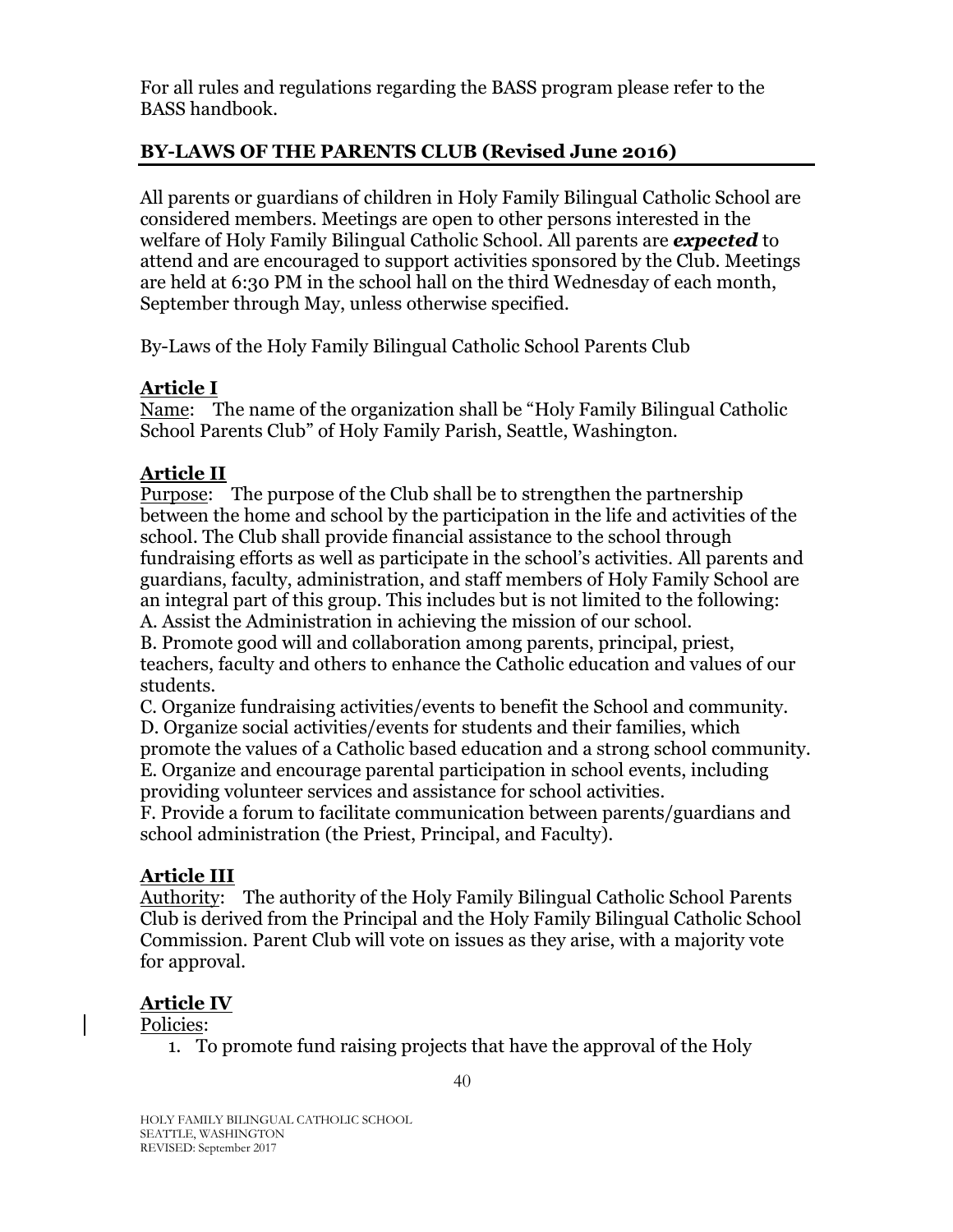For all rules and regulations regarding the BASS program please refer to the BASS handbook.

## BY-LAWS OF THE PARENTS CLUB (Revised June 2016)

All parents or guardians of children in Holy Family Bilingual Catholic School are considered members. Meetings are open to other persons interested in the welfare of Holy Family Bilingual Catholic School. All parents are ***expected*** to attend and are encouraged to support activities sponsored by the Club. Meetings are held at 6:30 PM in the school hall on the third Wednesday of each month, September through May, unless otherwise specified.

By-Laws of the Holy Family Bilingual Catholic School Parents Club

### Article I

Name: The name of the organization shall be "Holy Family Bilingual Catholic School Parents Club" of Holy Family Parish, Seattle, Washington.

### Article II

Purpose: The purpose of the Club shall be to strengthen the partnership between the home and school by the participation in the life and activities of the school. The Club shall provide financial assistance to the school through fundraising efforts as well as participate in the school's activities. All parents and guardians, faculty, administration, and staff members of Holy Family School are an integral part of this group. This includes but is not limited to the following:

A. Assist the Administration in achieving the mission of our school.

B. Promote good will and collaboration among parents, principal, priest, teachers, faculty and others to enhance the Catholic education and values of our students.

C. Organize fundraising activities/events to benefit the School and community.

D. Organize social activities/events for students and their families, which promote the values of a Catholic based education and a strong school community.

E. Organize and encourage parental participation in school events, including providing volunteer services and assistance for school activities.

F. Provide a forum to facilitate communication between parents/guardians and school administration (the Priest, Principal, and Faculty).

### Article III

Authority: The authority of the Holy Family Bilingual Catholic School Parents Club is derived from the Principal and the Holy Family Bilingual Catholic School Commission. Parent Club will vote on issues as they arise, with a majority vote for approval.

### Article IV

Policies:

1. To promote fund raising projects that have the approval of the Holy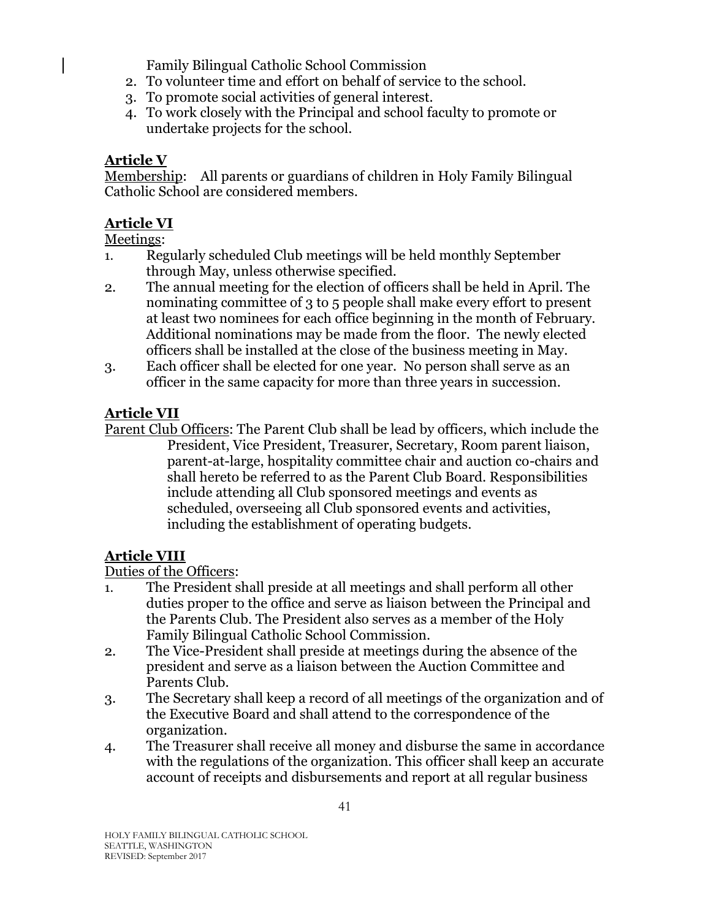Family Bilingual Catholic School Commission

2. To volunteer time and effort on behalf of service to the school.
3. To promote social activities of general interest.
4. To work closely with the Principal and school faculty to promote or undertake projects for the school.

## Article V

Membership: All parents or guardians of children in Holy Family Bilingual Catholic School are considered members.

## Article VI

Meetings:

1. Regularly scheduled Club meetings will be held monthly September through May, unless otherwise specified.
2. The annual meeting for the election of officers shall be held in April. The nominating committee of 3 to 5 people shall make every effort to present at least two nominees for each office beginning in the month of February. Additional nominations may be made from the floor. The newly elected officers shall be installed at the close of the business meeting in May.
3. Each officer shall be elected for one year. No person shall serve as an officer in the same capacity for more than three years in succession.

## Article VII

Parent Club Officers: The Parent Club shall be lead by officers, which include the President, Vice President, Treasurer, Secretary, Room parent liaison, parent-at-large, hospitality committee chair and auction co-chairs and shall hereto be referred to as the Parent Club Board. Responsibilities include attending all Club sponsored meetings and events as scheduled, overseeing all Club sponsored events and activities, including the establishment of operating budgets.

## Article VIII

Duties of the Officers:

1. The President shall preside at all meetings and shall perform all other duties proper to the office and serve as liaison between the Principal and the Parents Club. The President also serves as a member of the Holy Family Bilingual Catholic School Commission.
2. The Vice-President shall preside at meetings during the absence of the president and serve as a liaison between the Auction Committee and Parents Club.
3. The Secretary shall keep a record of all meetings of the organization and of the Executive Board and shall attend to the correspondence of the organization.
4. The Treasurer shall receive all money and disburse the same in accordance with the regulations of the organization. This officer shall keep an accurate account of receipts and disbursements and report at all regular business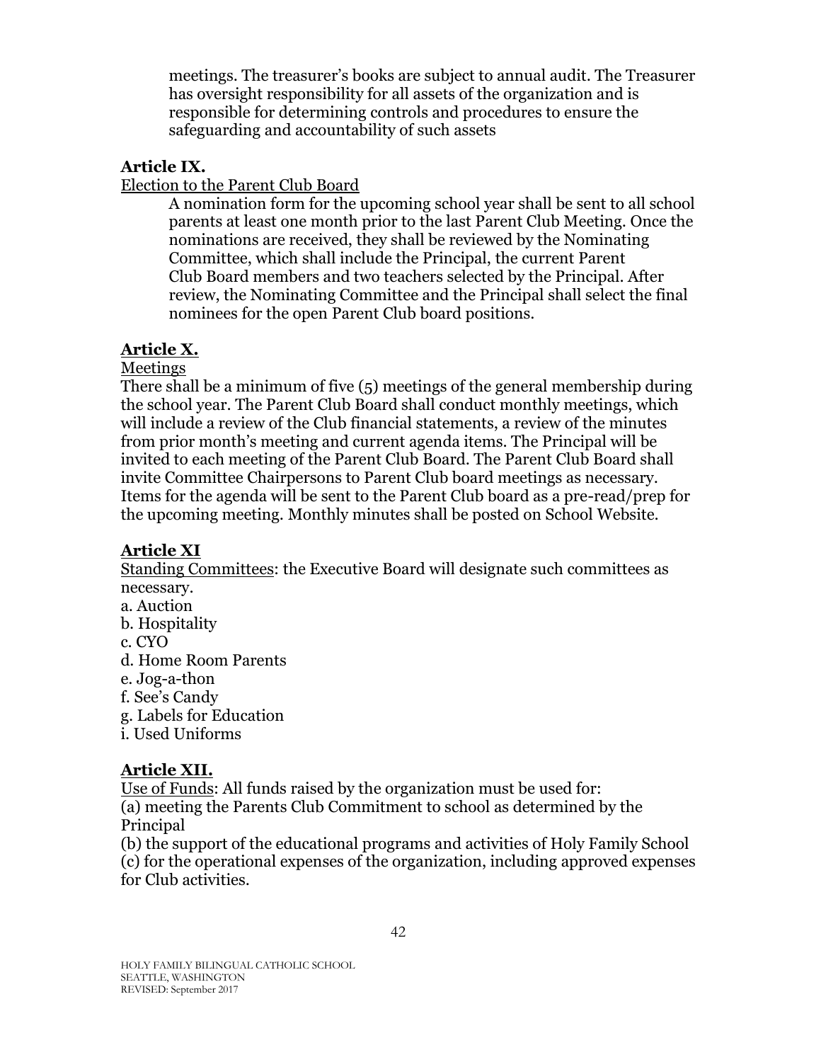meetings. The treasurer's books are subject to annual audit. The Treasurer has oversight responsibility for all assets of the organization and is responsible for determining controls and procedures to ensure the safeguarding and accountability of such assets

**Article IX.**

Election to the Parent Club Board

A nomination form for the upcoming school year shall be sent to all school parents at least one month prior to the last Parent Club Meeting. Once the nominations are received, they shall be reviewed by the Nominating Committee, which shall include the Principal, the current Parent Club Board members and two teachers selected by the Principal. After review, the Nominating Committee and the Principal shall select the final nominees for the open Parent Club board positions.

**Article X.**

Meetings

There shall be a minimum of five (5) meetings of the general membership during the school year. The Parent Club Board shall conduct monthly meetings, which will include a review of the Club financial statements, a review of the minutes from prior month's meeting and current agenda items. The Principal will be invited to each meeting of the Parent Club Board. The Parent Club Board shall invite Committee Chairpersons to Parent Club board meetings as necessary. Items for the agenda will be sent to the Parent Club board as a pre-read/prep for the upcoming meeting. Monthly minutes shall be posted on School Website.

**Article XI**

Standing Committees: the Executive Board will designate such committees as necessary.

a. Auction
b. Hospitality
c. CYO
d. Home Room Parents
e. Jog-a-thon
f. See's Candy
g. Labels for Education
i. Used Uniforms

**Article XII.**

Use of Funds: All funds raised by the organization must be used for:

(a) meeting the Parents Club Commitment to school as determined by the Principal

(b) the support of the educational programs and activities of Holy Family School

(c) for the operational expenses of the organization, including approved expenses for Club activities.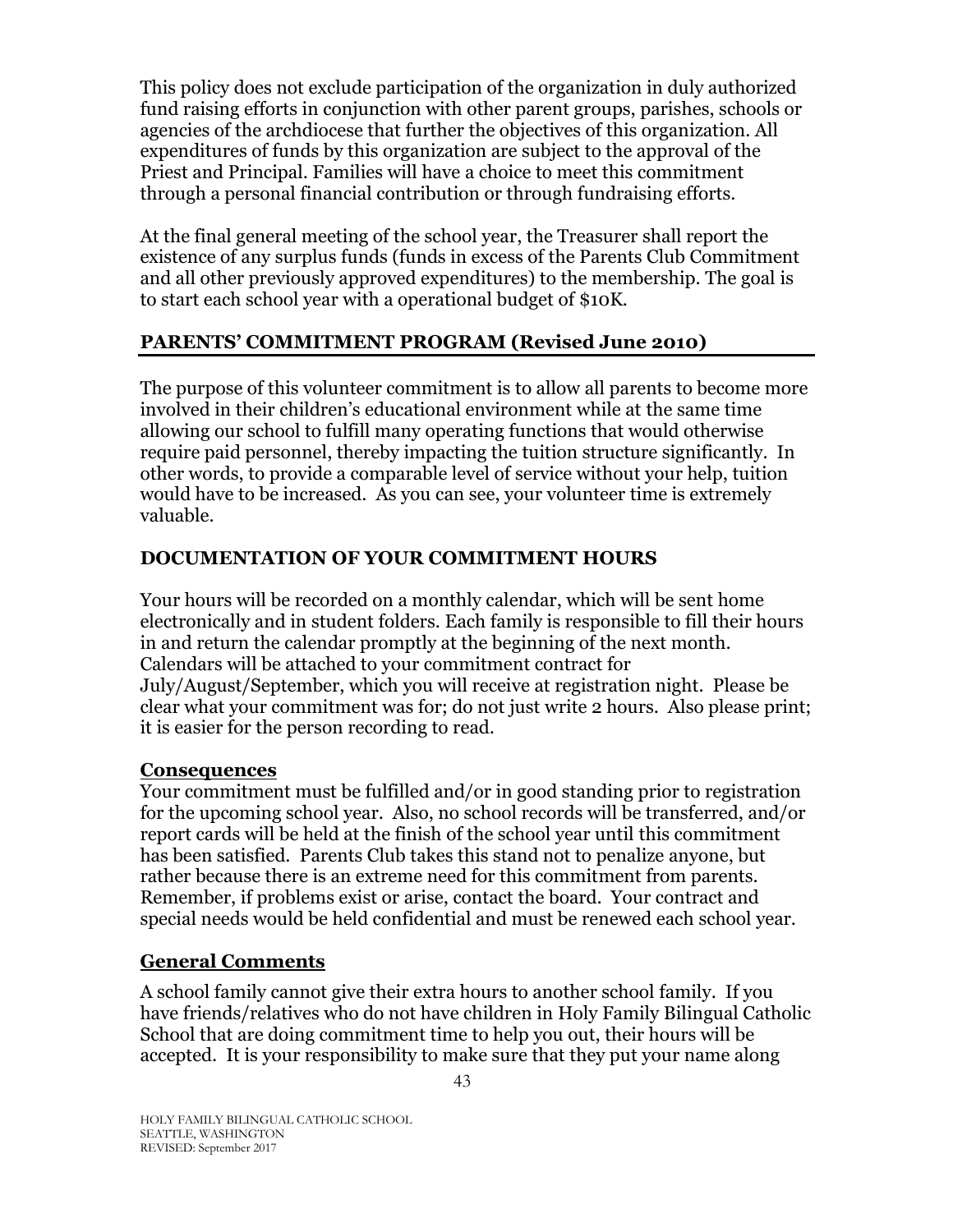This policy does not exclude participation of the organization in duly authorized fund raising efforts in conjunction with other parent groups, parishes, schools or agencies of the archdiocese that further the objectives of this organization. All expenditures of funds by this organization are subject to the approval of the Priest and Principal. Families will have a choice to meet this commitment through a personal financial contribution or through fundraising efforts.

At the final general meeting of the school year, the Treasurer shall report the existence of any surplus funds (funds in excess of the Parents Club Commitment and all other previously approved expenditures) to the membership. The goal is to start each school year with a operational budget of $10K.

## PARENTS' COMMITMENT PROGRAM (Revised June 2010)

The purpose of this volunteer commitment is to allow all parents to become more involved in their children's educational environment while at the same time allowing our school to fulfill many operating functions that would otherwise require paid personnel, thereby impacting the tuition structure significantly. In other words, to provide a comparable level of service without your help, tuition would have to be increased. As you can see, your volunteer time is extremely valuable.

## DOCUMENTATION OF YOUR COMMITMENT HOURS

Your hours will be recorded on a monthly calendar, which will be sent home electronically and in student folders. Each family is responsible to fill their hours in and return the calendar promptly at the beginning of the next month. Calendars will be attached to your commitment contract for July/August/September, which you will receive at registration night. Please be clear what your commitment was for; do not just write 2 hours. Also please print; it is easier for the person recording to read.

### Consequences

Your commitment must be fulfilled and/or in good standing prior to registration for the upcoming school year. Also, no school records will be transferred, and/or report cards will be held at the finish of the school year until this commitment has been satisfied. Parents Club takes this stand not to penalize anyone, but rather because there is an extreme need for this commitment from parents. Remember, if problems exist or arise, contact the board. Your contract and special needs would be held confidential and must be renewed each school year.

### General Comments

A school family cannot give their extra hours to another school family. If you have friends/relatives who do not have children in Holy Family Bilingual Catholic School that are doing commitment time to help you out, their hours will be accepted. It is your responsibility to make sure that they put your name along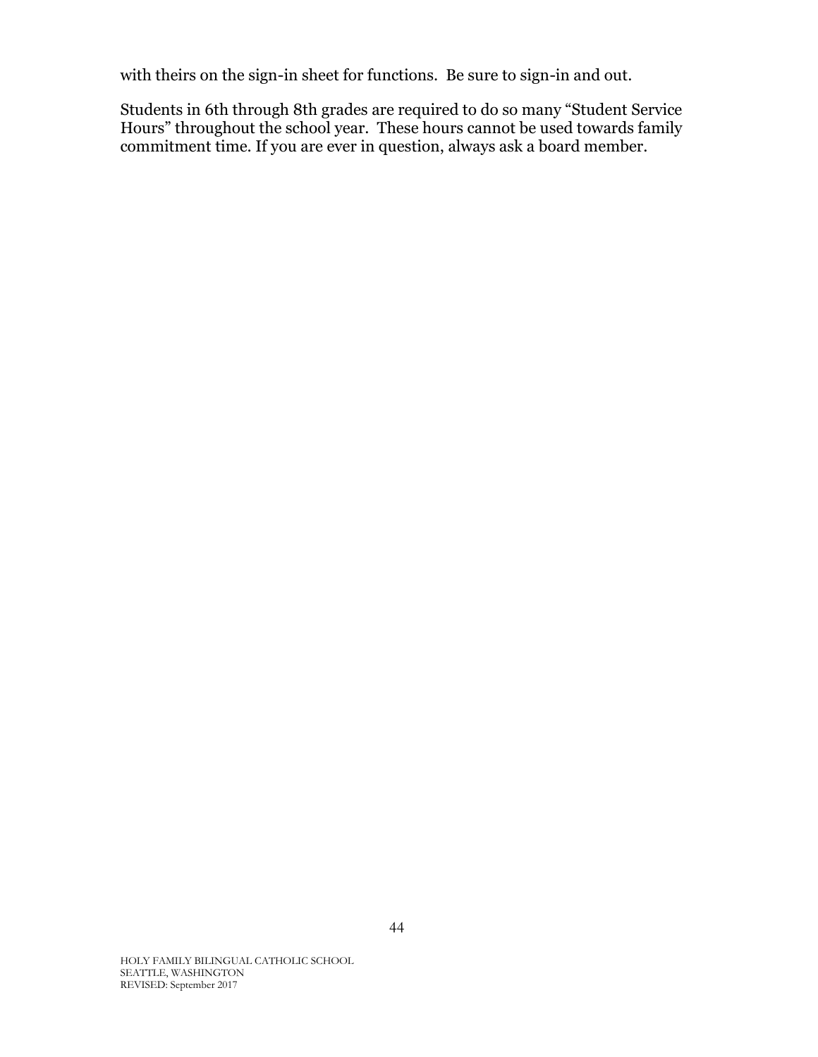with theirs on the sign-in sheet for functions. Be sure to sign-in and out.

Students in 6th through 8th grades are required to do so many "Student Service Hours" throughout the school year. These hours cannot be used towards family commitment time. If you are ever in question, always ask a board member.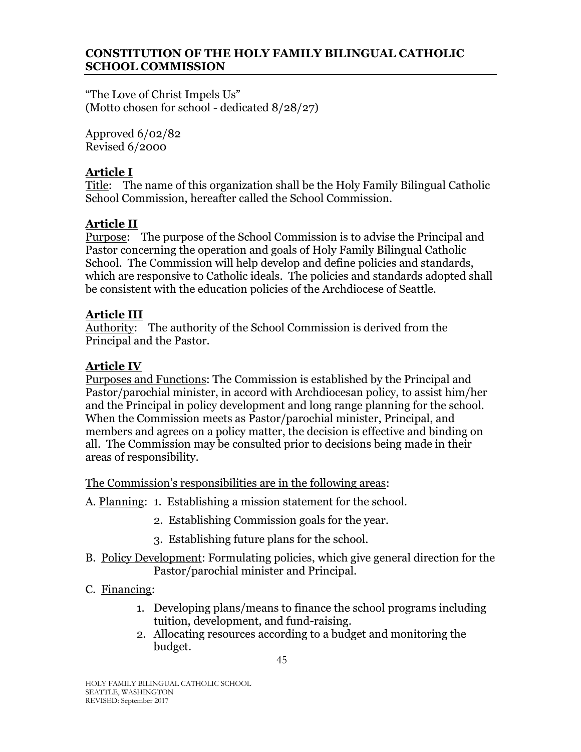## CONSTITUTION OF THE HOLY FAMILY BILINGUAL CATHOLIC SCHOOL COMMISSION

"The Love of Christ Impels Us"
(Motto chosen for school - dedicated 8/28/27)

Approved 6/02/82
Revised 6/2000

### Article I

Title: The name of this organization shall be the Holy Family Bilingual Catholic School Commission, hereafter called the School Commission.

### Article II

Purpose: The purpose of the School Commission is to advise the Principal and Pastor concerning the operation and goals of Holy Family Bilingual Catholic School. The Commission will help develop and define policies and standards, which are responsive to Catholic ideals. The policies and standards adopted shall be consistent with the education policies of the Archdiocese of Seattle.

### Article III

Authority: The authority of the School Commission is derived from the Principal and the Pastor.

### Article IV

Purposes and Functions: The Commission is established by the Principal and Pastor/parochial minister, in accord with Archdiocesan policy, to assist him/her and the Principal in policy development and long range planning for the school. When the Commission meets as Pastor/parochial minister, Principal, and members and agrees on a policy matter, the decision is effective and binding on all. The Commission may be consulted prior to decisions being made in their areas of responsibility.

The Commission's responsibilities are in the following areas:

A. Planning:
   1. Establishing a mission statement for the school.
   2. Establishing Commission goals for the year.
   3. Establishing future plans for the school.

B. Policy Development: Formulating policies, which give general direction for the Pastor/parochial minister and Principal.

C. Financing:
   1. Developing plans/means to finance the school programs including tuition, development, and fund-raising.
   2. Allocating resources according to a budget and monitoring the budget.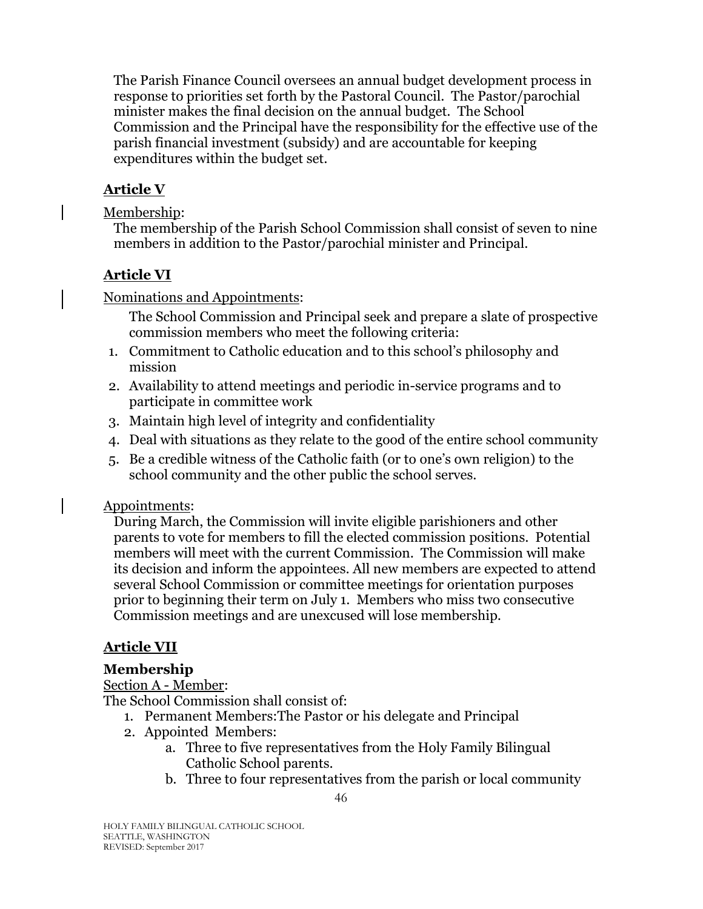The Parish Finance Council oversees an annual budget development process in response to priorities set forth by the Pastoral Council. The Pastor/parochial minister makes the final decision on the annual budget. The School Commission and the Principal have the responsibility for the effective use of the parish financial investment (subsidy) and are accountable for keeping expenditures within the budget set.

## Article V

Membership:

The membership of the Parish School Commission shall consist of seven to nine members in addition to the Pastor/parochial minister and Principal.

## Article VI

Nominations and Appointments:

The School Commission and Principal seek and prepare a slate of prospective commission members who meet the following criteria:

1. Commitment to Catholic education and to this school's philosophy and mission
2. Availability to attend meetings and periodic in-service programs and to participate in committee work
3. Maintain high level of integrity and confidentiality
4. Deal with situations as they relate to the good of the entire school community
5. Be a credible witness of the Catholic faith (or to one's own religion) to the school community and the other public the school serves.

Appointments:

During March, the Commission will invite eligible parishioners and other parents to vote for members to fill the elected commission positions. Potential members will meet with the current Commission. The Commission will make its decision and inform the appointees. All new members are expected to attend several School Commission or committee meetings for orientation purposes prior to beginning their term on July 1. Members who miss two consecutive Commission meetings and are unexcused will lose membership.

## Article VII

### Membership

Section A - Member:

The School Commission shall consist of:

1. Permanent Members:The Pastor or his delegate and Principal
2. Appointed Members:
   a. Three to five representatives from the Holy Family Bilingual Catholic School parents.
   b. Three to four representatives from the parish or local community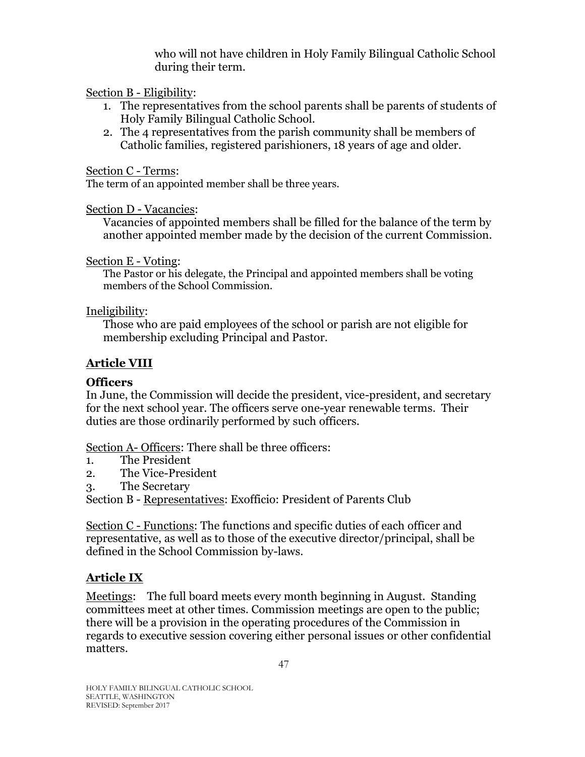who will not have children in Holy Family Bilingual Catholic School during their term.

Section B - Eligibility:

1. The representatives from the school parents shall be parents of students of Holy Family Bilingual Catholic School.
2. The 4 representatives from the parish community shall be members of Catholic families, registered parishioners, 18 years of age and older.

Section C - Terms:

The term of an appointed member shall be three years.

Section D - Vacancies:

Vacancies of appointed members shall be filled for the balance of the term by another appointed member made by the decision of the current Commission.

Section E - Voting:

The Pastor or his delegate, the Principal and appointed members shall be voting members of the School Commission.

Ineligibility:

Those who are paid employees of the school or parish are not eligible for membership excluding Principal and Pastor.

## Article VIII

### Officers

In June, the Commission will decide the president, vice-president, and secretary for the next school year. The officers serve one-year renewable terms. Their duties are those ordinarily performed by such officers.

Section A- Officers: There shall be three officers:

1. The President
2. The Vice-President
3. The Secretary

Section B - Representatives: Exofficio: President of Parents Club

Section C - Functions: The functions and specific duties of each officer and representative, as well as to those of the executive director/principal, shall be defined in the School Commission by-laws.

## Article IX

Meetings: The full board meets every month beginning in August. Standing committees meet at other times. Commission meetings are open to the public; there will be a provision in the operating procedures of the Commission in regards to executive session covering either personal issues or other confidential matters.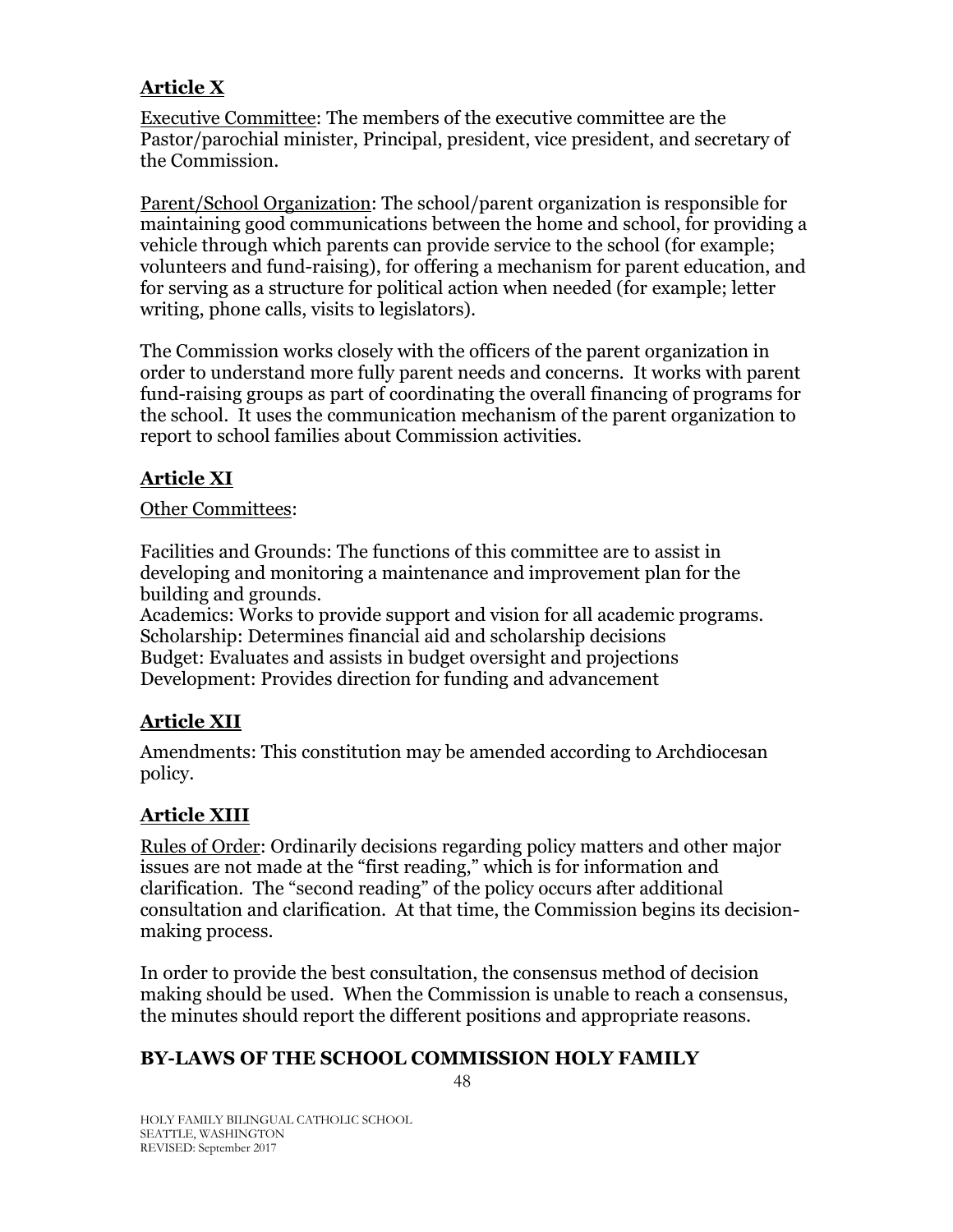## Article X

Executive Committee: The members of the executive committee are the Pastor/parochial minister, Principal, president, vice president, and secretary of the Commission.

Parent/School Organization: The school/parent organization is responsible for maintaining good communications between the home and school, for providing a vehicle through which parents can provide service to the school (for example; volunteers and fund-raising), for offering a mechanism for parent education, and for serving as a structure for political action when needed (for example; letter writing, phone calls, visits to legislators).

The Commission works closely with the officers of the parent organization in order to understand more fully parent needs and concerns. It works with parent fund-raising groups as part of coordinating the overall financing of programs for the school. It uses the communication mechanism of the parent organization to report to school families about Commission activities.

## Article XI

Other Committees:

Facilities and Grounds: The functions of this committee are to assist in developing and monitoring a maintenance and improvement plan for the building and grounds.
Academics: Works to provide support and vision for all academic programs.
Scholarship: Determines financial aid and scholarship decisions
Budget: Evaluates and assists in budget oversight and projections
Development: Provides direction for funding and advancement

## Article XII

Amendments: This constitution may be amended according to Archdiocesan policy.

## Article XIII

Rules of Order: Ordinarily decisions regarding policy matters and other major issues are not made at the "first reading," which is for information and clarification. The "second reading" of the policy occurs after additional consultation and clarification. At that time, the Commission begins its decision-making process.

In order to provide the best consultation, the consensus method of decision making should be used. When the Commission is unable to reach a consensus, the minutes should report the different positions and appropriate reasons.

# BY-LAWS OF THE SCHOOL COMMISSION HOLY FAMILY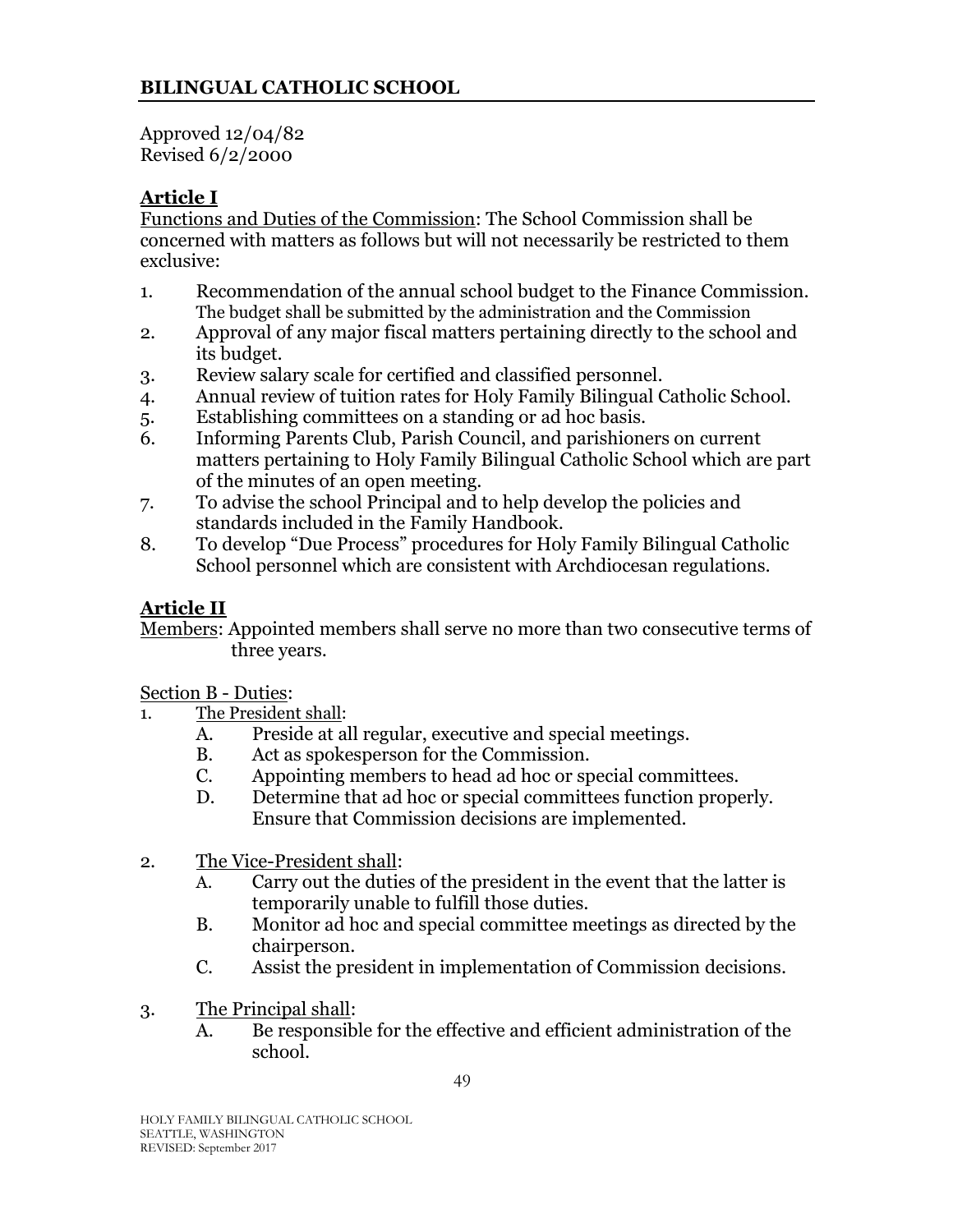## BILINGUAL CATHOLIC SCHOOL

Approved 12/04/82
Revised 6/2/2000

### Article I

Functions and Duties of the Commission: The School Commission shall be concerned with matters as follows but will not necessarily be restricted to them exclusive:

1. Recommendation of the annual school budget to the Finance Commission. The budget shall be submitted by the administration and the Commission
2. Approval of any major fiscal matters pertaining directly to the school and its budget.
3. Review salary scale for certified and classified personnel.
4. Annual review of tuition rates for Holy Family Bilingual Catholic School.
5. Establishing committees on a standing or ad hoc basis.
6. Informing Parents Club, Parish Council, and parishioners on current matters pertaining to Holy Family Bilingual Catholic School which are part of the minutes of an open meeting.
7. To advise the school Principal and to help develop the policies and standards included in the Family Handbook.
8. To develop "Due Process" procedures for Holy Family Bilingual Catholic School personnel which are consistent with Archdiocesan regulations.

### Article II

Members: Appointed members shall serve no more than two consecutive terms of three years.

Section B - Duties:

1. The President shall:
   - A. Preside at all regular, executive and special meetings.
   - B. Act as spokesperson for the Commission.
   - C. Appointing members to head ad hoc or special committees.
   - D. Determine that ad hoc or special committees function properly. Ensure that Commission decisions are implemented.

2. The Vice-President shall:
   - A. Carry out the duties of the president in the event that the latter is temporarily unable to fulfill those duties.
   - B. Monitor ad hoc and special committee meetings as directed by the chairperson.
   - C. Assist the president in implementation of Commission decisions.

3. The Principal shall:
   - A. Be responsible for the effective and efficient administration of the school.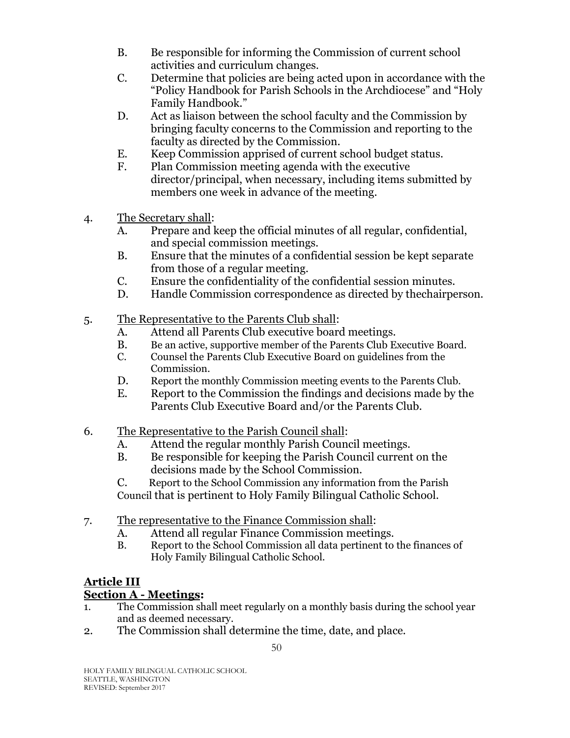B. Be responsible for informing the Commission of current school activities and curriculum changes.
C. Determine that policies are being acted upon in accordance with the "Policy Handbook for Parish Schools in the Archdiocese" and "Holy Family Handbook."
D. Act as liaison between the school faculty and the Commission by bringing faculty concerns to the Commission and reporting to the faculty as directed by the Commission.
E. Keep Commission apprised of current school budget status.
F. Plan Commission meeting agenda with the executive director/principal, when necessary, including items submitted by members one week in advance of the meeting.

4. The Secretary shall:
   A. Prepare and keep the official minutes of all regular, confidential, and special commission meetings.
   B. Ensure that the minutes of a confidential session be kept separate from those of a regular meeting.
   C. Ensure the confidentiality of the confidential session minutes.
   D. Handle Commission correspondence as directed by thechairperson.

5. The Representative to the Parents Club shall:
   A. Attend all Parents Club executive board meetings.
   B. Be an active, supportive member of the Parents Club Executive Board.
   C. Counsel the Parents Club Executive Board on guidelines from the Commission.
   D. Report the monthly Commission meeting events to the Parents Club.
   E. Report to the Commission the findings and decisions made by the Parents Club Executive Board and/or the Parents Club.

6. The Representative to the Parish Council shall:
   A. Attend the regular monthly Parish Council meetings.
   B. Be responsible for keeping the Parish Council current on the decisions made by the School Commission.
   C. Report to the School Commission any information from the Parish Council that is pertinent to Holy Family Bilingual Catholic School.

7. The representative to the Finance Commission shall:
   A. Attend all regular Finance Commission meetings.
   B. Report to the School Commission all data pertinent to the finances of Holy Family Bilingual Catholic School.

## Article III

### Section A - Meetings:

1. The Commission shall meet regularly on a monthly basis during the school year and as deemed necessary.
2. The Commission shall determine the time, date, and place.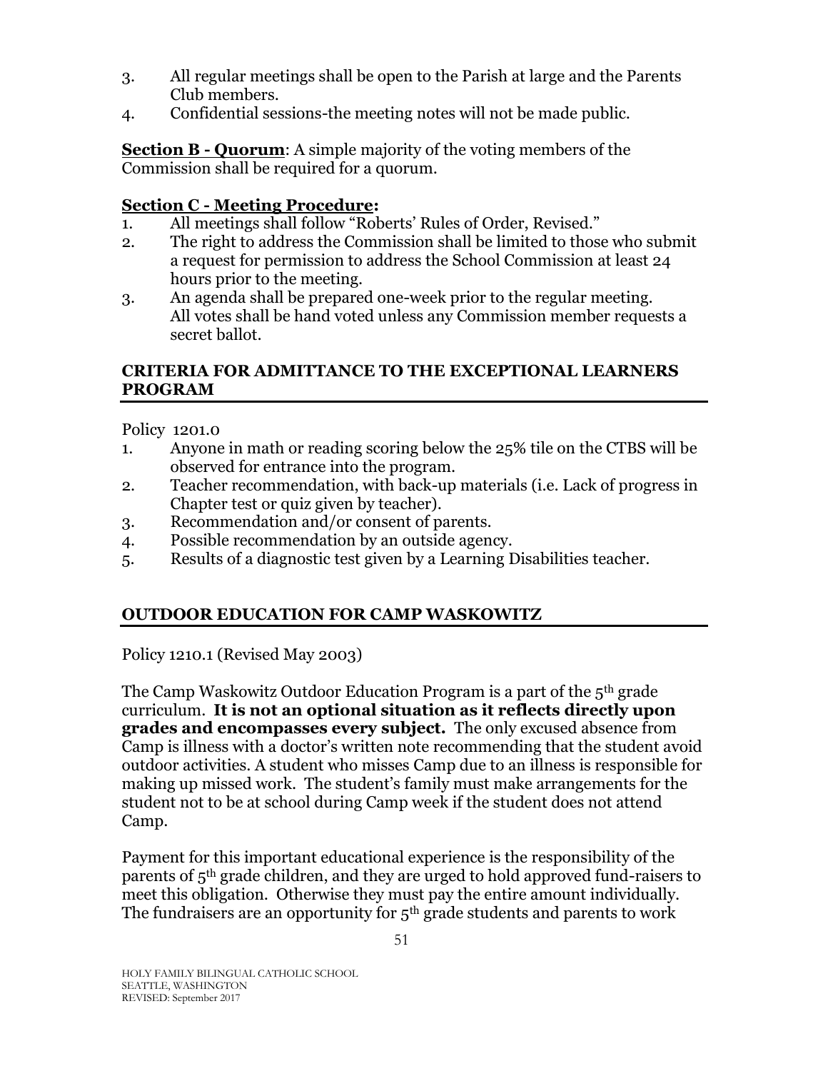3. All regular meetings shall be open to the Parish at large and the Parents Club members.
4. Confidential sessions-the meeting notes will not be made public.

**Section B - Quorum**: A simple majority of the voting members of the Commission shall be required for a quorum.

**Section C - Meeting Procedure:**

1. All meetings shall follow "Roberts' Rules of Order, Revised."
2. The right to address the Commission shall be limited to those who submit a request for permission to address the School Commission at least 24 hours prior to the meeting.
3. An agenda shall be prepared one-week prior to the regular meeting. All votes shall be hand voted unless any Commission member requests a secret ballot.

## CRITERIA FOR ADMITTANCE TO THE EXCEPTIONAL LEARNERS PROGRAM

Policy 1201.0

1. Anyone in math or reading scoring below the 25% tile on the CTBS will be observed for entrance into the program.
2. Teacher recommendation, with back-up materials (i.e. Lack of progress in Chapter test or quiz given by teacher).
3. Recommendation and/or consent of parents.
4. Possible recommendation by an outside agency.
5. Results of a diagnostic test given by a Learning Disabilities teacher.

## OUTDOOR EDUCATION FOR CAMP WASKOWITZ

Policy 1210.1 (Revised May 2003)

The Camp Waskowitz Outdoor Education Program is a part of the 5th grade curriculum. **It is not an optional situation as it reflects directly upon grades and encompasses every subject.** The only excused absence from Camp is illness with a doctor's written note recommending that the student avoid outdoor activities. A student who misses Camp due to an illness is responsible for making up missed work. The student's family must make arrangements for the student not to be at school during Camp week if the student does not attend Camp.

Payment for this important educational experience is the responsibility of the parents of 5th grade children, and they are urged to hold approved fund-raisers to meet this obligation. Otherwise they must pay the entire amount individually. The fundraisers are an opportunity for 5th grade students and parents to work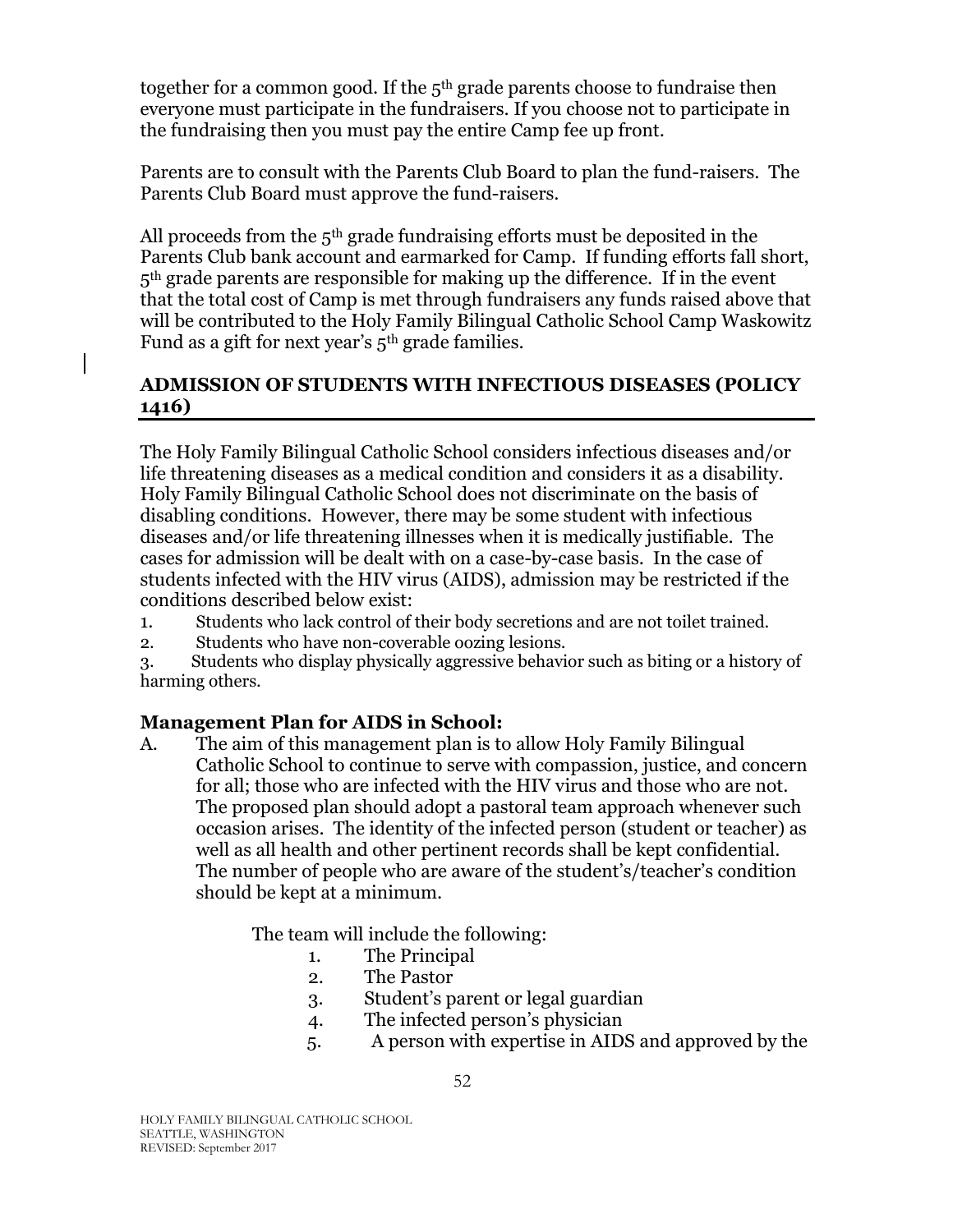together for a common good. If the 5th grade parents choose to fundraise then everyone must participate in the fundraisers. If you choose not to participate in the fundraising then you must pay the entire Camp fee up front.

Parents are to consult with the Parents Club Board to plan the fund-raisers. The Parents Club Board must approve the fund-raisers.

All proceeds from the 5th grade fundraising efforts must be deposited in the Parents Club bank account and earmarked for Camp. If funding efforts fall short, 5th grade parents are responsible for making up the difference. If in the event that the total cost of Camp is met through fundraisers any funds raised above that will be contributed to the Holy Family Bilingual Catholic School Camp Waskowitz Fund as a gift for next year's 5th grade families.

## ADMISSION OF STUDENTS WITH INFECTIOUS DISEASES (POLICY 1416)

The Holy Family Bilingual Catholic School considers infectious diseases and/or life threatening diseases as a medical condition and considers it as a disability. Holy Family Bilingual Catholic School does not discriminate on the basis of disabling conditions. However, there may be some student with infectious diseases and/or life threatening illnesses when it is medically justifiable. The cases for admission will be dealt with on a case-by-case basis. In the case of students infected with the HIV virus (AIDS), admission may be restricted if the conditions described below exist:

1. Students who lack control of their body secretions and are not toilet trained.
2. Students who have non-coverable oozing lesions.
3. Students who display physically aggressive behavior such as biting or a history of harming others.

### Management Plan for AIDS in School:

A. The aim of this management plan is to allow Holy Family Bilingual Catholic School to continue to serve with compassion, justice, and concern for all; those who are infected with the HIV virus and those who are not. The proposed plan should adopt a pastoral team approach whenever such occasion arises. The identity of the infected person (student or teacher) as well as all health and other pertinent records shall be kept confidential. The number of people who are aware of the student's/teacher's condition should be kept at a minimum.

The team will include the following:

1. The Principal
2. The Pastor
3. Student's parent or legal guardian
4. The infected person's physician
5. A person with expertise in AIDS and approved by the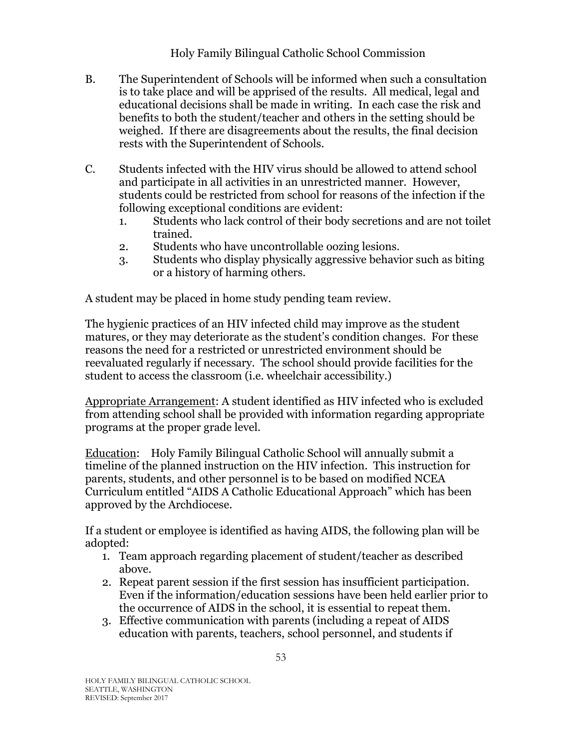B. The Superintendent of Schools will be informed when such a consultation is to take place and will be apprised of the results. All medical, legal and educational decisions shall be made in writing. In each case the risk and benefits to both the student/teacher and others in the setting should be weighed. If there are disagreements about the results, the final decision rests with the Superintendent of Schools.

C. Students infected with the HIV virus should be allowed to attend school and participate in all activities in an unrestricted manner. However, students could be restricted from school for reasons of the infection if the following exceptional conditions are evident:
   1. Students who lack control of their body secretions and are not toilet trained.
   2. Students who have uncontrollable oozing lesions.
   3. Students who display physically aggressive behavior such as biting or a history of harming others.

A student may be placed in home study pending team review.

The hygienic practices of an HIV infected child may improve as the student matures, or they may deteriorate as the student's condition changes. For these reasons the need for a restricted or unrestricted environment should be reevaluated regularly if necessary. The school should provide facilities for the student to access the classroom (i.e. wheelchair accessibility.)

<u>Appropriate Arrangement</u>: A student identified as HIV infected who is excluded from attending school shall be provided with information regarding appropriate programs at the proper grade level.

<u>Education</u>: Holy Family Bilingual Catholic School will annually submit a timeline of the planned instruction on the HIV infection. This instruction for parents, students, and other personnel is to be based on modified NCEA Curriculum entitled "AIDS A Catholic Educational Approach" which has been approved by the Archdiocese.

If a student or employee is identified as having AIDS, the following plan will be adopted:

1. Team approach regarding placement of student/teacher as described above.
2. Repeat parent session if the first session has insufficient participation. Even if the information/education sessions have been held earlier prior to the occurrence of AIDS in the school, it is essential to repeat them.
3. Effective communication with parents (including a repeat of AIDS education with parents, teachers, school personnel, and students if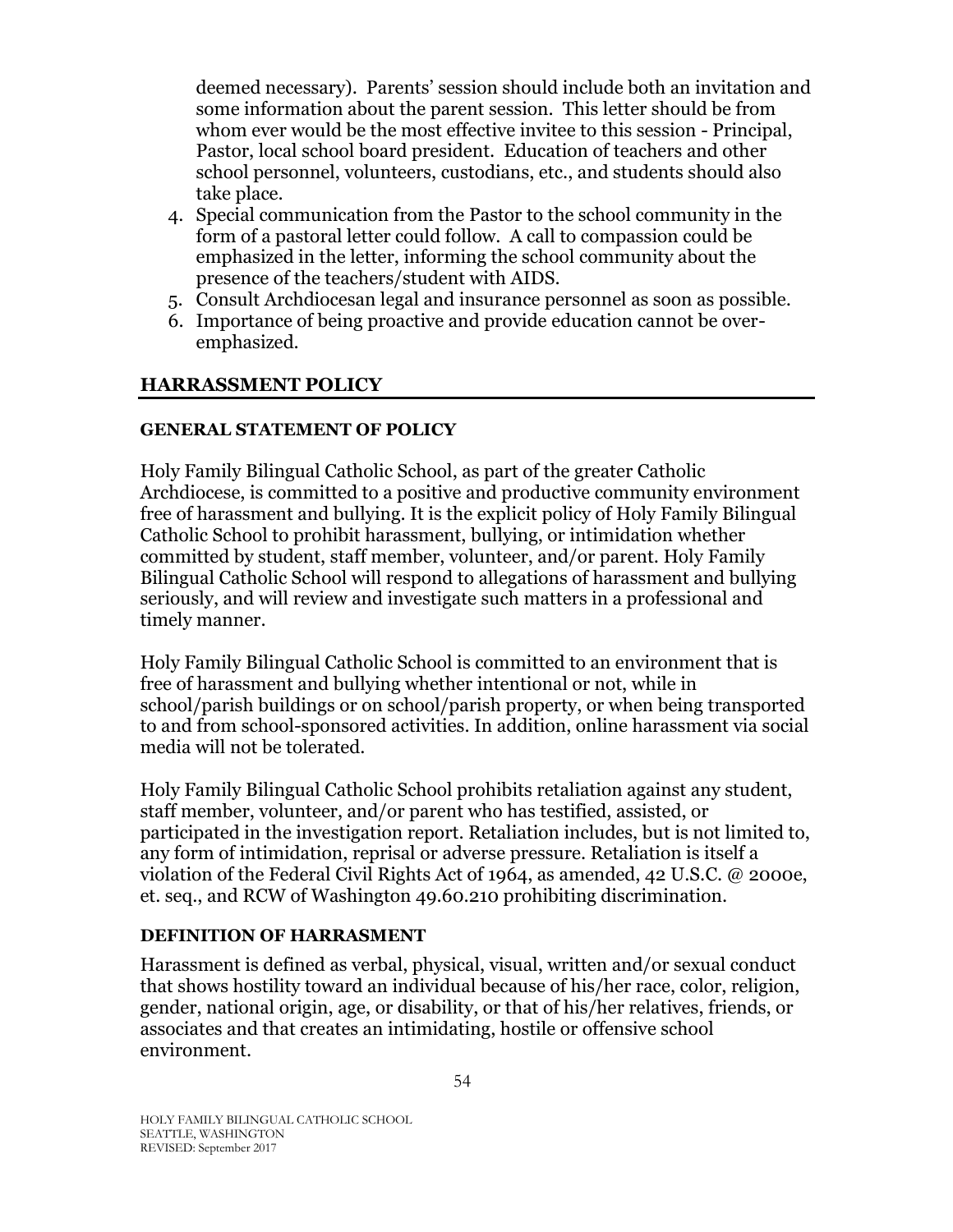deemed necessary). Parents' session should include both an invitation and some information about the parent session. This letter should be from whom ever would be the most effective invitee to this session - Principal, Pastor, local school board president. Education of teachers and other school personnel, volunteers, custodians, etc., and students should also take place.

4. Special communication from the Pastor to the school community in the form of a pastoral letter could follow. A call to compassion could be emphasized in the letter, informing the school community about the presence of the teachers/student with AIDS.
5. Consult Archdiocesan legal and insurance personnel as soon as possible.
6. Importance of being proactive and provide education cannot be over-emphasized.

## HARRASSMENT POLICY

### GENERAL STATEMENT OF POLICY

Holy Family Bilingual Catholic School, as part of the greater Catholic Archdiocese, is committed to a positive and productive community environment free of harassment and bullying. It is the explicit policy of Holy Family Bilingual Catholic School to prohibit harassment, bullying, or intimidation whether committed by student, staff member, volunteer, and/or parent. Holy Family Bilingual Catholic School will respond to allegations of harassment and bullying seriously, and will review and investigate such matters in a professional and timely manner.

Holy Family Bilingual Catholic School is committed to an environment that is free of harassment and bullying whether intentional or not, while in school/parish buildings or on school/parish property, or when being transported to and from school-sponsored activities. In addition, online harassment via social media will not be tolerated.

Holy Family Bilingual Catholic School prohibits retaliation against any student, staff member, volunteer, and/or parent who has testified, assisted, or participated in the investigation report. Retaliation includes, but is not limited to, any form of intimidation, reprisal or adverse pressure. Retaliation is itself a violation of the Federal Civil Rights Act of 1964, as amended, 42 U.S.C. @ 2000e, et. seq., and RCW of Washington 49.60.210 prohibiting discrimination.

### DEFINITION OF HARRASMENT

Harassment is defined as verbal, physical, visual, written and/or sexual conduct that shows hostility toward an individual because of his/her race, color, religion, gender, national origin, age, or disability, or that of his/her relatives, friends, or associates and that creates an intimidating, hostile or offensive school environment.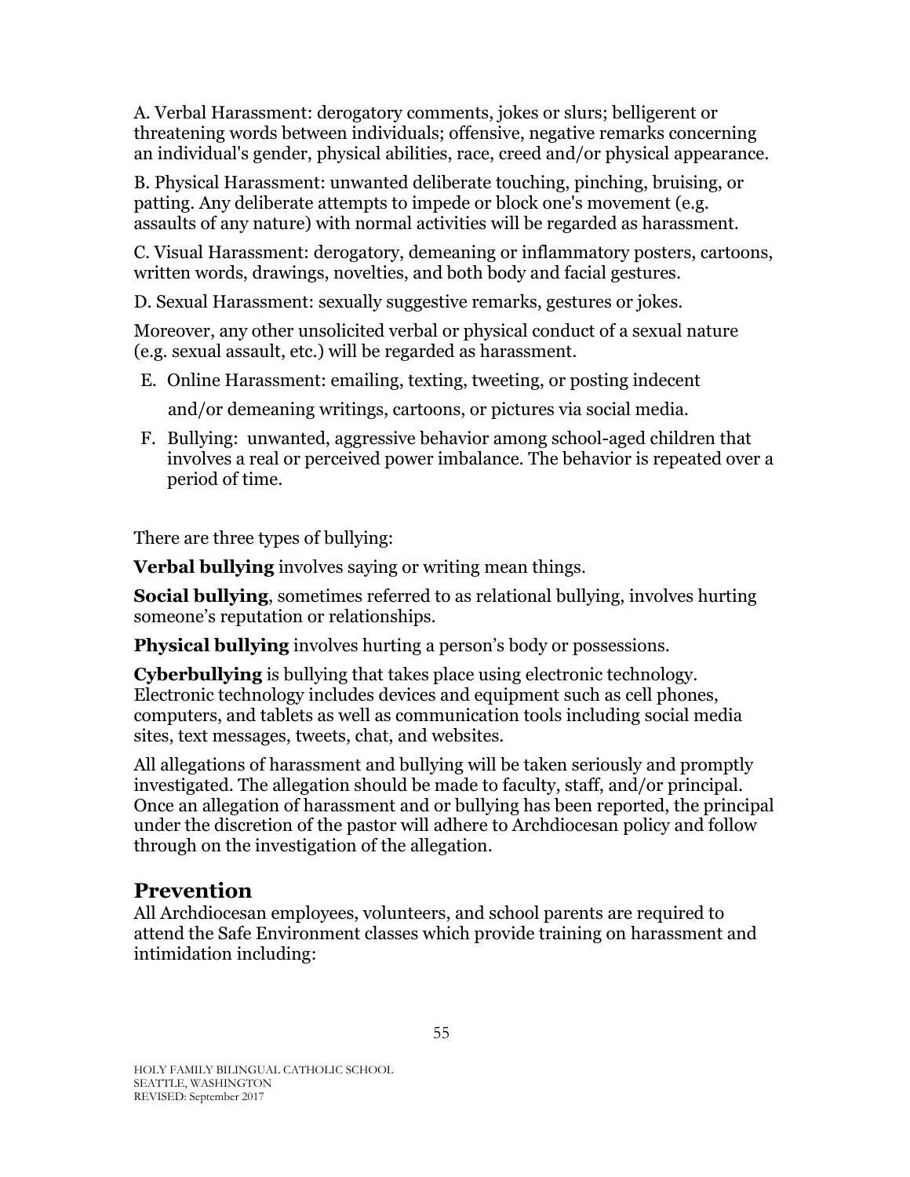A. Verbal Harassment: derogatory comments, jokes or slurs; belligerent or threatening words between individuals; offensive, negative remarks concerning an individual's gender, physical abilities, race, creed and/or physical appearance.

B. Physical Harassment: unwanted deliberate touching, pinching, bruising, or patting. Any deliberate attempts to impede or block one's movement (e.g. assaults of any nature) with normal activities will be regarded as harassment.

C. Visual Harassment: derogatory, demeaning or inflammatory posters, cartoons, written words, drawings, novelties, and both body and facial gestures.

D. Sexual Harassment: sexually suggestive remarks, gestures or jokes.

Moreover, any other unsolicited verbal or physical conduct of a sexual nature (e.g. sexual assault, etc.) will be regarded as harassment.

E. Online Harassment: emailing, texting, tweeting, or posting indecent and/or demeaning writings, cartoons, or pictures via social media.

F. Bullying: unwanted, aggressive behavior among school-aged children that involves a real or perceived power imbalance. The behavior is repeated over a period of time.

There are three types of bullying:

**Verbal bullying** involves saying or writing mean things.

**Social bullying**, sometimes referred to as relational bullying, involves hurting someone's reputation or relationships.

**Physical bullying** involves hurting a person's body or possessions.

**Cyberbullying** is bullying that takes place using electronic technology. Electronic technology includes devices and equipment such as cell phones, computers, and tablets as well as communication tools including social media sites, text messages, tweets, chat, and websites.

All allegations of harassment and bullying will be taken seriously and promptly investigated. The allegation should be made to faculty, staff, and/or principal. Once an allegation of harassment and or bullying has been reported, the principal under the discretion of the pastor will adhere to Archdiocesan policy and follow through on the investigation of the allegation.

## Prevention

All Archdiocesan employees, volunteers, and school parents are required to attend the Safe Environment classes which provide training on harassment and intimidation including: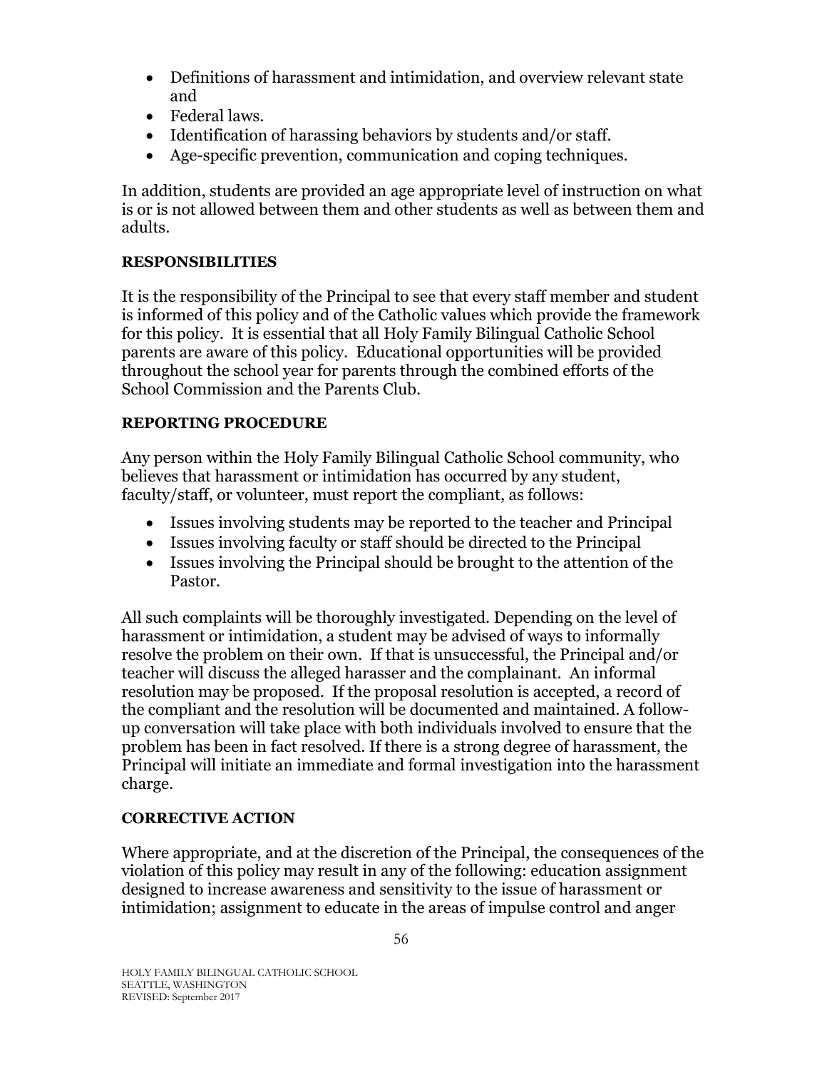- Definitions of harassment and intimidation, and overview relevant state and
- Federal laws.
- Identification of harassing behaviors by students and/or staff.
- Age-specific prevention, communication and coping techniques.

In addition, students are provided an age appropriate level of instruction on what is or is not allowed between them and other students as well as between them and adults.

**RESPONSIBILITIES**

It is the responsibility of the Principal to see that every staff member and student is informed of this policy and of the Catholic values which provide the framework for this policy. It is essential that all Holy Family Bilingual Catholic School parents are aware of this policy. Educational opportunities will be provided throughout the school year for parents through the combined efforts of the School Commission and the Parents Club.

**REPORTING PROCEDURE**

Any person within the Holy Family Bilingual Catholic School community, who believes that harassment or intimidation has occurred by any student, faculty/staff, or volunteer, must report the compliant, as follows:

- Issues involving students may be reported to the teacher and Principal
- Issues involving faculty or staff should be directed to the Principal
- Issues involving the Principal should be brought to the attention of the Pastor.

All such complaints will be thoroughly investigated. Depending on the level of harassment or intimidation, a student may be advised of ways to informally resolve the problem on their own. If that is unsuccessful, the Principal and/or teacher will discuss the alleged harasser and the complainant. An informal resolution may be proposed. If the proposal resolution is accepted, a record of the compliant and the resolution will be documented and maintained. A follow-up conversation will take place with both individuals involved to ensure that the problem has been in fact resolved. If there is a strong degree of harassment, the Principal will initiate an immediate and formal investigation into the harassment charge.

**CORRECTIVE ACTION**

Where appropriate, and at the discretion of the Principal, the consequences of the violation of this policy may result in any of the following: education assignment designed to increase awareness and sensitivity to the issue of harassment or intimidation; assignment to educate in the areas of impulse control and anger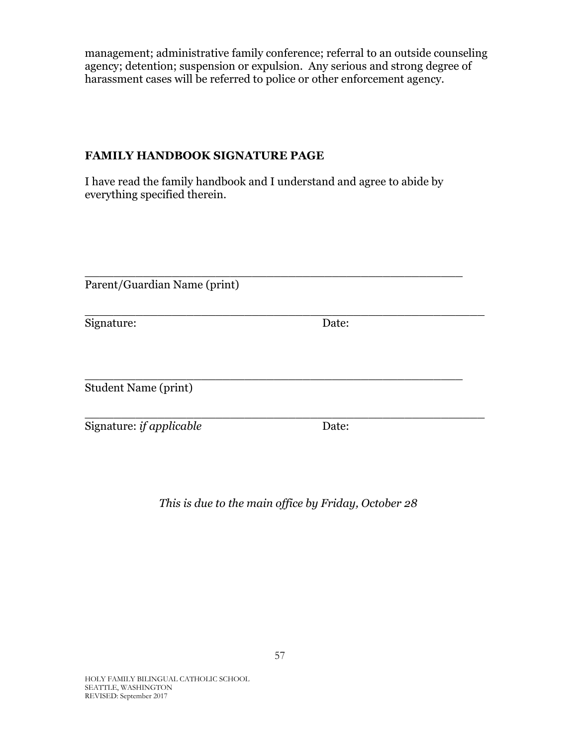management; administrative family conference; referral to an outside counseling agency; detention; suspension or expulsion. Any serious and strong degree of harassment cases will be referred to police or other enforcement agency.

## FAMILY HANDBOOK SIGNATURE PAGE

I have read the family handbook and I understand and agree to abide by everything specified therein.

\_\_\_\_\_\_\_\_\_\_\_\_\_\_\_\_\_\_\_\_\_\_\_\_\_\_\_\_\_\_\_\_\_\_\_\_\_\_\_\_\_\_\_\_\_\_\_\_\_\_\_\_

Parent/Guardian Name (print)

\_\_\_\_\_\_\_\_\_\_\_\_\_\_\_\_\_\_\_\_\_\_\_\_\_\_\_\_\_\_\_\_\_\_\_\_\_\_\_\_\_\_\_\_\_\_\_\_\_\_\_\_\_\_\_

Signature: Date:

\_\_\_\_\_\_\_\_\_\_\_\_\_\_\_\_\_\_\_\_\_\_\_\_\_\_\_\_\_\_\_\_\_\_\_\_\_\_\_\_\_\_\_\_\_\_\_\_\_\_\_\_

Student Name (print)

\_\_\_\_\_\_\_\_\_\_\_\_\_\_\_\_\_\_\_\_\_\_\_\_\_\_\_\_\_\_\_\_\_\_\_\_\_\_\_\_\_\_\_\_\_\_\_\_\_\_\_\_\_\_\_

Signature: *if applicable* Date:

*This is due to the main office by Friday, October 28*

HOLY FAMILY BILINGUAL CATHOLIC SCHOOL
SEATTLE, WASHINGTON
REVISED: September 2017